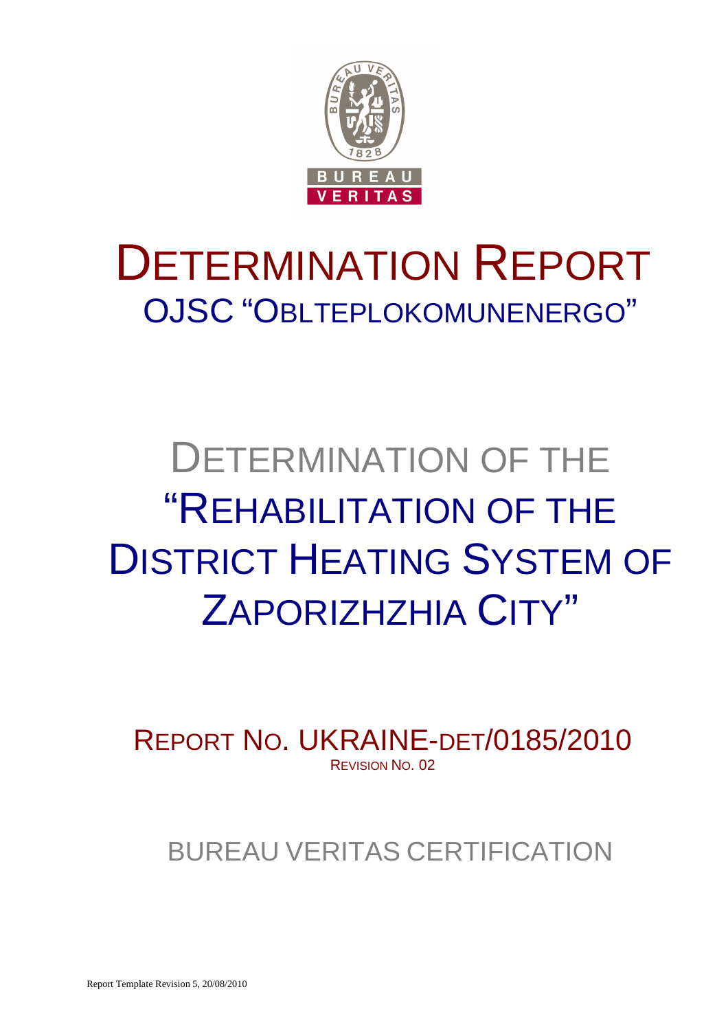# DETERMINATION REPORT

## OJSC "OBLTEPLOKOMUNENERGO"

# DETERMINATION OF THE "REHABILITATION OF THE DISTRICT HEATING SYSTEM OF ZAPORIZHZHIA CITY"

REPORT NO. UKRAINE-DET/0185/2010

REVISION NO. 02

BUREAU VERITAS CERTIFICATION

Report Template Revision 5, 20/08/2010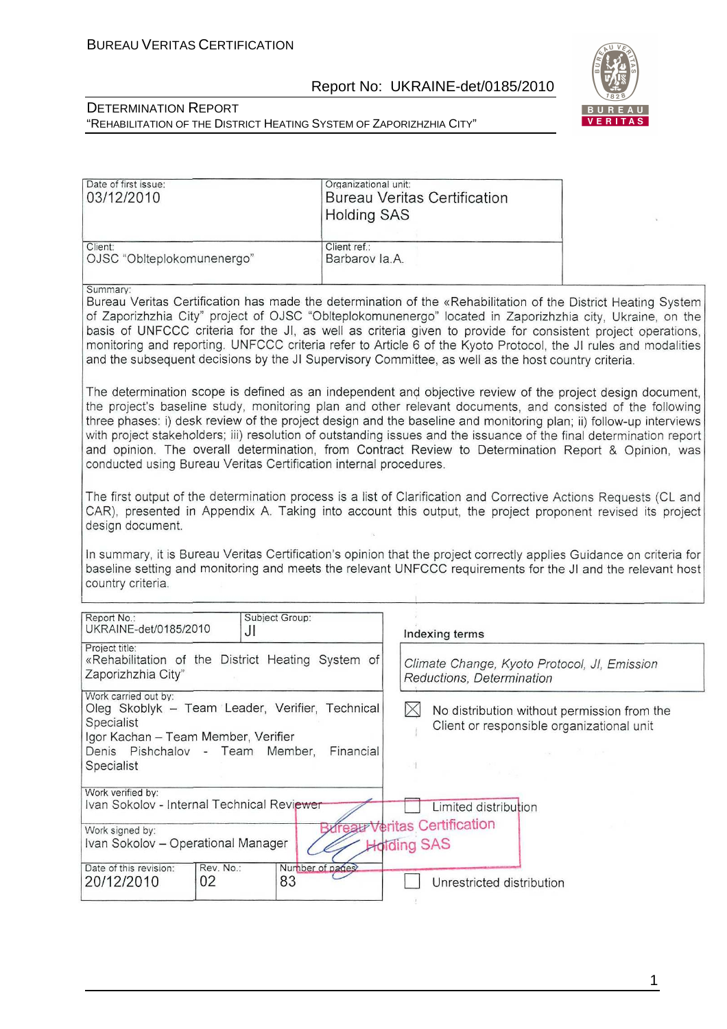| Date of first issue: | Organizational unit: |
| --- | --- |
| 03/12/2010 | Bureau Veritas Certification Holding SAS |
| Client: OJSC "Oblteplokomunenergo" | Client ref.: Barbarov Ia.A. |

Summary:

Bureau Veritas Certification has made the determination of the «Rehabilitation of the District Heating System of Zaporizhzhia City" project of OJSC "Oblteplokomunenergo" located in Zaporizhzhia city, Ukraine, on the basis of UNFCCC criteria for the JI, as well as criteria given to provide for consistent project operations, monitoring and reporting. UNFCCC criteria refer to Article 6 of the Kyoto Protocol, the JI rules and modalities and the subsequent decisions by the JI Supervisory Committee, as well as the host country criteria.

The determination scope is defined as an independent and objective review of the project design document, the project's baseline study, monitoring plan and other relevant documents, and consisted of the following three phases: i) desk review of the project design and the baseline and monitoring plan; ii) follow-up interviews with project stakeholders; iii) resolution of outstanding issues and the issuance of the final determination report and opinion. The overall determination, from Contract Review to Determination Report & Opinion, was conducted using Bureau Veritas Certification internal procedures.

The first output of the determination process is a list of Clarification and Corrective Actions Requests (CL and CAR), presented in Appendix A. Taking into account this output, the project proponent revised its project design document.

In summary, it is Bureau Veritas Certification's opinion that the project correctly applies Guidance on criteria for baseline setting and monitoring and meets the relevant UNFCCC requirements for the JI and the relevant host country criteria.

| Report No.: UKRAINE-det/0185/2010 | Subject Group: JI | Indexing terms |
| --- | --- | --- |
| Project title: «Rehabilitation of the District Heating System of Zaporizhzhia City" | | *Climate Change, Kyoto Protocol, JI, Emission Reductions, Determination* |
| Work carried out by: Oleg Skoblyk – Team Leader, Verifier, Technical Specialist; Igor Kachan – Team Member, Verifier; Denis Pishchalov - Team Member, Financial Specialist | | ☒ No distribution without permission from the Client or responsible organizational unit |
| Work verified by: Ivan Sokolov - Internal Technical Reviewer | | ☐ Limited distribution |
| Work signed by: Ivan Sokolov – Operational Manager | | |
| Date of this revision: 20/12/2010 | Rev. No.: 02 / Number of pages: 83 | ☐ Unrestricted distribution |

Bureau Veritas Certification Holding SAS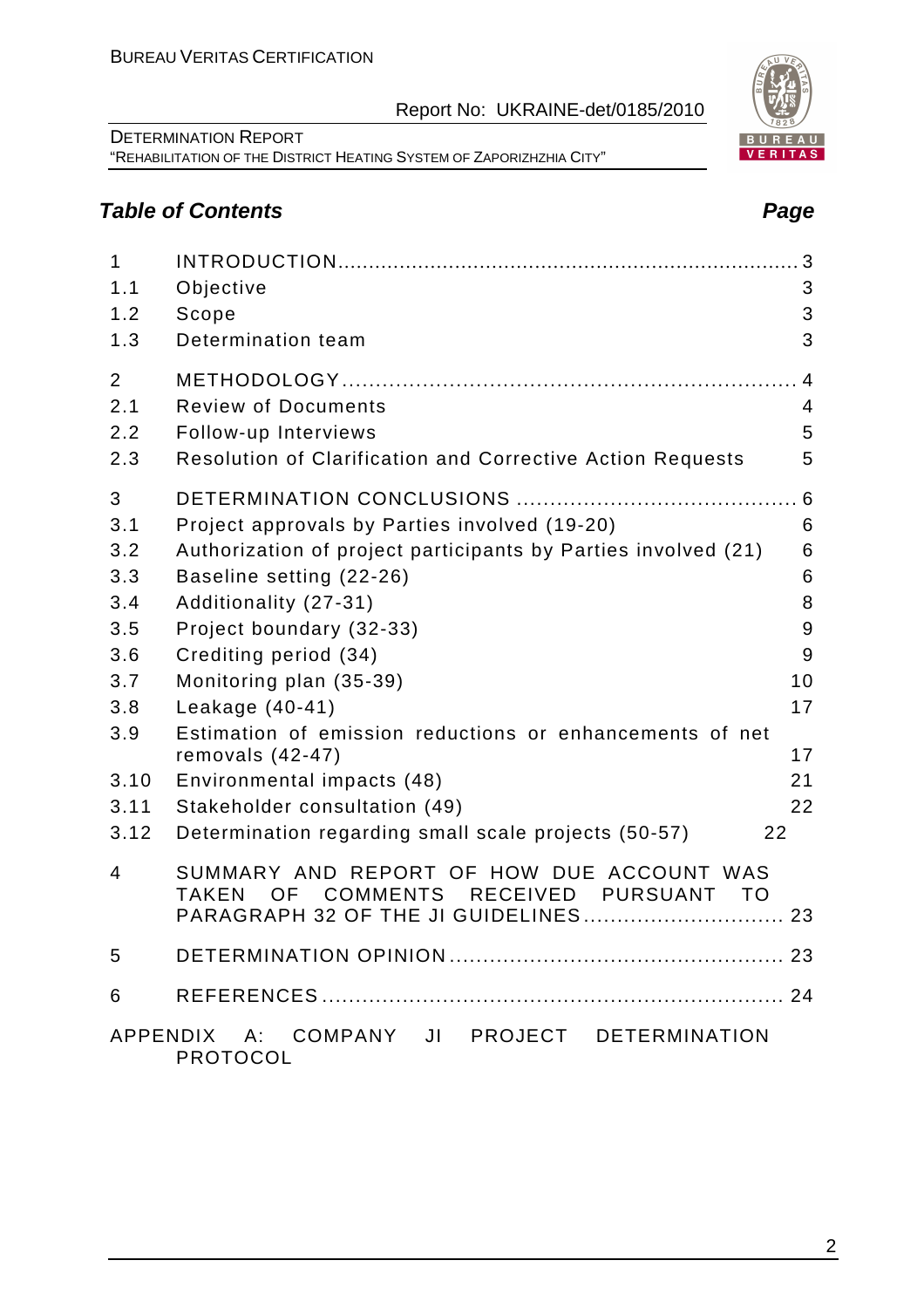## Table of Contents

| | | Page |
|---|---|---|
| 1 | INTRODUCTION | 3 |
| 1.1 | Objective | 3 |
| 1.2 | Scope | 3 |
| 1.3 | Determination team | 3 |
| 2 | METHODOLOGY | 4 |
| 2.1 | Review of Documents | 4 |
| 2.2 | Follow-up Interviews | 5 |
| 2.3 | Resolution of Clarification and Corrective Action Requests | 5 |
| 3 | DETERMINATION CONCLUSIONS | 6 |
| 3.1 | Project approvals by Parties involved (19-20) | 6 |
| 3.2 | Authorization of project participants by Parties involved (21) | 6 |
| 3.3 | Baseline setting (22-26) | 6 |
| 3.4 | Additionality (27-31) | 8 |
| 3.5 | Project boundary (32-33) | 9 |
| 3.6 | Crediting period (34) | 9 |
| 3.7 | Monitoring plan (35-39) | 10 |
| 3.8 | Leakage (40-41) | 17 |
| 3.9 | Estimation of emission reductions or enhancements of net removals (42-47) | 17 |
| 3.10 | Environmental impacts (48) | 21 |
| 3.11 | Stakeholder consultation (49) | 22 |
| 3.12 | Determination regarding small scale projects (50-57) | 22 |
| 4 | SUMMARY AND REPORT OF HOW DUE ACCOUNT WAS TAKEN OF COMMENTS RECEIVED PURSUANT TO PARAGRAPH 32 OF THE JI GUIDELINES | 23 |
| 5 | DETERMINATION OPINION | 23 |
| 6 | REFERENCES | 24 |

APPENDIX A: COMPANY JI PROJECT DETERMINATION PROTOCOL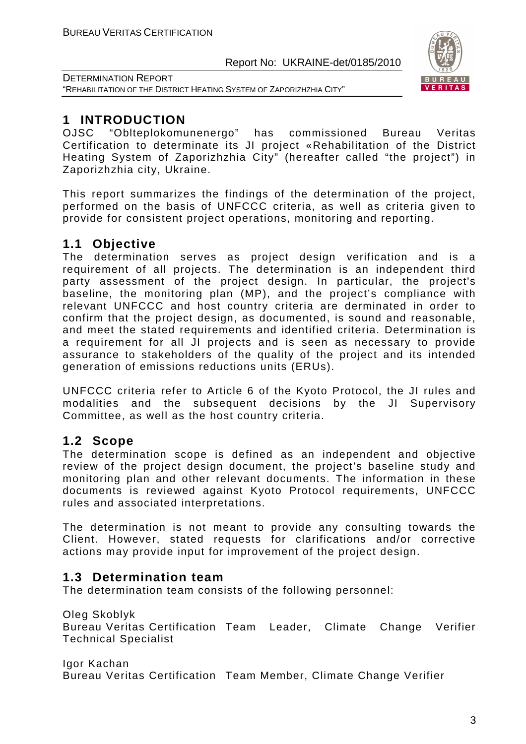# 1 INTRODUCTION

OJSC "Oblteplokomunenergo" has commissioned Bureau Veritas Certification to determinate its JI project «Rehabilitation of the District Heating System of Zaporizhzhia City" (hereafter called "the project") in Zaporizhzhia city, Ukraine.

This report summarizes the findings of the determination of the project, performed on the basis of UNFCCC criteria, as well as criteria given to provide for consistent project operations, monitoring and reporting.

## 1.1 Objective

The determination serves as project design verification and is a requirement of all projects. The determination is an independent third party assessment of the project design. In particular, the project's baseline, the monitoring plan (MP), and the project's compliance with relevant UNFCCC and host country criteria are derminated in order to confirm that the project design, as documented, is sound and reasonable, and meet the stated requirements and identified criteria. Determination is a requirement for all JI projects and is seen as necessary to provide assurance to stakeholders of the quality of the project and its intended generation of emissions reductions units (ERUs).

UNFCCC criteria refer to Article 6 of the Kyoto Protocol, the JI rules and modalities and the subsequent decisions by the JI Supervisory Committee, as well as the host country criteria.

## 1.2 Scope

The determination scope is defined as an independent and objective review of the project design document, the project's baseline study and monitoring plan and other relevant documents. The information in these documents is reviewed against Kyoto Protocol requirements, UNFCCC rules and associated interpretations.

The determination is not meant to provide any consulting towards the Client. However, stated requests for clarifications and/or corrective actions may provide input for improvement of the project design.

## 1.3 Determination team

The determination team consists of the following personnel:

Oleg Skoblyk
Bureau Veritas Certification Team Leader, Climate Change Verifier Technical Specialist

Igor Kachan
Bureau Veritas Certification Team Member, Climate Change Verifier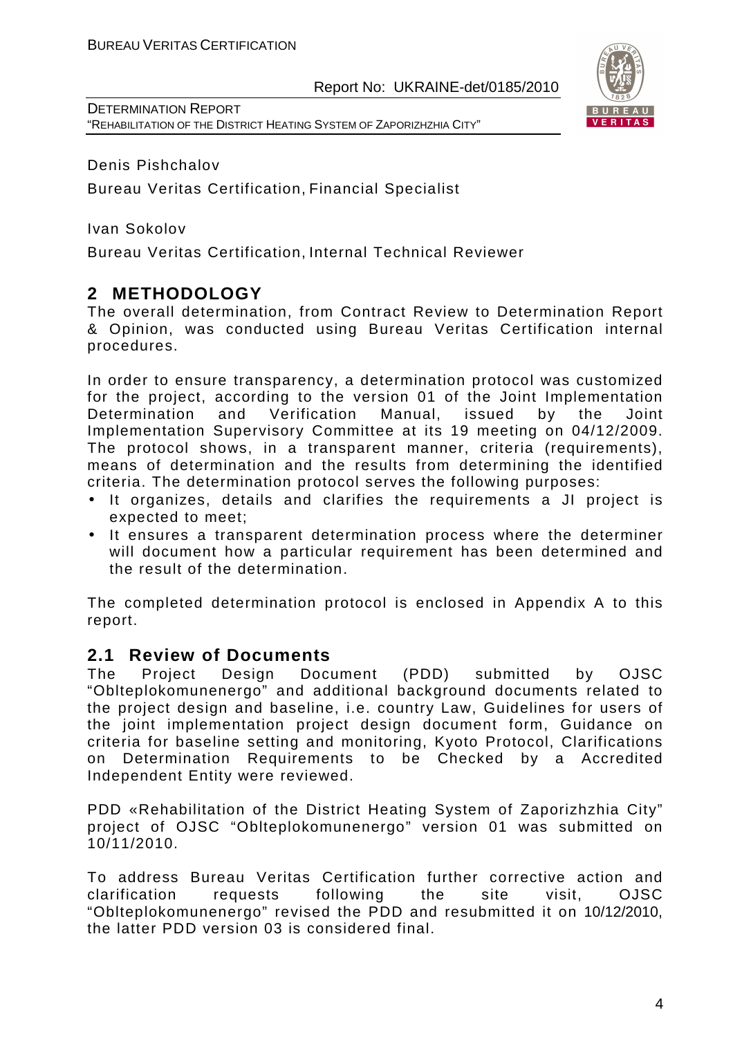Denis Pishchalov

Bureau Veritas Certification, Financial Specialist

Ivan Sokolov

Bureau Veritas Certification, Internal Technical Reviewer

## 2 METHODOLOGY

The overall determination, from Contract Review to Determination Report & Opinion, was conducted using Bureau Veritas Certification internal procedures.

In order to ensure transparency, a determination protocol was customized for the project, according to the version 01 of the Joint Implementation Determination and Verification Manual, issued by the Joint Implementation Supervisory Committee at its 19 meeting on 04/12/2009. The protocol shows, in a transparent manner, criteria (requirements), means of determination and the results from determining the identified criteria. The determination protocol serves the following purposes:

- It organizes, details and clarifies the requirements a JI project is expected to meet;
- It ensures a transparent determination process where the determiner will document how a particular requirement has been determined and the result of the determination.

The completed determination protocol is enclosed in Appendix A to this report.

### 2.1 Review of Documents

The Project Design Document (PDD) submitted by OJSC "Oblteplokomunenergo" and additional background documents related to the project design and baseline, i.e. country Law, Guidelines for users of the joint implementation project design document form, Guidance on criteria for baseline setting and monitoring, Kyoto Protocol, Clarifications on Determination Requirements to be Checked by a Accredited Independent Entity were reviewed.

PDD «Rehabilitation of the District Heating System of Zaporizhzhia City" project of OJSC "Oblteplokomunenergo" version 01 was submitted on 10/11/2010.

To address Bureau Veritas Certification further corrective action and clarification requests following the site visit, OJSC "Oblteplokomunenergo" revised the PDD and resubmitted it on 10/12/2010, the latter PDD version 03 is considered final.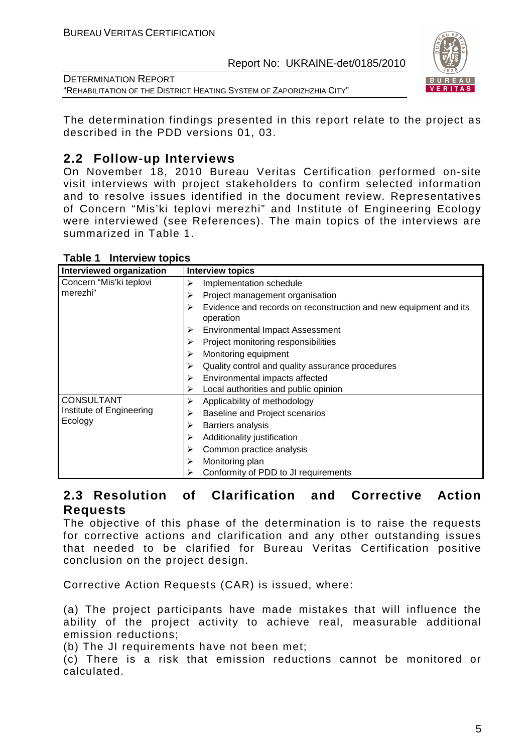The determination findings presented in this report relate to the project as described in the PDD versions 01, 03.

## 2.2 Follow-up Interviews

On November 18, 2010 Bureau Veritas Certification performed on-site visit interviews with project stakeholders to confirm selected information and to resolve issues identified in the document review. Representatives of Concern "Mis'ki teplovi merezhi" and Institute of Engineering Ecology were interviewed (see References). The main topics of the interviews are summarized in Table 1.

**Table 1 Interview topics**

| Interviewed organization | Interview topics |
|---|---|
| Concern "Mis'ki teplovi merezhi" | ➢ Implementation schedule<br>➢ Project management organisation<br>➢ Evidence and records on reconstruction and new equipment and its operation<br>➢ Environmental Impact Assessment<br>➢ Project monitoring responsibilities<br>➢ Monitoring equipment<br>➢ Quality control and quality assurance procedures<br>➢ Environmental impacts affected<br>➢ Local authorities and public opinion |
| CONSULTANT<br>Institute of Engineering Ecology | ➢ Applicability of methodology<br>➢ Baseline and Project scenarios<br>➢ Barriers analysis<br>➢ Additionality justification<br>➢ Common practice analysis<br>➢ Monitoring plan<br>➢ Conformity of PDD to JI requirements |

## 2.3 Resolution of Clarification and Corrective Action Requests

The objective of this phase of the determination is to raise the requests for corrective actions and clarification and any other outstanding issues that needed to be clarified for Bureau Veritas Certification positive conclusion on the project design.

Corrective Action Requests (CAR) is issued, where:

(a) The project participants have made mistakes that will influence the ability of the project activity to achieve real, measurable additional emission reductions;
(b) The JI requirements have not been met;
(c) There is a risk that emission reductions cannot be monitored or calculated.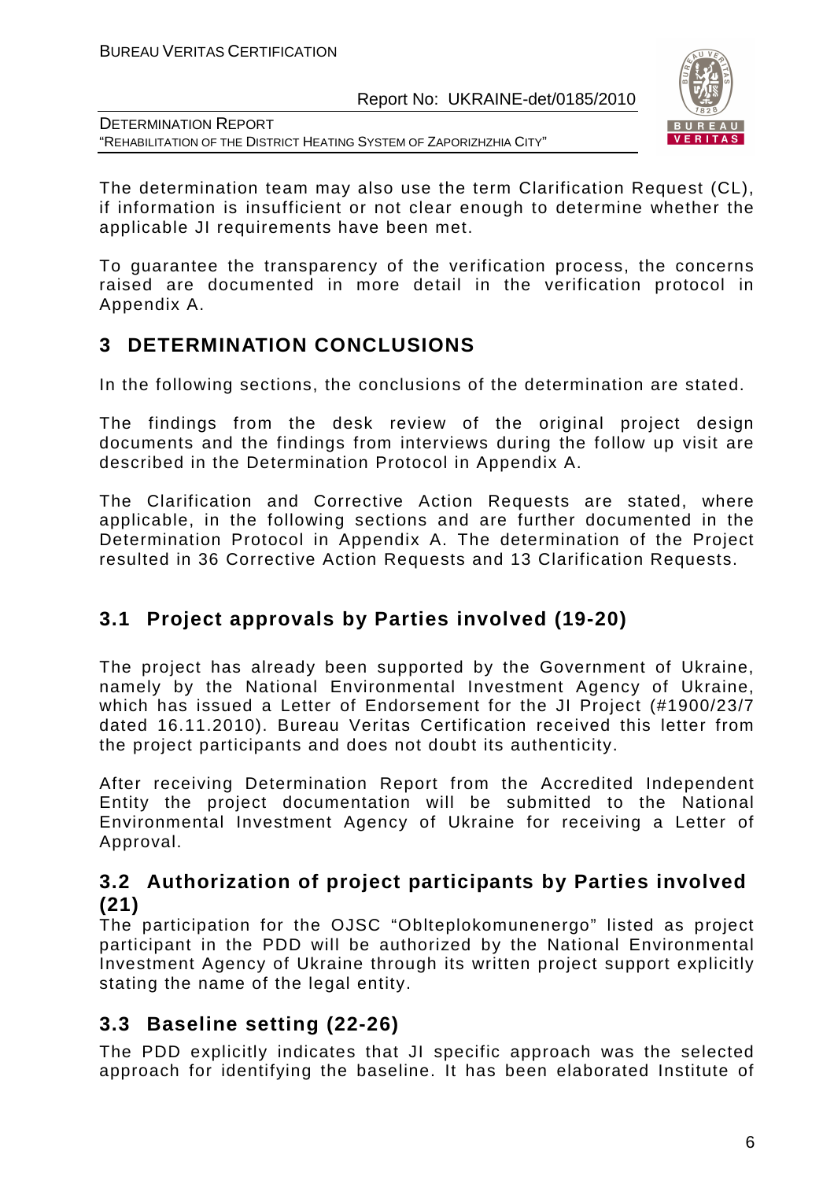The determination team may also use the term Clarification Request (CL), if information is insufficient or not clear enough to determine whether the applicable JI requirements have been met.

To guarantee the transparency of the verification process, the concerns raised are documented in more detail in the verification protocol in Appendix A.

# 3 DETERMINATION CONCLUSIONS

In the following sections, the conclusions of the determination are stated.

The findings from the desk review of the original project design documents and the findings from interviews during the follow up visit are described in the Determination Protocol in Appendix A.

The Clarification and Corrective Action Requests are stated, where applicable, in the following sections and are further documented in the Determination Protocol in Appendix A. The determination of the Project resulted in 36 Corrective Action Requests and 13 Clarification Requests.

## 3.1 Project approvals by Parties involved (19-20)

The project has already been supported by the Government of Ukraine, namely by the National Environmental Investment Agency of Ukraine, which has issued a Letter of Endorsement for the JI Project (#1900/23/7 dated 16.11.2010). Bureau Veritas Certification received this letter from the project participants and does not doubt its authenticity.

After receiving Determination Report from the Accredited Independent Entity the project documentation will be submitted to the National Environmental Investment Agency of Ukraine for receiving a Letter of Approval.

## 3.2 Authorization of project participants by Parties involved (21)

The participation for the OJSC "Oblteplokomunenergo" listed as project participant in the PDD will be authorized by the National Environmental Investment Agency of Ukraine through its written project support explicitly stating the name of the legal entity.

## 3.3 Baseline setting (22-26)

The PDD explicitly indicates that JI specific approach was the selected approach for identifying the baseline. It has been elaborated Institute of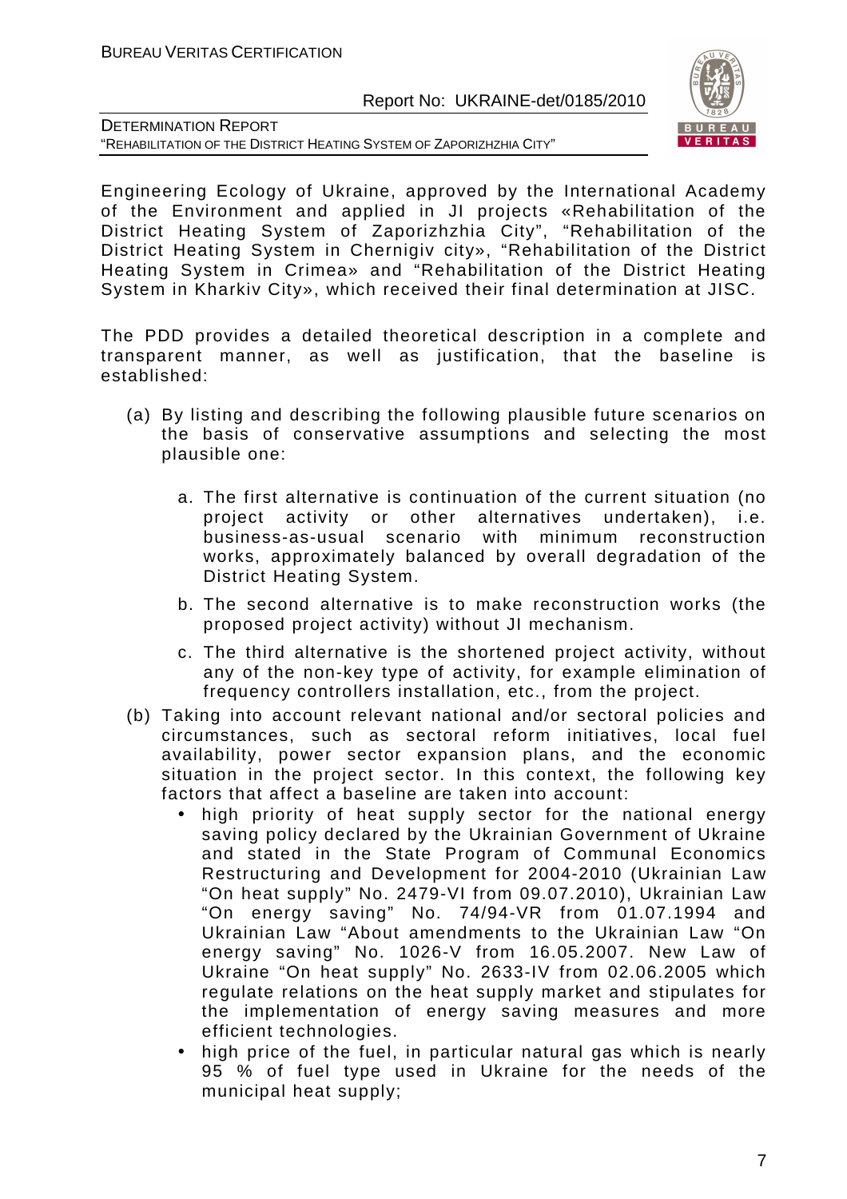Engineering Ecology of Ukraine, approved by the International Academy of the Environment and applied in JI projects «Rehabilitation of the District Heating System of Zaporizhzhia City", "Rehabilitation of the District Heating System in Chernigiv city», "Rehabilitation of the District Heating System in Crimea» and "Rehabilitation of the District Heating System in Kharkiv City», which received their final determination at JISC.

The PDD provides a detailed theoretical description in a complete and transparent manner, as well as justification, that the baseline is established:

(a) By listing and describing the following plausible future scenarios on the basis of conservative assumptions and selecting the most plausible one:

   a. The first alternative is continuation of the current situation (no project activity or other alternatives undertaken), i.e. business-as-usual scenario with minimum reconstruction works, approximately balanced by overall degradation of the District Heating System.

   b. The second alternative is to make reconstruction works (the proposed project activity) without JI mechanism.

   c. The third alternative is the shortened project activity, without any of the non-key type of activity, for example elimination of frequency controllers installation, etc., from the project.

(b) Taking into account relevant national and/or sectoral policies and circumstances, such as sectoral reform initiatives, local fuel availability, power sector expansion plans, and the economic situation in the project sector. In this context, the following key factors that affect a baseline are taken into account:

   - high priority of heat supply sector for the national energy saving policy declared by the Ukrainian Government of Ukraine and stated in the State Program of Communal Economics Restructuring and Development for 2004-2010 (Ukrainian Law "On heat supply" No. 2479-VI from 09.07.2010), Ukrainian Law "On energy saving" No. 74/94-VR from 01.07.1994 and Ukrainian Law "About amendments to the Ukrainian Law "On energy saving" No. 1026-V from 16.05.2007. New Law of Ukraine "On heat supply" No. 2633-IV from 02.06.2005 which regulate relations on the heat supply market and stipulates for the implementation of energy saving measures and more efficient technologies.
   - high price of the fuel, in particular natural gas which is nearly 95 % of fuel type used in Ukraine for the needs of the municipal heat supply;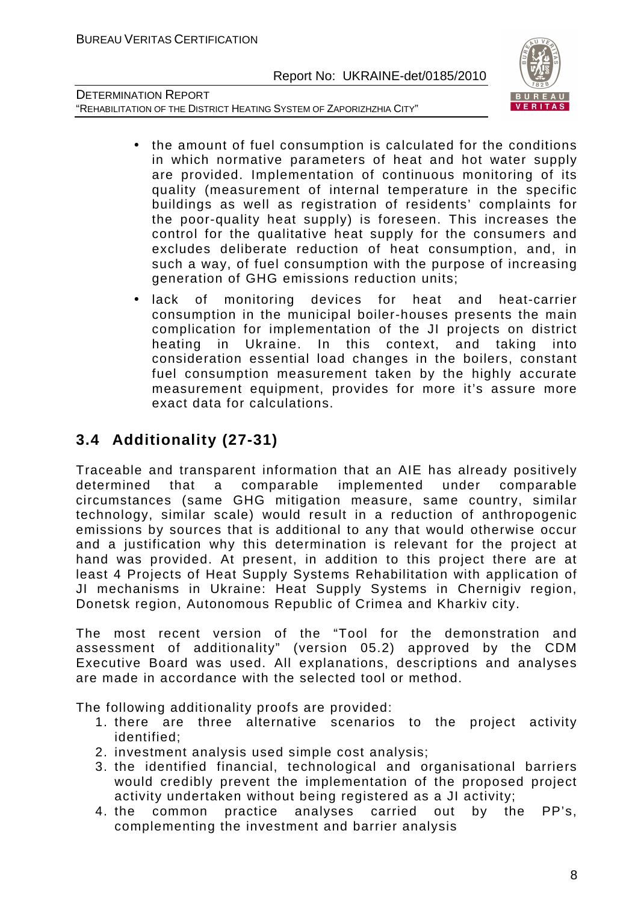- the amount of fuel consumption is calculated for the conditions in which normative parameters of heat and hot water supply are provided. Implementation of continuous monitoring of its quality (measurement of internal temperature in the specific buildings as well as registration of residents' complaints for the poor-quality heat supply) is foreseen. This increases the control for the qualitative heat supply for the consumers and excludes deliberate reduction of heat consumption, and, in such a way, of fuel consumption with the purpose of increasing generation of GHG emissions reduction units;
- lack of monitoring devices for heat and heat-carrier consumption in the municipal boiler-houses presents the main complication for implementation of the JI projects on district heating in Ukraine. In this context, and taking into consideration essential load changes in the boilers, constant fuel consumption measurement taken by the highly accurate measurement equipment, provides for more it's assure more exact data for calculations.

## 3.4 Additionality (27-31)

Traceable and transparent information that an AIE has already positively determined that a comparable implemented under comparable circumstances (same GHG mitigation measure, same country, similar technology, similar scale) would result in a reduction of anthropogenic emissions by sources that is additional to any that would otherwise occur and a justification why this determination is relevant for the project at hand was provided. At present, in addition to this project there are at least 4 Projects of Heat Supply Systems Rehabilitation with application of JI mechanisms in Ukraine: Heat Supply Systems in Chernigiv region, Donetsk region, Autonomous Republic of Crimea and Kharkiv city.

The most recent version of the "Tool for the demonstration and assessment of additionality" (version 05.2) approved by the CDM Executive Board was used. All explanations, descriptions and analyses are made in accordance with the selected tool or method.

The following additionality proofs are provided:

1. there are three alternative scenarios to the project activity identified;
2. investment analysis used simple cost analysis;
3. the identified financial, technological and organisational barriers would credibly prevent the implementation of the proposed project activity undertaken without being registered as a JI activity;
4. the common practice analyses carried out by the PP's, complementing the investment and barrier analysis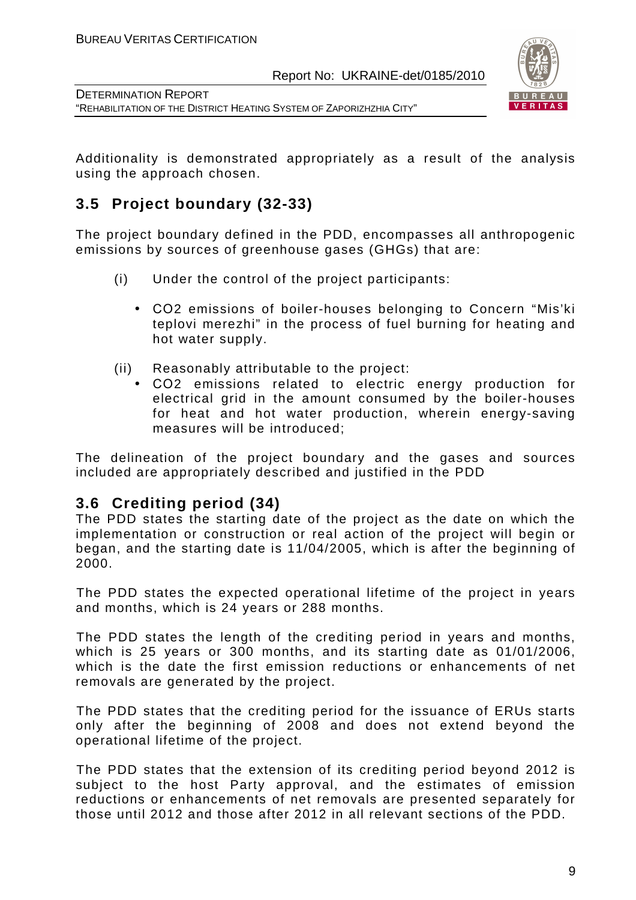Additionality is demonstrated appropriately as a result of the analysis using the approach chosen.

## 3.5 Project boundary (32-33)

The project boundary defined in the PDD, encompasses all anthropogenic emissions by sources of greenhouse gases (GHGs) that are:

(i) Under the control of the project participants:

- $CO_2$ emissions of boiler-houses belonging to Concern "Mis'ki teplovi merezhi" in the process of fuel burning for heating and hot water supply.

(ii) Reasonably attributable to the project:

- $CO_2$ emissions related to electric energy production for electrical grid in the amount consumed by the boiler-houses for heat and hot water production, wherein energy-saving measures will be introduced;

The delineation of the project boundary and the gases and sources included are appropriately described and justified in the PDD

## 3.6 Crediting period (34)

The PDD states the starting date of the project as the date on which the implementation or construction or real action of the project will begin or began, and the starting date is 11/04/2005, which is after the beginning of 2000.

The PDD states the expected operational lifetime of the project in years and months, which is 24 years or 288 months.

The PDD states the length of the crediting period in years and months, which is 25 years or 300 months, and its starting date as 01/01/2006, which is the date the first emission reductions or enhancements of net removals are generated by the project.

The PDD states that the crediting period for the issuance of ERUs starts only after the beginning of 2008 and does not extend beyond the operational lifetime of the project.

The PDD states that the extension of its crediting period beyond 2012 is subject to the host Party approval, and the estimates of emission reductions or enhancements of net removals are presented separately for those until 2012 and those after 2012 in all relevant sections of the PDD.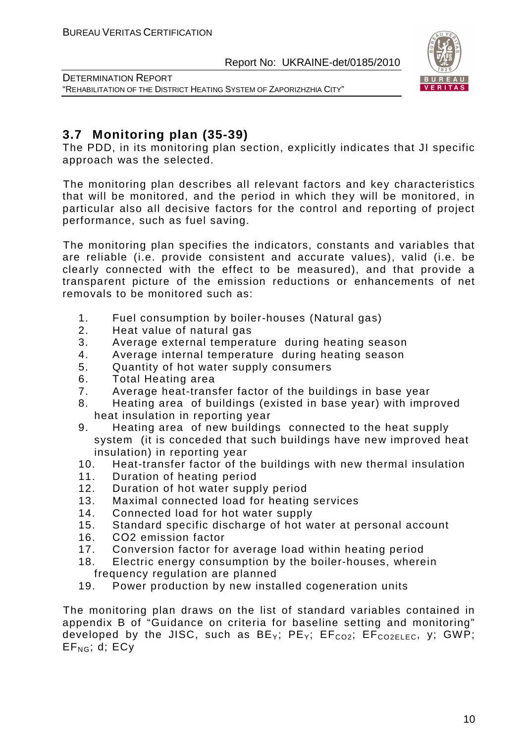## 3.7 Monitoring plan (35-39)

The PDD, in its monitoring plan section, explicitly indicates that JI specific approach was the selected.

The monitoring plan describes all relevant factors and key characteristics that will be monitored, and the period in which they will be monitored, in particular also all decisive factors for the control and reporting of project performance, such as fuel saving.

The monitoring plan specifies the indicators, constants and variables that are reliable (i.e. provide consistent and accurate values), valid (i.e. be clearly connected with the effect to be measured), and that provide a transparent picture of the emission reductions or enhancements of net removals to be monitored such as:

1. Fuel consumption by boiler-houses (Natural gas)
2. Heat value of natural gas
3. Average external temperature during heating season
4. Average internal temperature during heating season
5. Quantity of hot water supply consumers
6. Total Heating area
7. Average heat-transfer factor of the buildings in base year
8. Heating area of buildings (existed in base year) with improved heat insulation in reporting year
9. Heating area of new buildings connected to the heat supply system (it is conceded that such buildings have new improved heat insulation) in reporting year
10. Heat-transfer factor of the buildings with new thermal insulation
11. Duration of heating period
12. Duration of hot water supply period
13. Maximal connected load for heating services
14. Connected load for hot water supply
15. Standard specific discharge of hot water at personal account
16. CO2 emission factor
17. Conversion factor for average load within heating period
18. Electric energy consumption by the boiler-houses, wherein frequency regulation are planned
19. Power production by new installed cogeneration units

The monitoring plan draws on the list of standard variables contained in appendix B of "Guidance on criteria for baseline setting and monitoring" developed by the JISC, such as $BE_Y$; $PE_Y$; $EF_{CO2}$; $EF_{CO2ELEC}$, y; GWP; $EF_{NG}$; d; ECy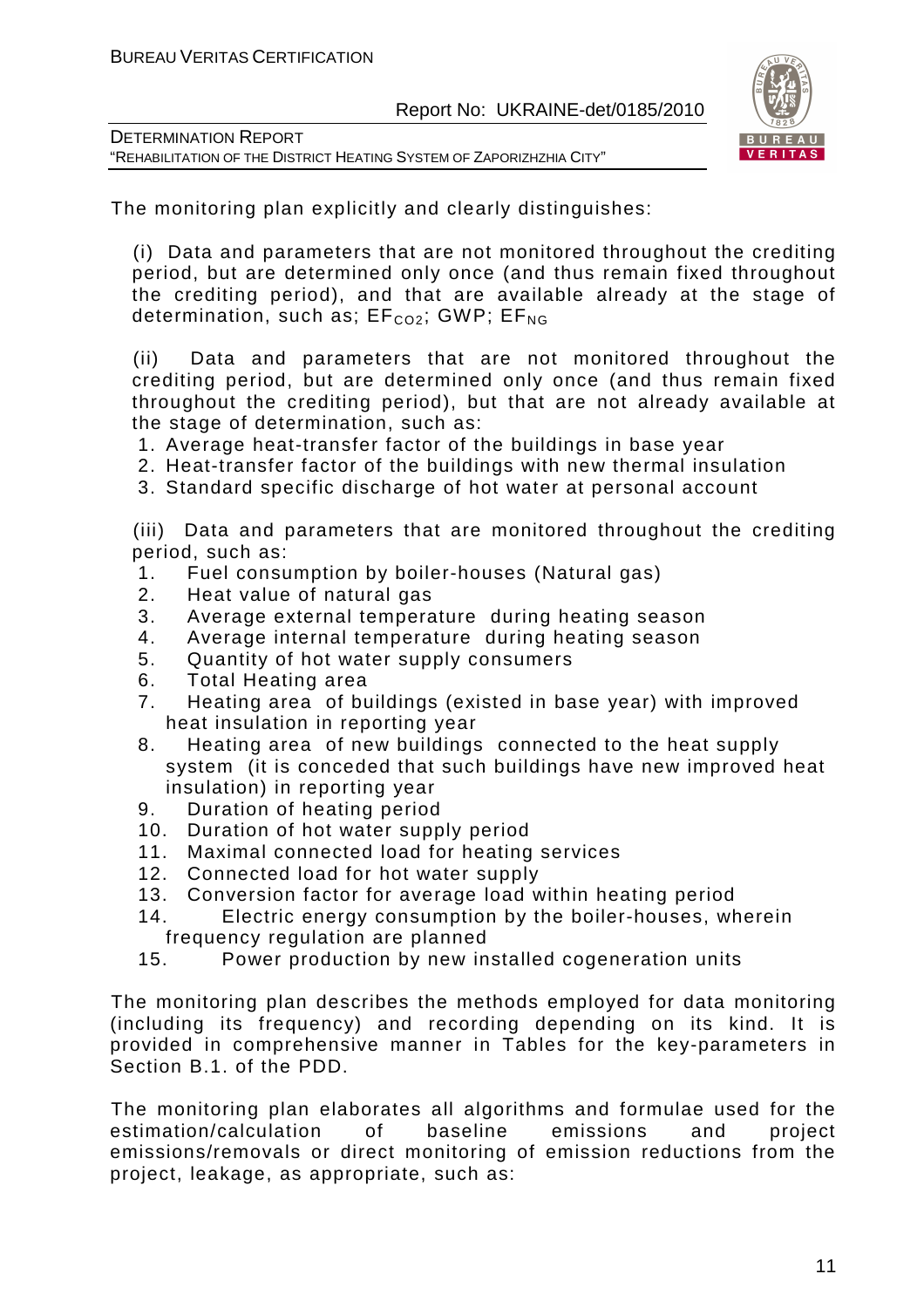The monitoring plan explicitly and clearly distinguishes:

(i) Data and parameters that are not monitored throughout the crediting period, but are determined only once (and thus remain fixed throughout the crediting period), and that are available already at the stage of determination, such as; $EF_{CO2}$; GWP; $EF_{NG}$

(ii) Data and parameters that are not monitored throughout the crediting period, but are determined only once (and thus remain fixed throughout the crediting period), but that are not already available at the stage of determination, such as:

1. Average heat-transfer factor of the buildings in base year
2. Heat-transfer factor of the buildings with new thermal insulation
3. Standard specific discharge of hot water at personal account

(iii) Data and parameters that are monitored throughout the crediting period, such as:

1. Fuel consumption by boiler-houses (Natural gas)
2. Heat value of natural gas
3. Average external temperature during heating season
4. Average internal temperature during heating season
5. Quantity of hot water supply consumers
6. Total Heating area
7. Heating area of buildings (existed in base year) with improved heat insulation in reporting year
8. Heating area of new buildings connected to the heat supply system (it is conceded that such buildings have new improved heat insulation) in reporting year
9. Duration of heating period
10. Duration of hot water supply period
11. Maximal connected load for heating services
12. Connected load for hot water supply
13. Conversion factor for average load within heating period
14. Electric energy consumption by the boiler-houses, wherein frequency regulation are planned
15. Power production by new installed cogeneration units

The monitoring plan describes the methods employed for data monitoring (including its frequency) and recording depending on its kind. It is provided in comprehensive manner in Tables for the key-parameters in Section B.1. of the PDD.

The monitoring plan elaborates all algorithms and formulae used for the estimation/calculation of baseline emissions and project emissions/removals or direct monitoring of emission reductions from the project, leakage, as appropriate, such as: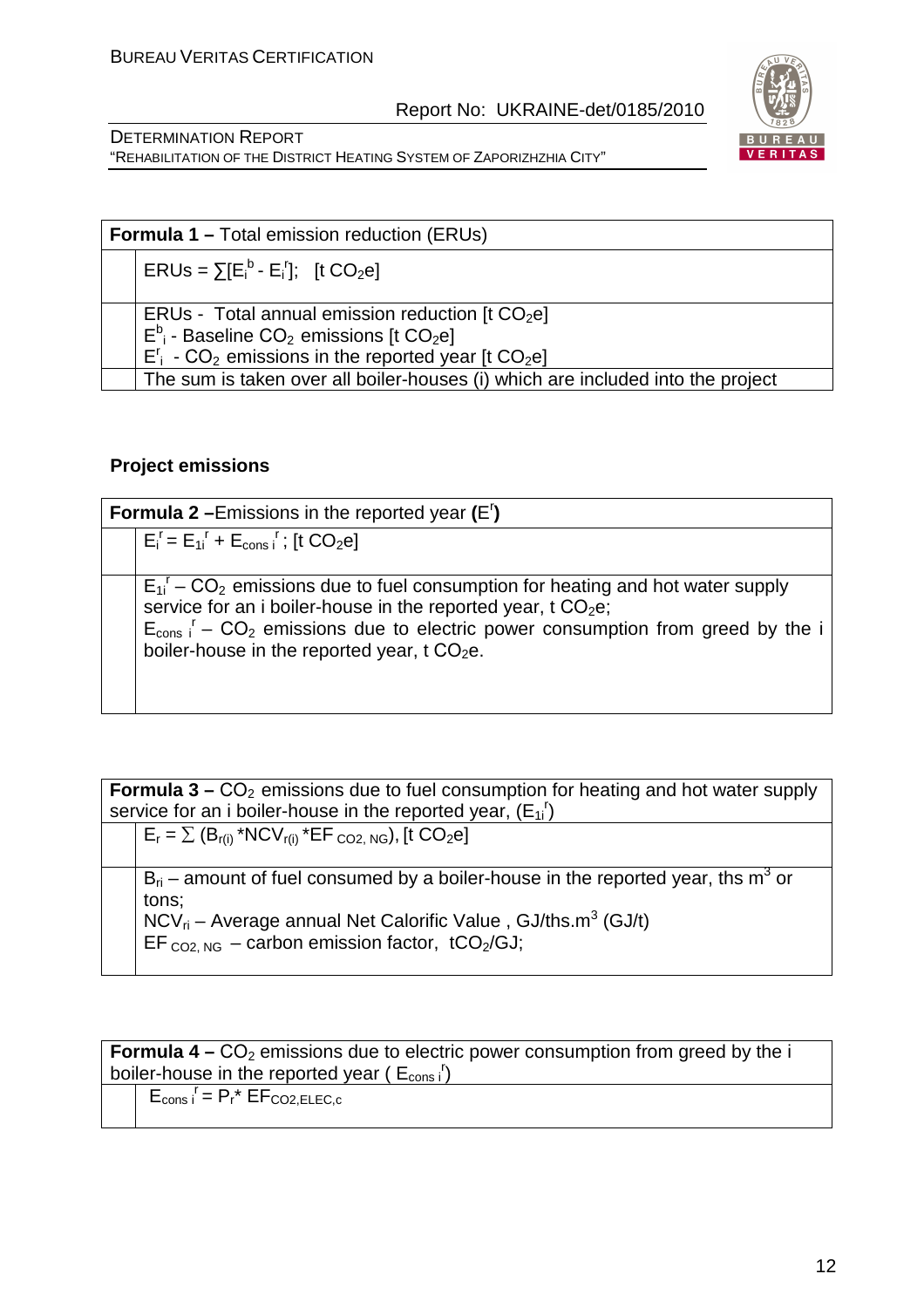| **Formula 1 –** Total emission reduction (ERUs) | |
|---|---|
| | $ERUs = \sum[E_i^b - E_i^r]$; [t $CO_2$e] |
| | ERUs - Total annual emission reduction [t $CO_2$e]<br>$E^b_i$ - Baseline $CO_2$ emissions [t $CO_2$e]<br>$E^r_i$ - $CO_2$ emissions in the reported year [t $CO_2$e] |
| | The sum is taken over all boiler-houses (i) which are included into the project |

**Project emissions**

| **Formula 2 –**Emissions in the reported year **($E^r$)** | |
|---|---|
| | $E_i^r = E_{1i}^r + E_{cons\,i}^r$; [t $CO_2$e] |
| | $E_{1i}^r$ – $CO_2$ emissions due to fuel consumption for heating and hot water supply service for an i boiler-house in the reported year, t $CO_2$e;<br>$E_{cons\,i}^r$ – $CO_2$ emissions due to electric power consumption from greed by the i boiler-house in the reported year, t $CO_2$e. |

| **Formula 3 –** $CO_2$ emissions due to fuel consumption for heating and hot water supply service for an i boiler-house in the reported year, ($E_{1i}^r$) | |
|---|---|
| | $E_r = \sum (B_{r(i)} * NCV_{r(i)} * EF_{CO2,\,NG})$, [t $CO_2$e] |
| | $B_{ri}$ – amount of fuel consumed by a boiler-house in the reported year, ths $m^3$ or tons;<br>$NCV_{ri}$ – Average annual Net Calorific Value , GJ/ths.$m^3$ (GJ/t)<br>$EF_{CO2,\,NG}$ – carbon emission factor, t$CO_2$/GJ; |

| **Formula 4 –** $CO_2$ emissions due to electric power consumption from greed by the i boiler-house in the reported year ( $E_{cons\,i}^r$) | |
|---|---|
| | $E_{cons\,i}^r = P_r * EF_{CO2,ELEC,c}$ |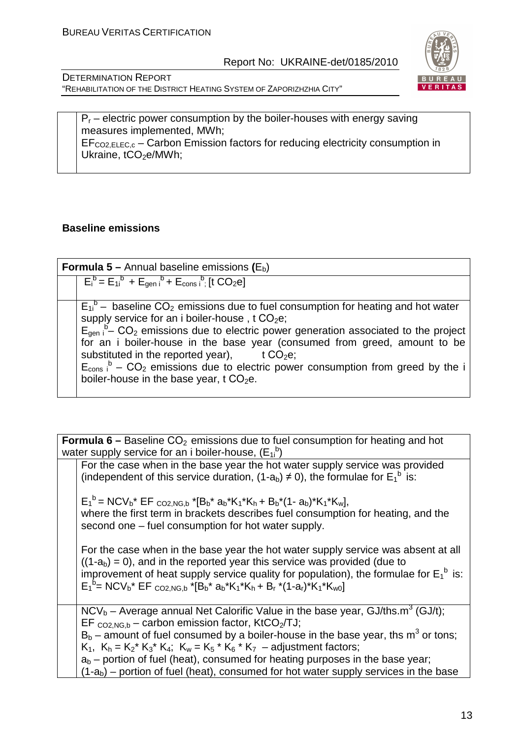| | $P_r$ – electric power consumption by the boiler-houses with energy saving measures implemented, MWh; <br> $EF_{CO2,ELEC,c}$ – Carbon Emission factors for reducing electricity consumption in Ukraine, $tCO_2e/MWh$; |
|---|---|

**Baseline emissions**

| **Formula 5 –** Annual baseline emissions **(**$E_b$) | |
|---|---|
| | $E_i^b = E_{1i}^b + E_{gen\ i}^b + E_{cons\ i}^b$; [t $CO_2$e] |
| | $E_{1i}^b$ – baseline $CO_2$ emissions due to fuel consumption for heating and hot water supply service for an i boiler-house , t $CO_2$e; <br> $E_{gen\ i}^b$ – $CO_2$ emissions due to electric power generation associated to the project for an i boiler-house in the base year (consumed from greed, amount to be substituted in the reported year), t $CO_2$e; <br> $E_{cons\ i}^b$ – $CO_2$ emissions due to electric power consumption from greed by the i boiler-house in the base year, t $CO_2$e. |

| **Formula 6 –** Baseline $CO_2$ emissions due to fuel consumption for heating and hot water supply service for an i boiler-house, ($E_{1i}^b$) | |
|---|---|
| | For the case when in the base year the hot water supply service was provided (independent of this service duration, $(1\text{-}a_b) \neq 0$), the formulae for $E_1^b$ is: <br><br> $E_1^b = NCV_b{*}\ EF_{CO2,NG,b}{*}[B_b{*}\ a_b{*}K_1{*}K_h + B_b{*}(1\text{-}\ a_b){*}K_1{*}K_w]$, <br> where the first term in brackets describes fuel consumption for heating, and the second one – fuel consumption for hot water supply. <br><br> For the case when in the base year the hot water supply service was absent at all ($(1\text{-}a_b) = 0$), and in the reported year this service was provided (due to improvement of heat supply service quality for population), the formulae for $E_1^b$ is: <br> $E_1^b = NCV_b{*}\ EF_{CO2,NG,b}{*}[B_b{*}\ a_b{*}K_1{*}K_h + B_r{*}(1\text{-}a_r){*}K_1{*}K_{w0}]$ |
| | $NCV_b$ – Average annual Net Calorific Value in the base year, GJ/ths.m$^3$ (GJ/t); <br> $EF_{CO2,NG,b}$ – carbon emission factor, $KtCO_2$/TJ; <br> $B_b$ – amount of fuel consumed by a boiler-house in the base year, ths m$^3$ or tons; <br> $K_1$, $K_h = K_2{*}\ K_3{*}\ K_4$; $K_w = K_5{*}\ K_6{*}\ K_7$ – adjustment factors; <br> $a_b$ – portion of fuel (heat), consumed for heating purposes in the base year; <br> $(1\text{-}a_b)$ – portion of fuel (heat), consumed for hot water supply services in the base |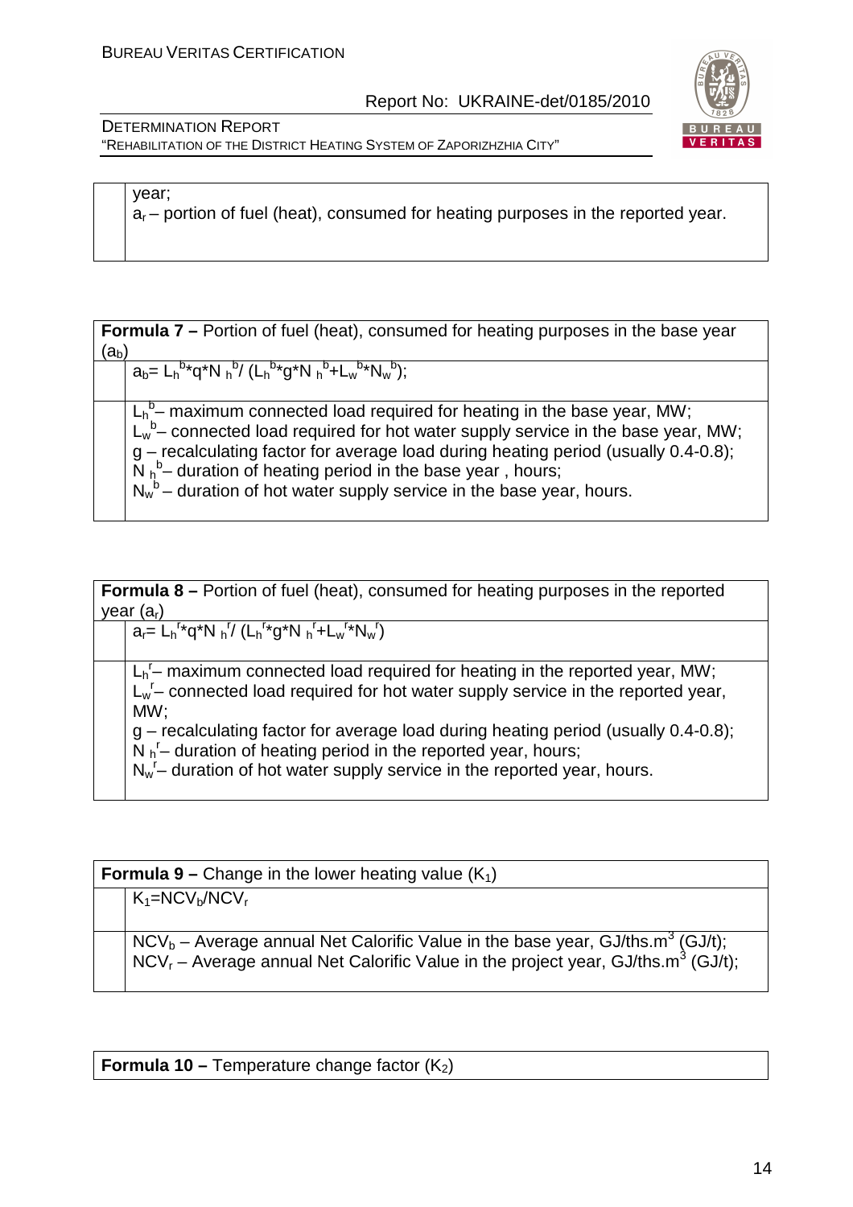| | year; $a_r$ – portion of fuel (heat), consumed for heating purposes in the reported year. |
|---|---|

| **Formula 7 –** Portion of fuel (heat), consumed for heating purposes in the base year ($a_b$) | |
|---|---|
| | $a_b = L_h^b{*}q{*}N_h^b / (L_h^b{*}g{*}N_h^b + L_w^b{*}N_w^b)$; |
| | $L_h^b$ – maximum connected load required for heating in the base year, MW; $L_w^b$ – connected load required for hot water supply service in the base year, MW; g – recalculating factor for average load during heating period (usually 0.4-0.8); $N_h^b$ – duration of heating period in the base year , hours; $N_w^b$ – duration of hot water supply service in the base year, hours. |

| **Formula 8 –** Portion of fuel (heat), consumed for heating purposes in the reported year ($a_r$) | |
|---|---|
| | $a_r = L_h^r{*}q{*}N_h^r / (L_h^r{*}g{*}N_h^r + L_w^r{*}N_w^r)$ |
| | $L_h^r$ – maximum connected load required for heating in the reported year, MW; $L_w^r$ – connected load required for hot water supply service in the reported year, MW; g – recalculating factor for average load during heating period (usually 0.4-0.8); $N_h^r$ – duration of heating period in the reported year, hours; $N_w^r$ – duration of hot water supply service in the reported year, hours. |

| **Formula 9 –** Change in the lower heating value ($K_1$) | |
|---|---|
| | $K_1 = NCV_b / NCV_r$ |
| | $NCV_b$ – Average annual Net Calorific Value in the base year, GJ/ths.m$^3$ (GJ/t); $NCV_r$ – Average annual Net Calorific Value in the project year, GJ/ths.m$^3$ (GJ/t); |

| **Formula 10 –** Temperature change factor ($K_2$) |
|---|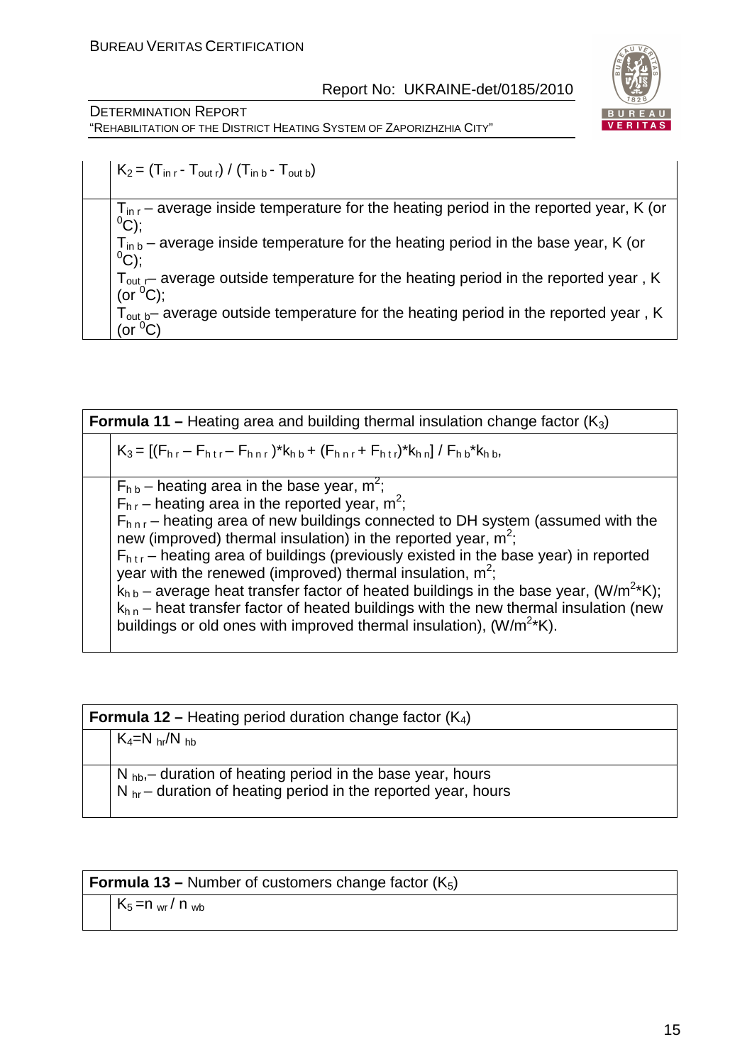| | |
|---|---|
| | $K_2 = (T_{in\,r} - T_{out\,r}) / (T_{in\,b} - T_{out\,b})$ |
| | $T_{in\,r}$ – average inside temperature for the heating period in the reported year, K (or $^0$C); $T_{in\,b}$ – average inside temperature for the heating period in the base year, K (or $^0$C); $T_{out\,r}$– average outside temperature for the heating period in the reported year , K (or $^0$C); $T_{out\,b}$– average outside temperature for the heating period in the reported year , K (or $^0$C) |

| **Formula 11 –** Heating area and building thermal insulation change factor ($K_3$) | |
|---|---|
| | $K_3 = [(F_{h\,r} - F_{h\,t\,r} - F_{h\,n\,r})*k_{h\,b} + (F_{h\,n\,r} + F_{h\,t\,r})*k_{h\,n}] / F_{h\,b}*k_{h\,b}$, |
| | $F_{h\,b}$ – heating area in the base year, m$^2$; $F_{h\,r}$ – heating area in the reported year, m$^2$; $F_{h\,n\,r}$ – heating area of new buildings connected to DH system (assumed with the new (improved) thermal insulation) in the reported year, m$^2$; $F_{h\,t\,r}$ – heating area of buildings (previously existed in the base year) in reported year with the renewed (improved) thermal insulation, m$^2$; $k_{h\,b}$ – average heat transfer factor of heated buildings in the base year, (W/m$^2$*K); $k_{h\,n}$ – heat transfer factor of heated buildings with the new thermal insulation (new buildings or old ones with improved thermal insulation), (W/m$^2$*K). |

| **Formula 12 –** Heating period duration change factor ($K_4$) | |
|---|---|
| | $K_4 = N_{hr} / N_{hb}$ |
| | $N_{hb}$,– duration of heating period in the base year, hours<br>$N_{hr}$ – duration of heating period in the reported year, hours |

| **Formula 13 –** Number of customers change factor ($K_5$) | |
|---|---|
| | $K_5 = n_{wr} / n_{wb}$ |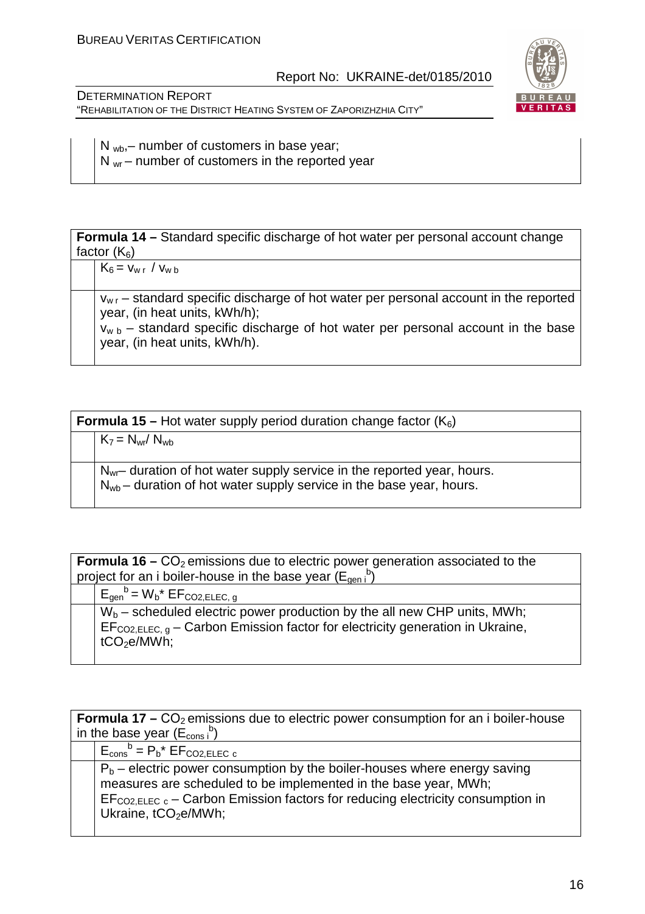| | |
|---|---|
| | $N_{wb}$,– number of customers in base year;<br>$N_{wr}$ – number of customers in the reported year |

| **Formula 14 –** Standard specific discharge of hot water per personal account change factor ($K_6$) | |
|---|---|
| | $K_6 = v_{w\,r} \;/\; v_{w\,b}$ |
| | $v_{w\,r}$ – standard specific discharge of hot water per personal account in the reported year, (in heat units, kWh/h);<br>$v_{w\,b}$ – standard specific discharge of hot water per personal account in the base year, (in heat units, kWh/h). |

| **Formula 15 –** Hot water supply period duration change factor ($K_6$) | |
|---|---|
| | $K_7 = N_{wr}/\, N_{wb}$ |
| | $N_{wr}$– duration of hot water supply service in the reported year, hours.<br>$N_{wb}$ – duration of hot water supply service in the base year, hours. |

| **Formula 16 –** $CO_2$ emissions due to electric power generation associated to the project for an i boiler-house in the base year ($E_{gen\,i}{}^{b}$) | |
|---|---|
| | $E_{gen}{}^{b} = W_b{}^{*}\, EF_{CO2,ELEC,\,g}$ |
| | $W_b$ – scheduled electric power production by the all new CHP units, MWh;<br>$EF_{CO2,ELEC,\,g}$ – Carbon Emission factor for electricity generation in Ukraine, $tCO_2e$/MWh; |

| **Formula 17 –** $CO_2$ emissions due to electric power consumption for an i boiler-house in the base year ($E_{cons\,i}{}^{b}$) | |
|---|---|
| | $E_{cons}{}^{b} = P_b{}^{*}\, EF_{CO2,ELEC\ c}$ |
| | $P_b$ – electric power consumption by the boiler-houses where energy saving measures are scheduled to be implemented in the base year, MWh;<br>$EF_{CO2,ELEC\ c}$ – Carbon Emission factors for reducing electricity consumption in Ukraine, $tCO_2e$/MWh; |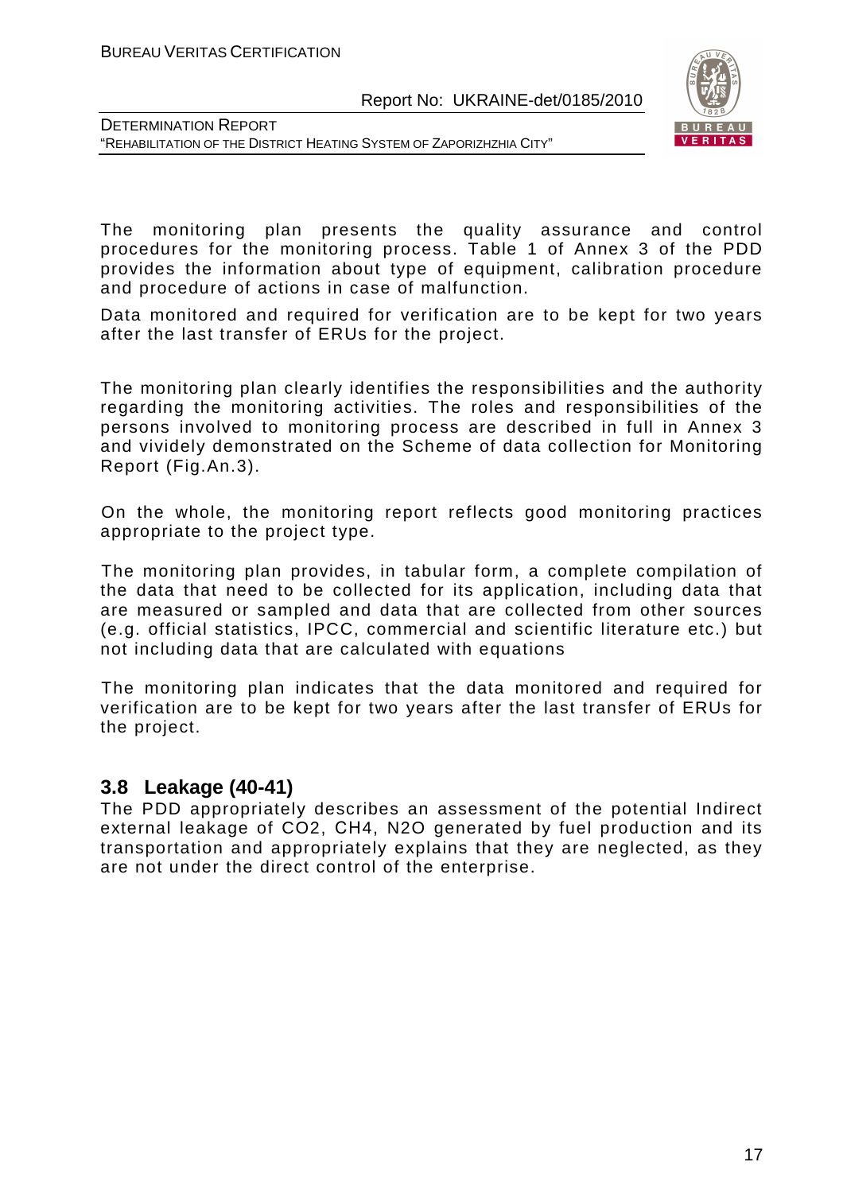The monitoring plan presents the quality assurance and control procedures for the monitoring process. Table 1 of Annex 3 of the PDD provides the information about type of equipment, calibration procedure and procedure of actions in case of malfunction.

Data monitored and required for verification are to be kept for two years after the last transfer of ERUs for the project.

The monitoring plan clearly identifies the responsibilities and the authority regarding the monitoring activities. The roles and responsibilities of the persons involved to monitoring process are described in full in Annex 3 and vividely demonstrated on the Scheme of data collection for Monitoring Report (Fig.An.3).

On the whole, the monitoring report reflects good monitoring practices appropriate to the project type.

The monitoring plan provides, in tabular form, a complete compilation of the data that need to be collected for its application, including data that are measured or sampled and data that are collected from other sources (e.g. official statistics, IPCC, commercial and scientific literature etc.) but not including data that are calculated with equations

The monitoring plan indicates that the data monitored and required for verification are to be kept for two years after the last transfer of ERUs for the project.

## 3.8 Leakage (40-41)

The PDD appropriately describes an assessment of the potential Indirect external leakage of $CO_2$, $CH_4$, $N_2O$ generated by fuel production and its transportation and appropriately explains that they are neglected, as they are not under the direct control of the enterprise.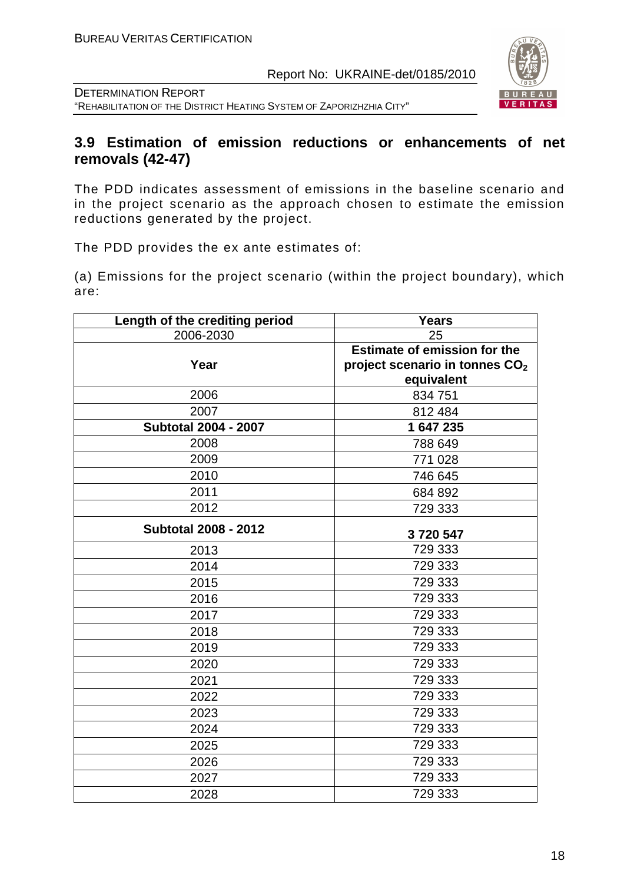### 3.9 Estimation of emission reductions or enhancements of net removals (42-47)

The PDD indicates assessment of emissions in the baseline scenario and in the project scenario as the approach chosen to estimate the emission reductions generated by the project.

The PDD provides the ex ante estimates of:

(a) Emissions for the project scenario (within the project boundary), which are:

| Length of the crediting period | Years |
|---|---|
| 2006-2030 | 25 |
| **Year** | **Estimate of emission for the project scenario in tonnes $CO_2$ equivalent** |
| 2006 | 834 751 |
| 2007 | 812 484 |
| **Subtotal 2004 - 2007** | **1 647 235** |
| 2008 | 788 649 |
| 2009 | 771 028 |
| 2010 | 746 645 |
| 2011 | 684 892 |
| 2012 | 729 333 |
| **Subtotal 2008 - 2012** | **3 720 547** |
| 2013 | 729 333 |
| 2014 | 729 333 |
| 2015 | 729 333 |
| 2016 | 729 333 |
| 2017 | 729 333 |
| 2018 | 729 333 |
| 2019 | 729 333 |
| 2020 | 729 333 |
| 2021 | 729 333 |
| 2022 | 729 333 |
| 2023 | 729 333 |
| 2024 | 729 333 |
| 2025 | 729 333 |
| 2026 | 729 333 |
| 2027 | 729 333 |
| 2028 | 729 333 |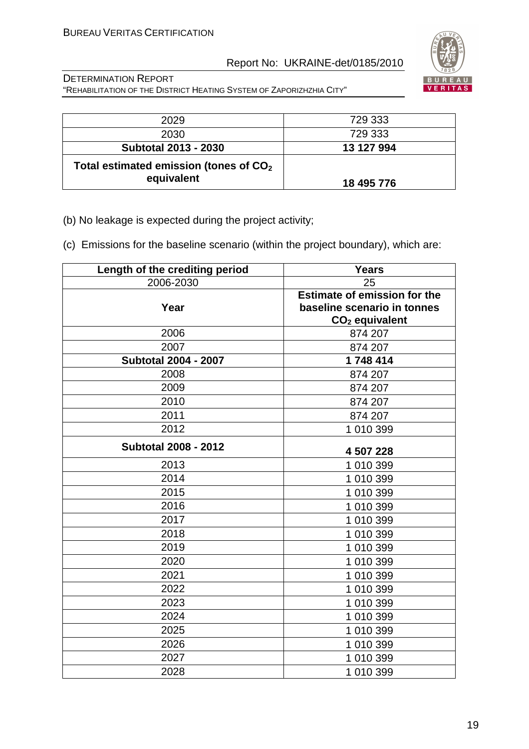| 2029 | 729 333 |
|---|---|
| 2030 | 729 333 |
| **Subtotal 2013 - 2030** | **13 127 994** |
| **Total estimated emission (tones of $CO_2$ equivalent** | **18 495 776** |

(b) No leakage is expected during the project activity;

(c) Emissions for the baseline scenario (within the project boundary), which are:

| **Length of the crediting period** | **Years** |
|---|---|
| 2006-2030 | 25 |
| **Year** | **Estimate of emission for the baseline scenario in tonnes $CO_2$ equivalent** |
| 2006 | 874 207 |
| 2007 | 874 207 |
| **Subtotal 2004 - 2007** | **1 748 414** |
| 2008 | 874 207 |
| 2009 | 874 207 |
| 2010 | 874 207 |
| 2011 | 874 207 |
| 2012 | 1 010 399 |
| **Subtotal 2008 - 2012** | **4 507 228** |
| 2013 | 1 010 399 |
| 2014 | 1 010 399 |
| 2015 | 1 010 399 |
| 2016 | 1 010 399 |
| 2017 | 1 010 399 |
| 2018 | 1 010 399 |
| 2019 | 1 010 399 |
| 2020 | 1 010 399 |
| 2021 | 1 010 399 |
| 2022 | 1 010 399 |
| 2023 | 1 010 399 |
| 2024 | 1 010 399 |
| 2025 | 1 010 399 |
| 2026 | 1 010 399 |
| 2027 | 1 010 399 |
| 2028 | 1 010 399 |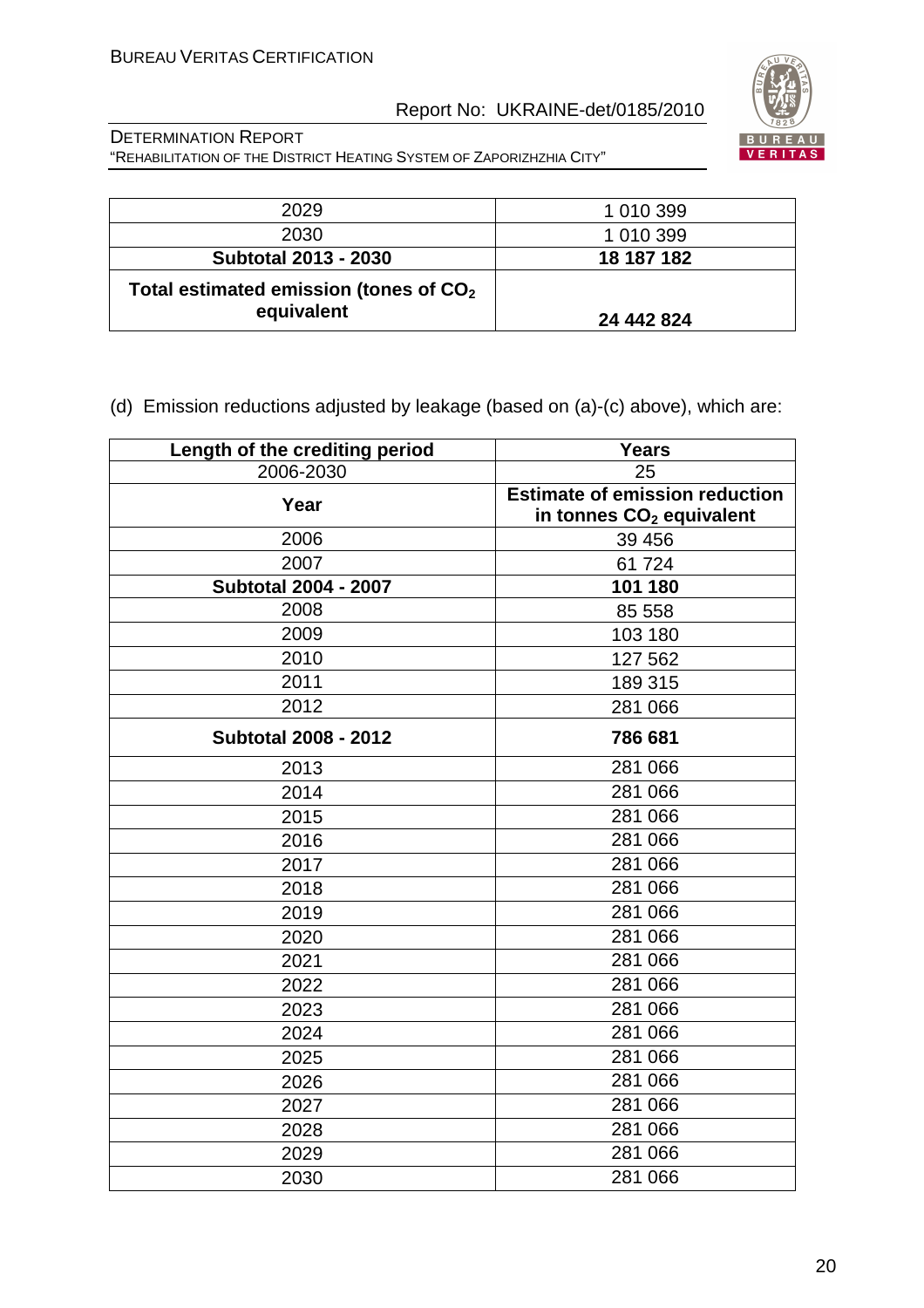| | |
|---|---|
| 2029 | 1 010 399 |
| 2030 | 1 010 399 |
| **Subtotal 2013 - 2030** | **18 187 182** |
| **Total estimated emission (tones of $CO_2$ equivalent** | **24 442 824** |

(d) Emission reductions adjusted by leakage (based on (a)-(c) above), which are:

| **Length of the crediting period** | **Years** |
|---|---|
| 2006-2030 | 25 |
| **Year** | **Estimate of emission reduction in tonnes $CO_2$ equivalent** |
| 2006 | 39 456 |
| 2007 | 61 724 |
| **Subtotal 2004 - 2007** | **101 180** |
| 2008 | 85 558 |
| 2009 | 103 180 |
| 2010 | 127 562 |
| 2011 | 189 315 |
| 2012 | 281 066 |
| **Subtotal 2008 - 2012** | **786 681** |
| 2013 | 281 066 |
| 2014 | 281 066 |
| 2015 | 281 066 |
| 2016 | 281 066 |
| 2017 | 281 066 |
| 2018 | 281 066 |
| 2019 | 281 066 |
| 2020 | 281 066 |
| 2021 | 281 066 |
| 2022 | 281 066 |
| 2023 | 281 066 |
| 2024 | 281 066 |
| 2025 | 281 066 |
| 2026 | 281 066 |
| 2027 | 281 066 |
| 2028 | 281 066 |
| 2029 | 281 066 |
| 2030 | 281 066 |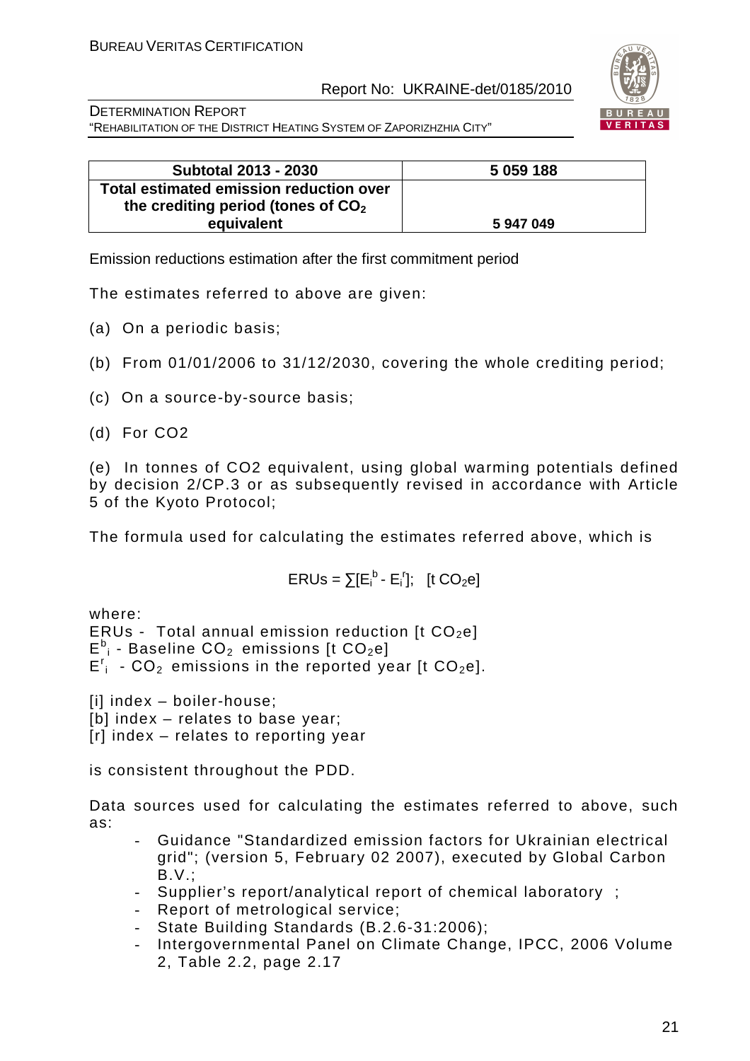| Subtotal 2013 - 2030 | 5 059 188 |
|---|---|
| **Total estimated emission reduction over the crediting period (tones of $CO_2$ equivalent** | **5 947 049** |

Emission reductions estimation after the first commitment period

The estimates referred to above are given:

(a) On a periodic basis;

(b) From 01/01/2006 to 31/12/2030, covering the whole crediting period;

(c) On a source-by-source basis;

(d) For CO2

(e) In tonnes of CO2 equivalent, using global warming potentials defined by decision 2/CP.3 or as subsequently revised in accordance with Article 5 of the Kyoto Protocol;

The formula used for calculating the estimates referred above, which is

$$ERUs = \sum[E_i^b - E_i^r]; \quad [t\ CO_2e]$$

where:
ERUs - Total annual emission reduction [t $CO_2e$]
$E^b_i$ - Baseline $CO_2$ emissions [t $CO_2e$]
$E^r_i$ - $CO_2$ emissions in the reported year [t $CO_2e$].

[i] index – boiler-house;
[b] index – relates to base year;
[r] index – relates to reporting year

is consistent throughout the PDD.

Data sources used for calculating the estimates referred to above, such as:

- Guidance "Standardized emission factors for Ukrainian electrical grid"; (version 5, February 02 2007), executed by Global Carbon B.V.;
- Supplier's report/analytical report of chemical laboratory ;
- Report of metrological service;
- State Building Standards (B.2.6-31:2006);
- Intergovernmental Panel on Climate Change, IPCC, 2006 Volume 2, Table 2.2, page 2.17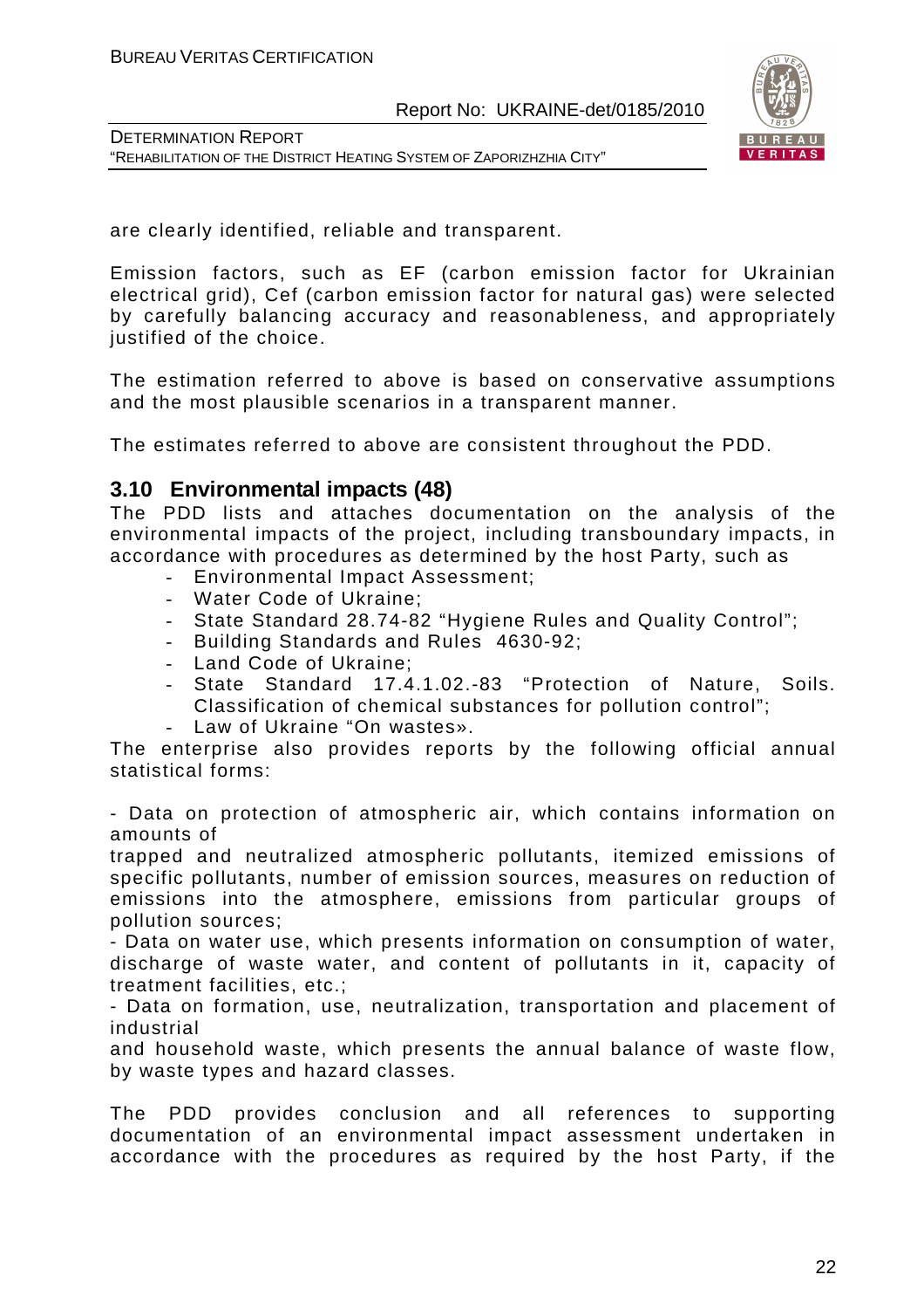are clearly identified, reliable and transparent.

Emission factors, such as EF (carbon emission factor for Ukrainian electrical grid), Cef (carbon emission factor for natural gas) were selected by carefully balancing accuracy and reasonableness, and appropriately justified of the choice.

The estimation referred to above is based on conservative assumptions and the most plausible scenarios in a transparent manner.

The estimates referred to above are consistent throughout the PDD.

## 3.10 Environmental impacts (48)

The PDD lists and attaches documentation on the analysis of the environmental impacts of the project, including transboundary impacts, in accordance with procedures as determined by the host Party, such as

- Environmental Impact Assessment;
- Water Code of Ukraine;
- State Standard 28.74-82 "Hygiene Rules and Quality Control";
- Building Standards and Rules 4630-92;
- Land Code of Ukraine;
- State Standard 17.4.1.02.-83 "Protection of Nature, Soils. Classification of chemical substances for pollution control";
- Law of Ukraine "On wastes».

The enterprise also provides reports by the following official annual statistical forms:

- Data on protection of atmospheric air, which contains information on amounts of trapped and neutralized atmospheric pollutants, itemized emissions of specific pollutants, number of emission sources, measures on reduction of emissions into the atmosphere, emissions from particular groups of pollution sources;
- Data on water use, which presents information on consumption of water, discharge of waste water, and content of pollutants in it, capacity of treatment facilities, etc.;
- Data on formation, use, neutralization, transportation and placement of industrial and household waste, which presents the annual balance of waste flow, by waste types and hazard classes.

The PDD provides conclusion and all references to supporting documentation of an environmental impact assessment undertaken in accordance with the procedures as required by the host Party, if the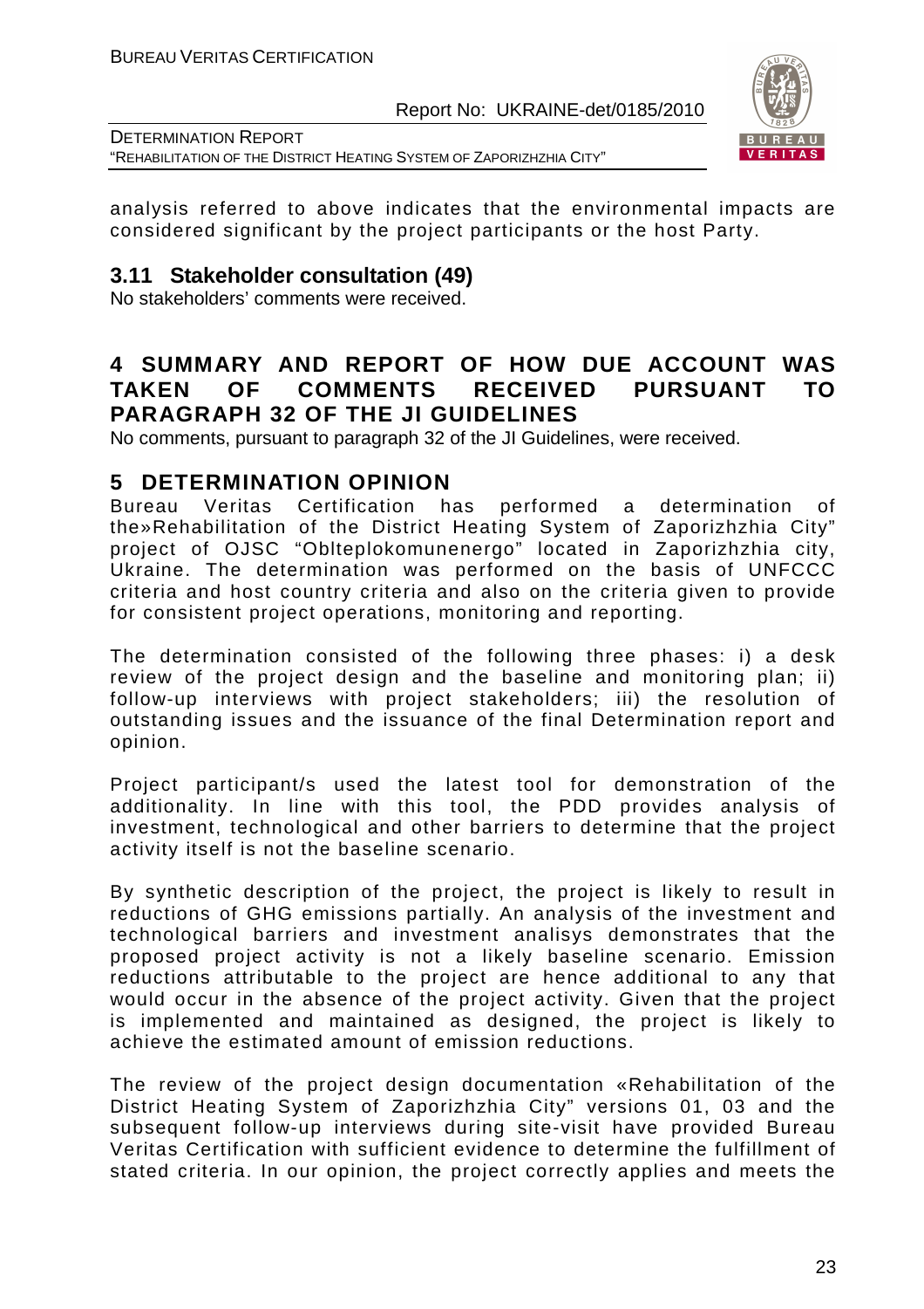analysis referred to above indicates that the environmental impacts are considered significant by the project participants or the host Party.

### 3.11 Stakeholder consultation (49)

No stakeholders' comments were received.

## 4 SUMMARY AND REPORT OF HOW DUE ACCOUNT WAS TAKEN OF COMMENTS RECEIVED PURSUANT TO PARAGRAPH 32 OF THE JI GUIDELINES

No comments, pursuant to paragraph 32 of the JI Guidelines, were received.

## 5 DETERMINATION OPINION

Bureau Veritas Certification has performed a determination of the»Rehabilitation of the District Heating System of Zaporizhzhia City" project of OJSC "Oblteplokomunenergo" located in Zaporizhzhia city, Ukraine. The determination was performed on the basis of UNFCCC criteria and host country criteria and also on the criteria given to provide for consistent project operations, monitoring and reporting.

The determination consisted of the following three phases: i) a desk review of the project design and the baseline and monitoring plan; ii) follow-up interviews with project stakeholders; iii) the resolution of outstanding issues and the issuance of the final Determination report and opinion.

Project participant/s used the latest tool for demonstration of the additionality. In line with this tool, the PDD provides analysis of investment, technological and other barriers to determine that the project activity itself is not the baseline scenario.

By synthetic description of the project, the project is likely to result in reductions of GHG emissions partially. An analysis of the investment and technological barriers and investment analisys demonstrates that the proposed project activity is not a likely baseline scenario. Emission reductions attributable to the project are hence additional to any that would occur in the absence of the project activity. Given that the project is implemented and maintained as designed, the project is likely to achieve the estimated amount of emission reductions.

The review of the project design documentation «Rehabilitation of the District Heating System of Zaporizhzhia City" versions 01, 03 and the subsequent follow-up interviews during site-visit have provided Bureau Veritas Certification with sufficient evidence to determine the fulfillment of stated criteria. In our opinion, the project correctly applies and meets the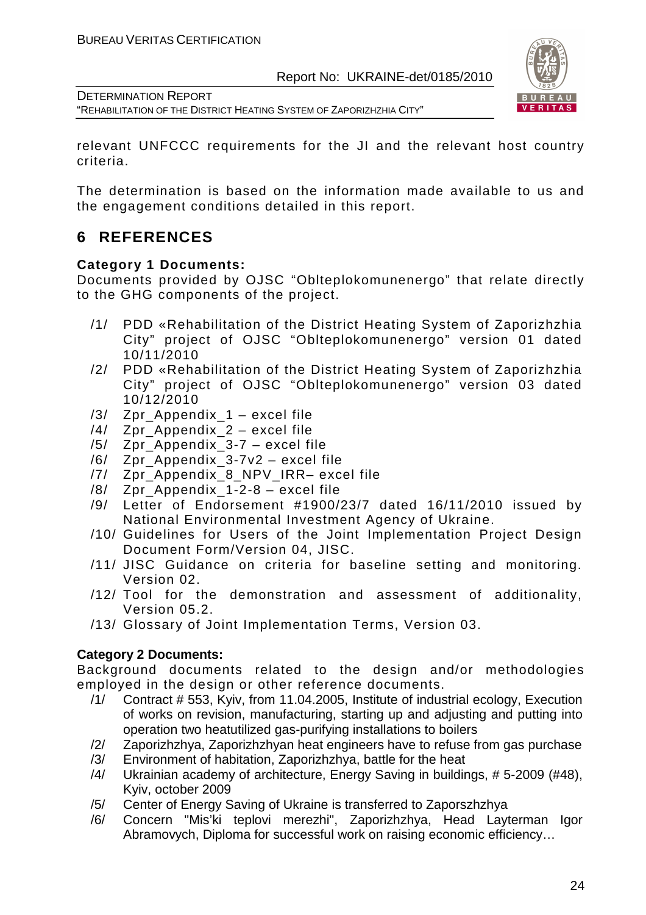relevant UNFCCC requirements for the JI and the relevant host country criteria.

The determination is based on the information made available to us and the engagement conditions detailed in this report.

## 6 REFERENCES

**Category 1 Documents:**

Documents provided by OJSC "Oblteplokomunenergo" that relate directly to the GHG components of the project.

/1/ PDD «Rehabilitation of the District Heating System of Zaporizhzhia City" project of OJSC "Oblteplokomunenergo" version 01 dated 10/11/2010

/2/ PDD «Rehabilitation of the District Heating System of Zaporizhzhia City" project of OJSC "Oblteplokomunenergo" version 03 dated 10/12/2010

/3/ Zpr_Appendix_1 – excel file

/4/ Zpr_Appendix_2 – excel file

/5/ Zpr_Appendix_3-7 – excel file

/6/ Zpr_Appendix_3-7v2 – excel file

/7/ Zpr_Appendix_8_NPV_IRR– excel file

/8/ Zpr_Appendix_1-2-8 – excel file

/9/ Letter of Endorsement #1900/23/7 dated 16/11/2010 issued by National Environmental Investment Agency of Ukraine.

/10/ Guidelines for Users of the Joint Implementation Project Design Document Form/Version 04, JISC.

/11/ JISC Guidance on criteria for baseline setting and monitoring. Version 02.

/12/ Tool for the demonstration and assessment of additionality, Version 05.2.

/13/ Glossary of Joint Implementation Terms, Version 03.

**Category 2 Documents:**

Background documents related to the design and/or methodologies employed in the design or other reference documents.

/1/ Contract # 553, Kyiv, from 11.04.2005, Institute of industrial ecology, Execution of works on revision, manufacturing, starting up and adjusting and putting into operation two heatutilized gas-purifying installations to boilers

/2/ Zaporizhzhya, Zaporizhzhyan heat engineers have to refuse from gas purchase

/3/ Environment of habitation, Zaporizhzhya, battle for the heat

/4/ Ukrainian academy of architecture, Energy Saving in buildings, # 5-2009 (#48), Kyiv, october 2009

/5/ Center of Energy Saving of Ukraine is transferred to Zaporszhzhya

/6/ Concern "Mis'ki teplovi merezhi", Zaporizhzhya, Head Layterman Igor Abramovych, Diploma for successful work on raising economic efficiency…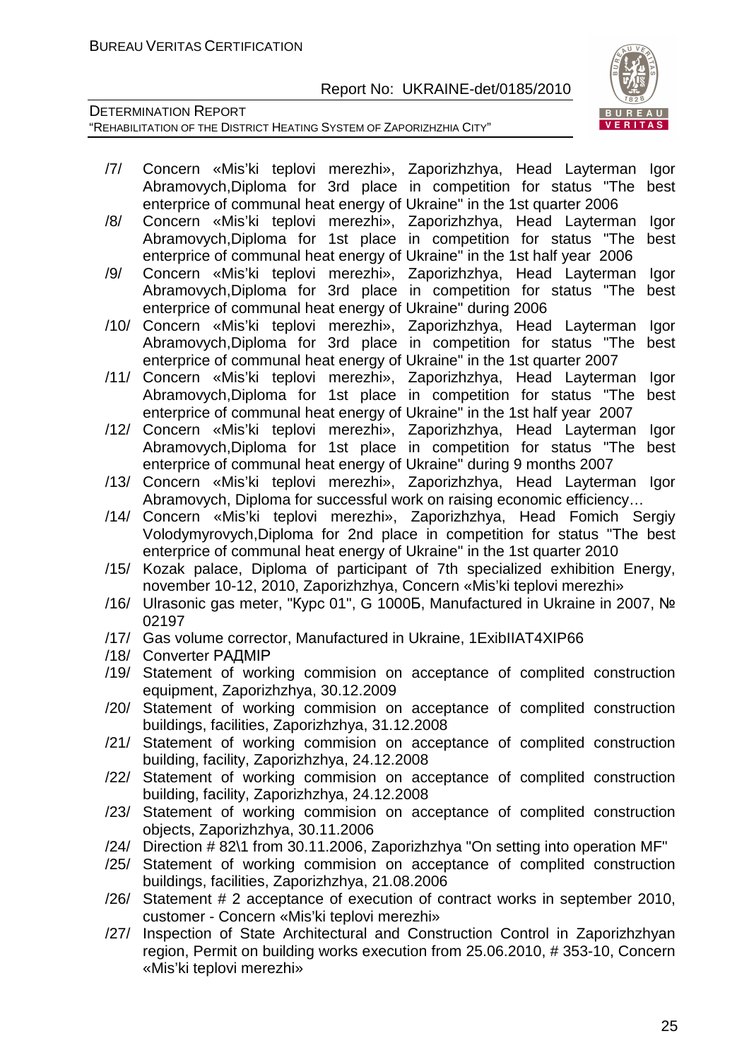/7/ Concern «Mis'ki teplovi merezhi», Zaporizhzhya, Head Layterman Igor Abramovych,Diploma for 3rd place in competition for status "The best enterprice of communal heat energy of Ukraine" in the 1st quarter 2006

/8/ Concern «Mis'ki teplovi merezhi», Zaporizhzhya, Head Layterman Igor Abramovych,Diploma for 1st place in competition for status "The best enterprice of communal heat energy of Ukraine" in the 1st half year 2006

/9/ Concern «Mis'ki teplovi merezhi», Zaporizhzhya, Head Layterman Igor Abramovych,Diploma for 3rd place in competition for status "The best enterprice of communal heat energy of Ukraine" during 2006

/10/ Concern «Mis'ki teplovi merezhi», Zaporizhzhya, Head Layterman Igor Abramovych,Diploma for 3rd place in competition for status "The best enterprice of communal heat energy of Ukraine" in the 1st quarter 2007

/11/ Concern «Mis'ki teplovi merezhi», Zaporizhzhya, Head Layterman Igor Abramovych,Diploma for 1st place in competition for status "The best enterprice of communal heat energy of Ukraine" in the 1st half year 2007

/12/ Concern «Mis'ki teplovi merezhi», Zaporizhzhya, Head Layterman Igor Abramovych,Diploma for 1st place in competition for status "The best enterprice of communal heat energy of Ukraine" during 9 months 2007

/13/ Concern «Mis'ki teplovi merezhi», Zaporizhzhya, Head Layterman Igor Abramovych, Diploma for successful work on raising economic efficiency…

/14/ Concern «Mis'ki teplovi merezhi», Zaporizhzhya, Head Fomich Sergiy Volodymyrovych,Diploma for 2nd place in competition for status "The best enterprice of communal heat energy of Ukraine" in the 1st quarter 2010

/15/ Kozak palace, Diploma of participant of 7th specialized exhibition Energy, november 10-12, 2010, Zaporizhzhya, Concern «Mis'ki teplovi merezhi»

/16/ Ulrasonic gas meter, "Курс 01", G 1000Б, Manufactured in Ukraine in 2007, № 02197

/17/ Gas volume corrector, Manufactured in Ukraine, 1ExibIIAT4XIP66

/18/ Converter РАДМІР

/19/ Statement of working commision on acceptance of complited construction equipment, Zaporizhzhya, 30.12.2009

/20/ Statement of working commision on acceptance of complited construction buildings, facilities, Zaporizhzhya, 31.12.2008

/21/ Statement of working commision on acceptance of complited construction building, facility, Zaporizhzhya, 24.12.2008

/22/ Statement of working commision on acceptance of complited construction building, facility, Zaporizhzhya, 24.12.2008

/23/ Statement of working commision on acceptance of complited construction objects, Zaporizhzhya, 30.11.2006

/24/ Direction # 82\1 from 30.11.2006, Zaporizhzhya "On setting into operation MF"

/25/ Statement of working commision on acceptance of complited construction buildings, facilities, Zaporizhzhya, 21.08.2006

/26/ Statement # 2 acceptance of execution of contract works in september 2010, customer - Concern «Mis'ki teplovi merezhi»

/27/ Inspection of State Architectural and Construction Control in Zaporizhzhyan region, Permit on building works execution from 25.06.2010, # 353-10, Concern «Mis'ki teplovi merezhi»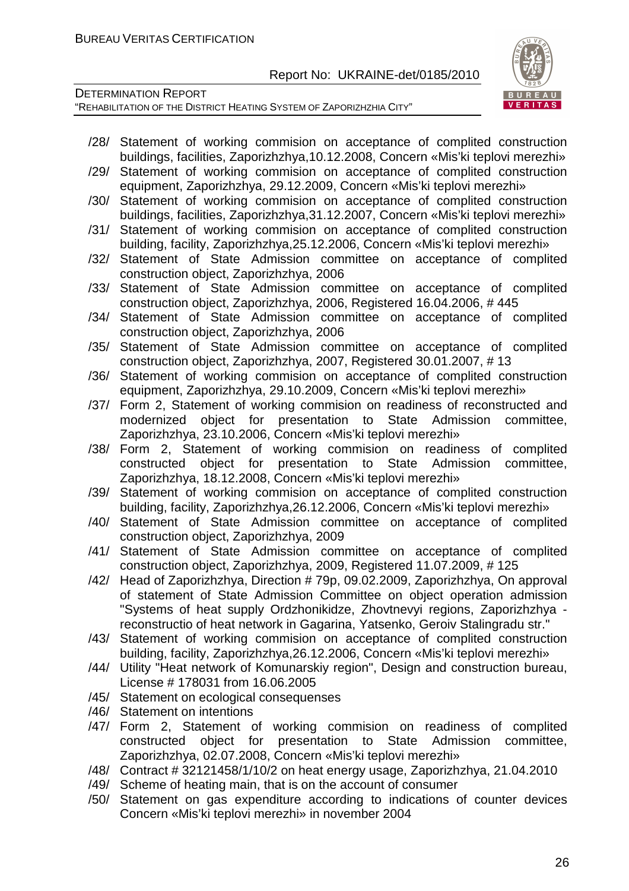/28/ Statement of working commision on acceptance of complited construction buildings, facilities, Zaporizhzhya,10.12.2008, Concern «Mis'ki teplovi merezhi»

/29/ Statement of working commision on acceptance of complited construction equipment, Zaporizhzhya, 29.12.2009, Concern «Mis'ki teplovi merezhi»

/30/ Statement of working commision on acceptance of complited construction buildings, facilities, Zaporizhzhya,31.12.2007, Concern «Mis'ki teplovi merezhi»

/31/ Statement of working commision on acceptance of complited construction building, facility, Zaporizhzhya,25.12.2006, Concern «Mis'ki teplovi merezhi»

/32/ Statement of State Admission committee on acceptance of complited construction object, Zaporizhzhya, 2006

/33/ Statement of State Admission committee on acceptance of complited construction object, Zaporizhzhya, 2006, Registered 16.04.2006, # 445

/34/ Statement of State Admission committee on acceptance of complited construction object, Zaporizhzhya, 2006

/35/ Statement of State Admission committee on acceptance of complited construction object, Zaporizhzhya, 2007, Registered 30.01.2007, # 13

/36/ Statement of working commision on acceptance of complited construction equipment, Zaporizhzhya, 29.10.2009, Concern «Mis'ki teplovi merezhi»

/37/ Form 2, Statement of working commision on readiness of reconstructed and modernized object for presentation to State Admission committee, Zaporizhzhya, 23.10.2006, Concern «Mis'ki teplovi merezhi»

/38/ Form 2, Statement of working commision on readiness of complited constructed object for presentation to State Admission committee, Zaporizhzhya, 18.12.2008, Concern «Mis'ki teplovi merezhi»

/39/ Statement of working commision on acceptance of complited construction building, facility, Zaporizhzhya,26.12.2006, Concern «Mis'ki teplovi merezhi»

/40/ Statement of State Admission committee on acceptance of complited construction object, Zaporizhzhya, 2009

/41/ Statement of State Admission committee on acceptance of complited construction object, Zaporizhzhya, 2009, Registered 11.07.2009, # 125

/42/ Head of Zaporizhzhya, Direction # 79p, 09.02.2009, Zaporizhzhya, On approval of statement of State Admission Committee on object operation admission "Systems of heat supply Ordzhonikidze, Zhovtnevyi regions, Zaporizhzhya - reconstructio of heat network in Gagarina, Yatsenko, Geroiv Stalingradu str."

/43/ Statement of working commision on acceptance of complited construction building, facility, Zaporizhzhya,26.12.2006, Concern «Mis'ki teplovi merezhi»

/44/ Utility "Heat network of Komunarskiy region", Design and construction bureau, License # 178031 from 16.06.2005

/45/ Statement on ecological consequenses

/46/ Statement on intentions

/47/ Form 2, Statement of working commision on readiness of complited constructed object for presentation to State Admission committee, Zaporizhzhya, 02.07.2008, Concern «Mis'ki teplovi merezhi»

/48/ Contract # 32121458/1/10/2 on heat energy usage, Zaporizhzhya, 21.04.2010

/49/ Scheme of heating main, that is on the account of consumer

/50/ Statement on gas expenditure according to indications of counter devices Concern «Mis'ki teplovi merezhi» in november 2004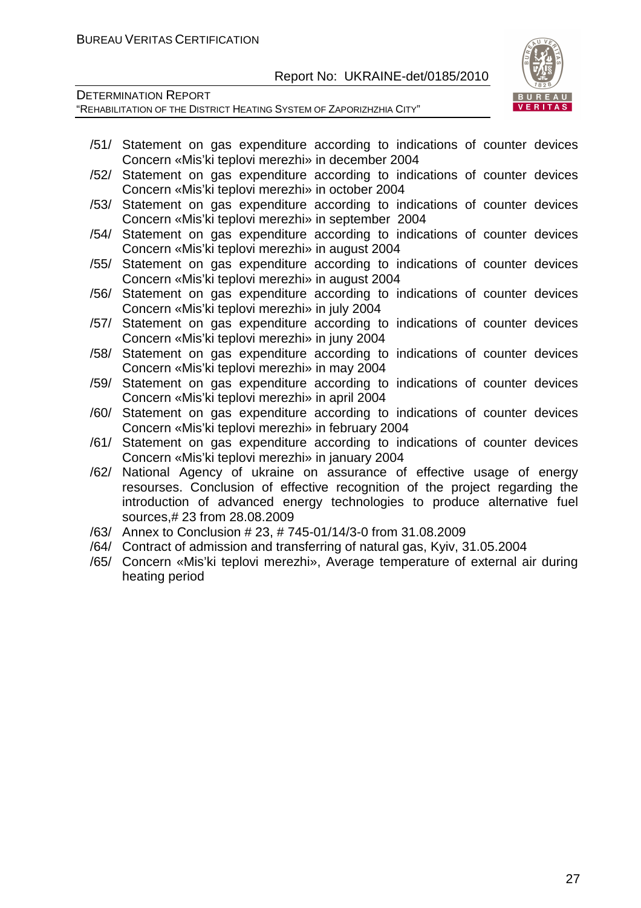/51/ Statement on gas expenditure according to indications of counter devices Concern «Mis'ki teplovi merezhi» in december 2004

/52/ Statement on gas expenditure according to indications of counter devices Concern «Mis'ki teplovi merezhi» in october 2004

/53/ Statement on gas expenditure according to indications of counter devices Concern «Mis'ki teplovi merezhi» in september 2004

/54/ Statement on gas expenditure according to indications of counter devices Concern «Mis'ki teplovi merezhi» in august 2004

/55/ Statement on gas expenditure according to indications of counter devices Concern «Mis'ki teplovi merezhi» in august 2004

/56/ Statement on gas expenditure according to indications of counter devices Concern «Mis'ki teplovi merezhi» in july 2004

/57/ Statement on gas expenditure according to indications of counter devices Concern «Mis'ki teplovi merezhi» in juny 2004

/58/ Statement on gas expenditure according to indications of counter devices Concern «Mis'ki teplovi merezhi» in may 2004

/59/ Statement on gas expenditure according to indications of counter devices Concern «Mis'ki teplovi merezhi» in april 2004

/60/ Statement on gas expenditure according to indications of counter devices Concern «Mis'ki teplovi merezhi» in february 2004

/61/ Statement on gas expenditure according to indications of counter devices Concern «Mis'ki teplovi merezhi» in january 2004

/62/ National Agency of ukraine on assurance of effective usage of energy resourses. Conclusion of effective recognition of the project regarding the introduction of advanced energy technologies to produce alternative fuel sources,# 23 from 28.08.2009

/63/ Annex to Conclusion # 23, # 745-01/14/3-0 from 31.08.2009

/64/ Contract of admission and transferring of natural gas, Kyiv, 31.05.2004

/65/ Concern «Mis'ki teplovi merezhi», Average temperature of external air during heating period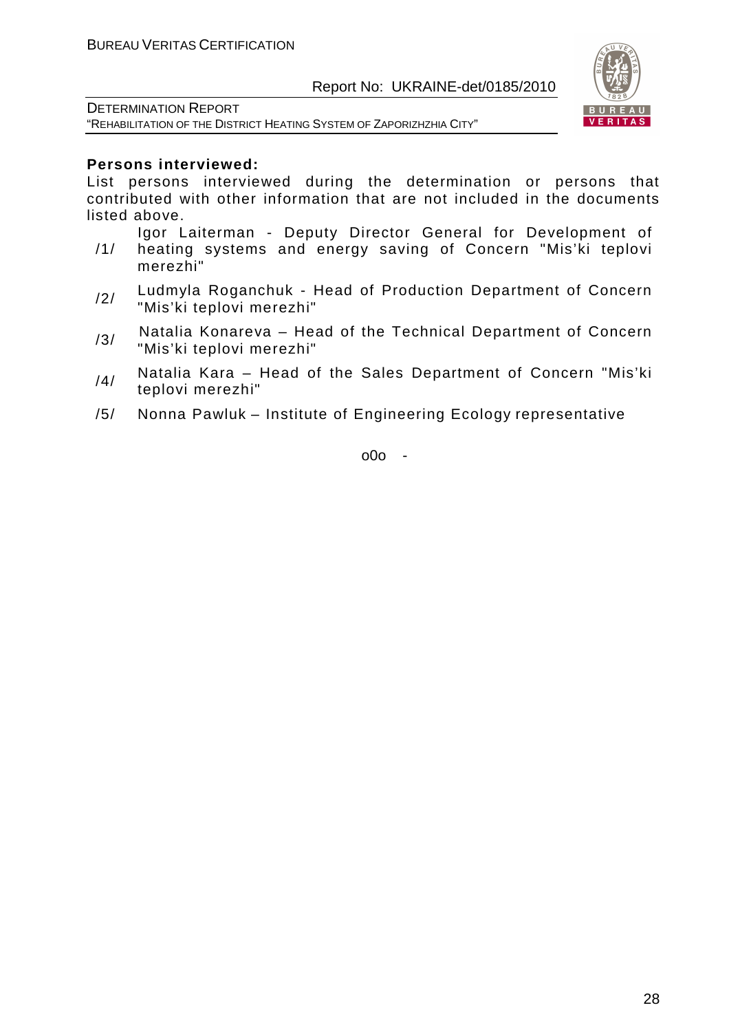**Persons interviewed:**

List persons interviewed during the determination or persons that contributed with other information that are not included in the documents listed above.

/1/ Igor Laiterman - Deputy Director General for Development of heating systems and energy saving of Concern "Mis'ki teplovi merezhi"

/2/ Ludmyla Roganchuk - Head of Production Department of Concern "Mis'ki teplovi merezhi"

/3/ Natalia Konareva – Head of the Technical Department of Concern "Mis'ki teplovi merezhi"

/4/ Natalia Kara – Head of the Sales Department of Concern "Mis'ki teplovi merezhi"

/5/ Nonna Pawluk – Institute of Engineering Ecology representative

o0o -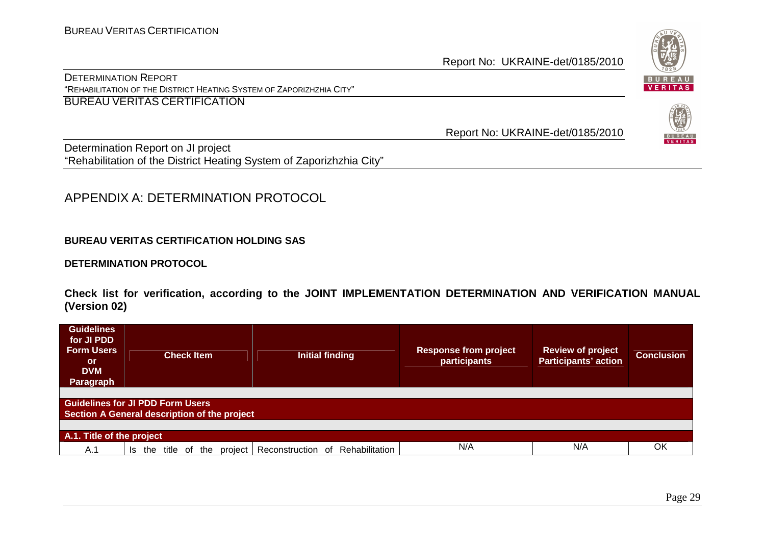Determination Report on JI project
"Rehabilitation of the District Heating System of Zaporizhzhia City"

# APPENDIX A: DETERMINATION PROTOCOL

**BUREAU VERITAS CERTIFICATION HOLDING SAS**

**DETERMINATION PROTOCOL**

**Check list for verification, according to the JOINT IMPLEMENTATION DETERMINATION AND VERIFICATION MANUAL (Version 02)**

| Guidelines for JI PDD Form Users or DVM Paragraph | Check Item | Initial finding | Response from project participants | Review of project Participants' action | Conclusion |
|---|---|---|---|---|---|
| **Guidelines for JI PDD Form Users** **Section A General description of the project** | | | | | |
| **A.1. Title of the project** | | | | | |
| A.1 | Is the title of the project | Reconstruction of Rehabilitation | N/A | N/A | OK |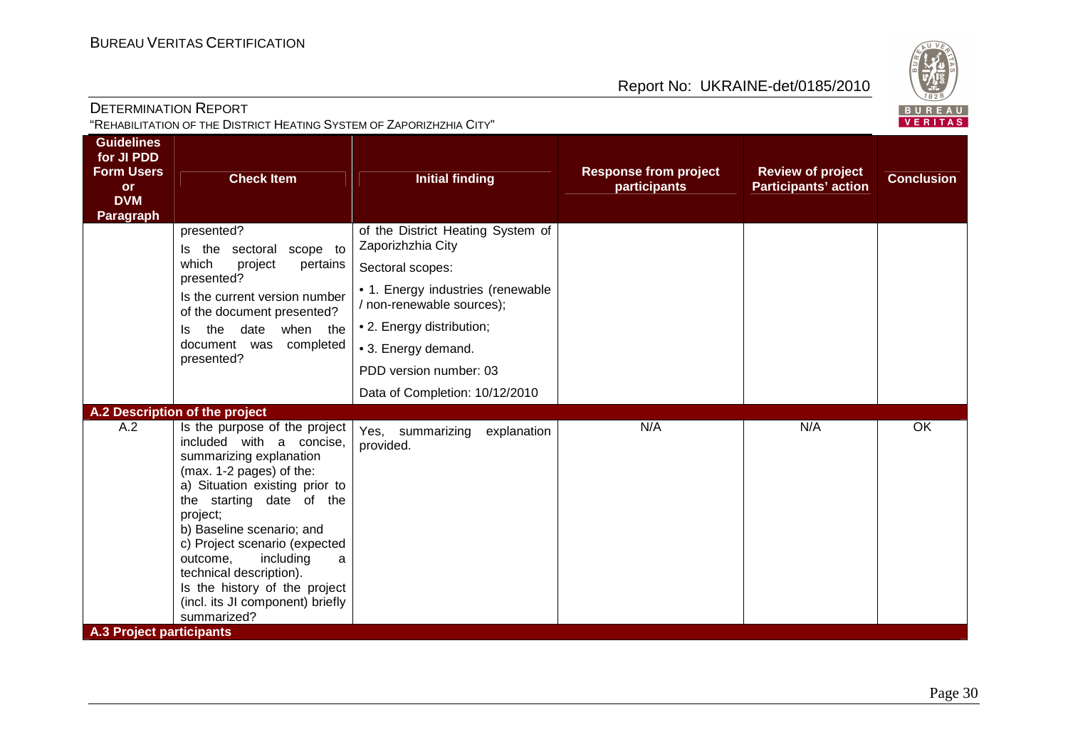| Guidelines for JI PDD Form Users or DVM Paragraph | Check Item | Initial finding | Response from project participants | Review of project Participants' action | Conclusion |
|---|---|---|---|---|---|
| | presented?<br>Is the sectoral scope to which project pertains presented?<br>Is the current version number of the document presented?<br>Is the date when the document was completed presented? | of the District Heating System of Zaporizhzhia City<br>Sectoral scopes:<br>• 1. Energy industries (renewable / non-renewable sources);<br>• 2. Energy distribution;<br>• 3. Energy demand.<br>PDD version number: 03<br>Data of Completion: 10/12/2010 | | | |
| **A.2 Description of the project** | | | | | |
| A.2 | Is the purpose of the project included with a concise, summarizing explanation (max. 1-2 pages) of the:<br>a) Situation existing prior to the starting date of the project;<br>b) Baseline scenario; and<br>c) Project scenario (expected outcome, including a technical description).<br>Is the history of the project (incl. its JI component) briefly summarized? | Yes, summarizing explanation provided. | N/A | N/A | OK |
| **A.3 Project participants** | | | | | |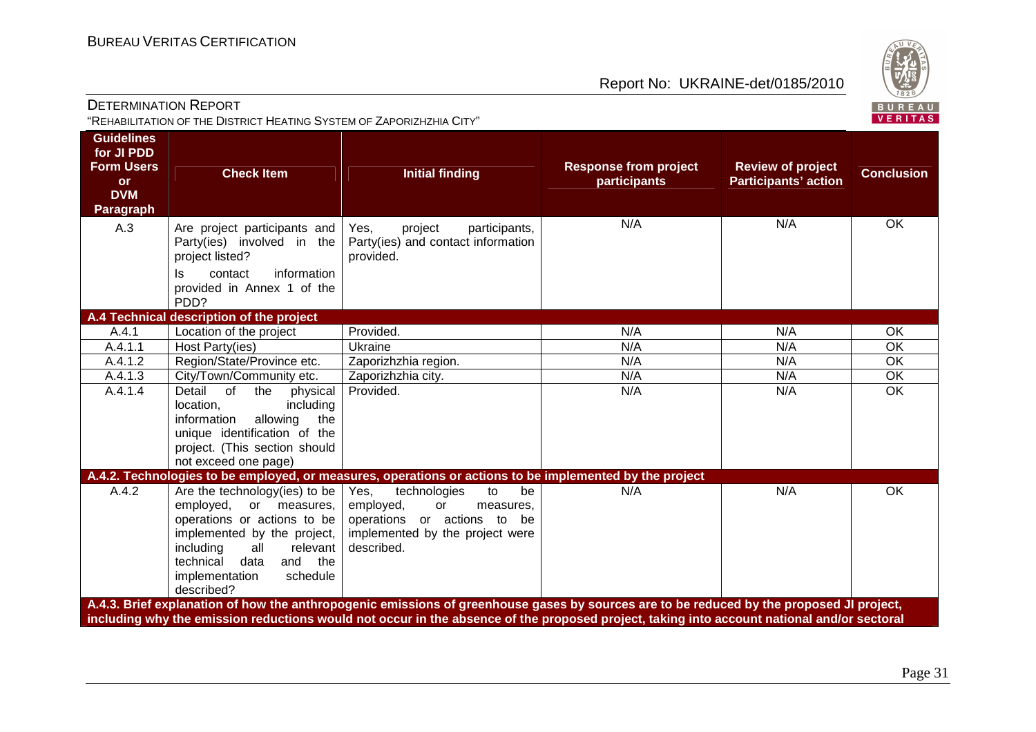| Guidelines for JI PDD Form Users or DVM Paragraph | Check Item | Initial finding | Response from project participants | Review of project Participants' action | Conclusion |
|---|---|---|---|---|---|
| A.3 | Are project participants and Party(ies) involved in the project listed?<br>Is contact information provided in Annex 1 of the PDD? | Yes, project participants, Party(ies) and contact information provided. | N/A | N/A | OK |
| **A.4 Technical description of the project** | | | | | |
| A.4.1 | Location of the project | Provided. | N/A | N/A | OK |
| A.4.1.1 | Host Party(ies) | Ukraine | N/A | N/A | OK |
| A.4.1.2 | Region/State/Province etc. | Zaporizhzhia region. | N/A | N/A | OK |
| A.4.1.3 | City/Town/Community etc. | Zaporizhzhia city. | N/A | N/A | OK |
| A.4.1.4 | Detail of the physical location, including information allowing the unique identification of the project. (This section should not exceed one page) | Provided. | N/A | N/A | OK |
| **A.4.2. Technologies to be employed, or measures, operations or actions to be implemented by the project** | | | | | |
| A.4.2 | Are the technology(ies) to be employed, or measures, operations or actions to be implemented by the project, including all relevant technical data and the implementation schedule described? | Yes, technologies to be employed, or measures, operations or actions to be implemented by the project were described. | N/A | N/A | OK |
| **A.4.3. Brief explanation of how the anthropogenic emissions of greenhouse gases by sources are to be reduced by the proposed JI project, including why the emission reductions would not occur in the absence of the proposed project, taking into account national and/or sectoral** | | | | | |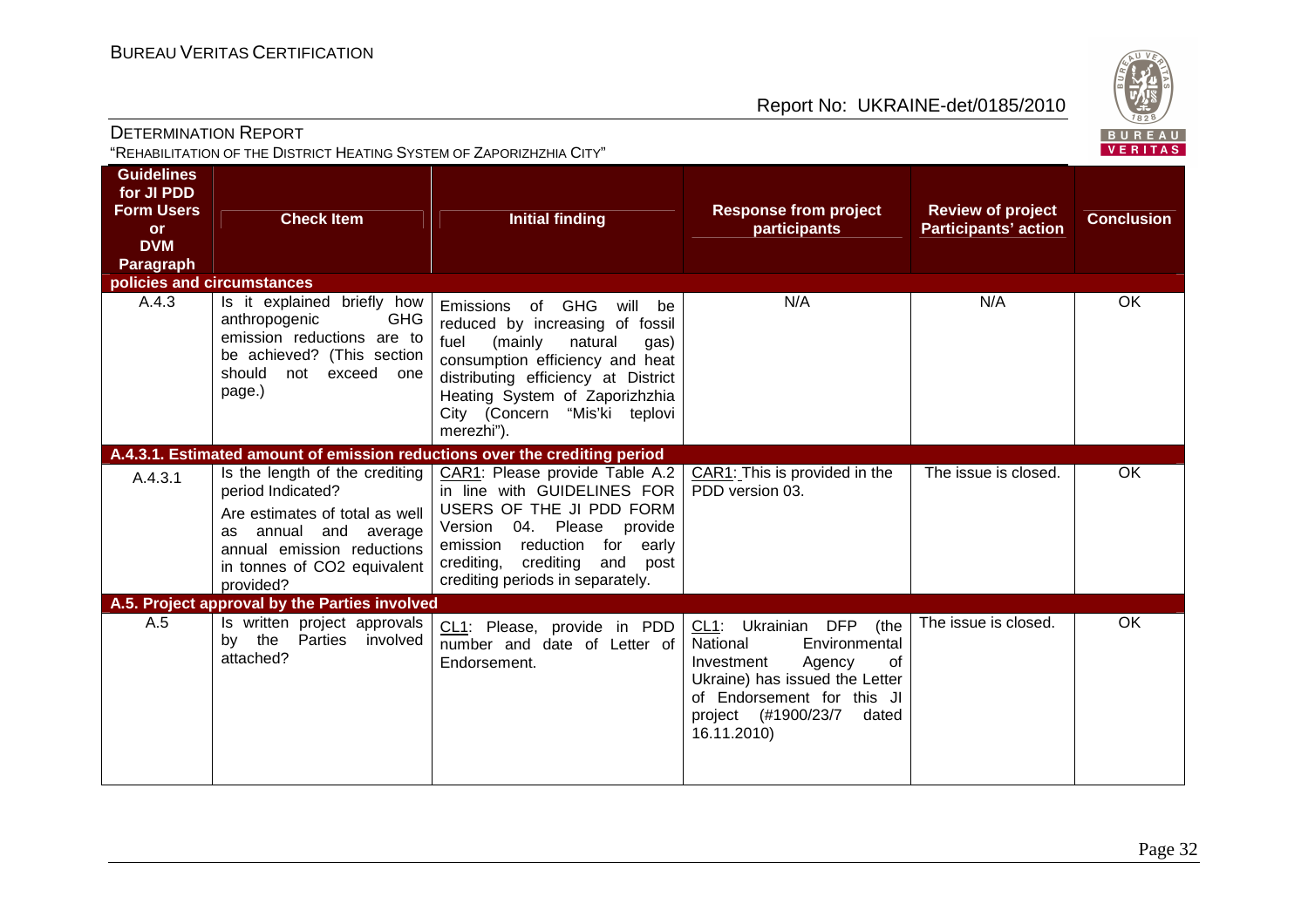| Guidelines for JI PDD Form Users or DVM Paragraph | Check Item | Initial finding | Response from project participants | Review of project Participants' action | Conclusion |
|---|---|---|---|---|---|
| **policies and circumstances** | | | | | |
| A.4.3 | Is it explained briefly how anthropogenic GHG emission reductions are to be achieved? (This section should not exceed one page.) | Emissions of GHG will be reduced by increasing of fossil fuel (mainly natural gas) consumption efficiency and heat distributing efficiency at District Heating System of Zaporizhzhia City (Concern "Mis'ki teplovi merezhi"). | N/A | N/A | OK |
| **A.4.3.1. Estimated amount of emission reductions over the crediting period** | | | | | |
| A.4.3.1 | Is the length of the crediting period Indicated?<br><br>Are estimates of total as well as annual and average annual emission reductions in tonnes of CO2 equivalent provided? | CAR1: Please provide Table A.2 in line with GUIDELINES FOR USERS OF THE JI PDD FORM Version 04. Please provide emission reduction for early crediting, crediting and post crediting periods in separately. | CAR1: This is provided in the PDD version 03. | The issue is closed. | OK |
| **A.5. Project approval by the Parties involved** | | | | | |
| A.5 | Is written project approvals by the Parties involved attached? | CL1: Please, provide in PDD number and date of Letter of Endorsement. | CL1: Ukrainian DFP (the National Environmental Investment Agency of Ukraine) has issued the Letter of Endorsement for this JI project (#1900/23/7 dated 16.11.2010) | The issue is closed. | OK |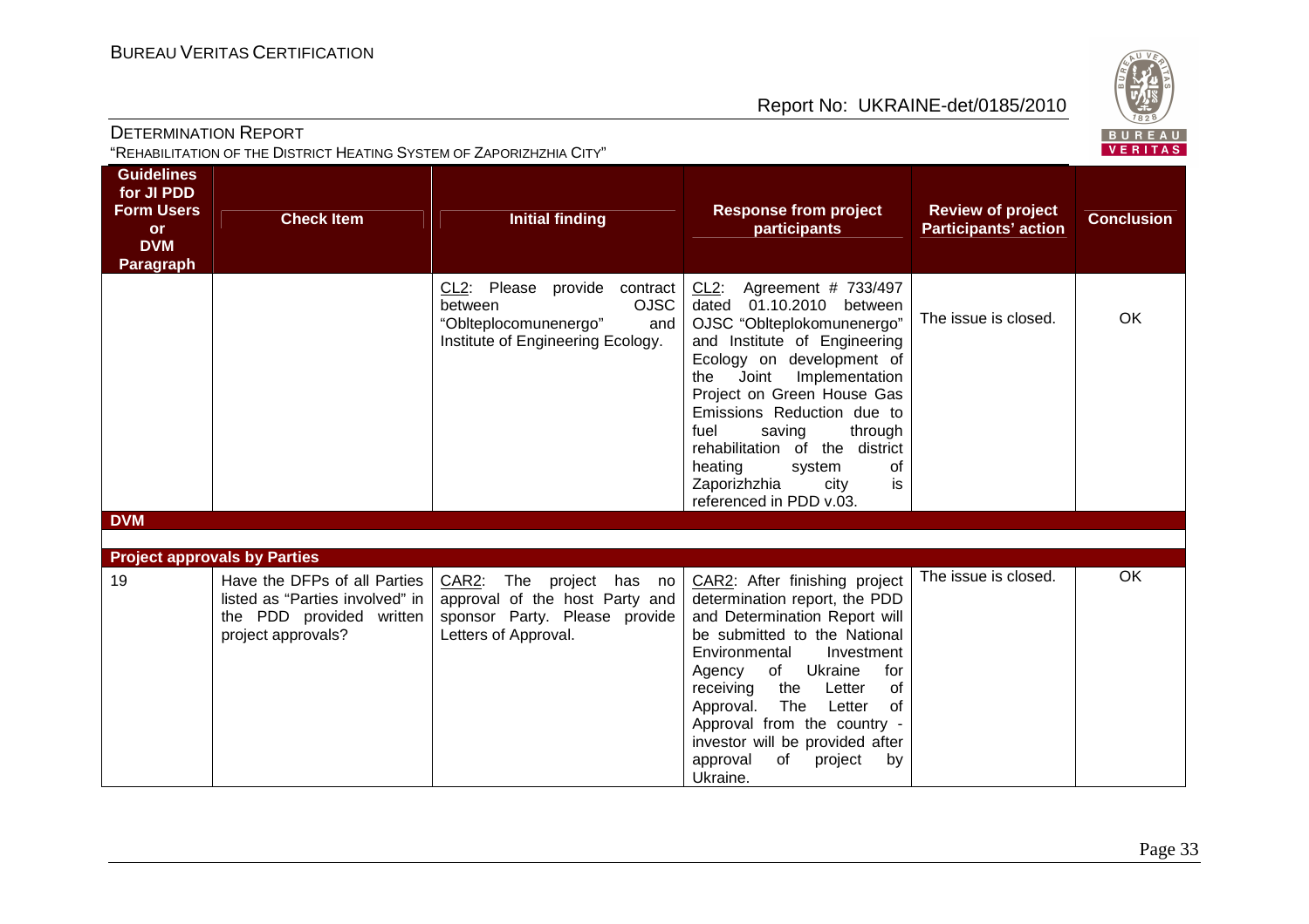| Guidelines for JI PDD Form Users or DVM Paragraph | Check Item | Initial finding | Response from project participants | Review of project Participants' action | Conclusion |
|---|---|---|---|---|---|
| | | CL2: Please provide contract between OJSC "Oblteplocomunenergo" and Institute of Engineering Ecology. | CL2: Agreement # 733/497 dated 01.10.2010 between OJSC "Oblteplokomunenergo" and Institute of Engineering Ecology on development of the Joint Implementation Project on Green House Gas Emissions Reduction due to fuel saving through rehabilitation of the district heating system of Zaporizhzhia city is referenced in PDD v.03. | The issue is closed. | OK |
| **DVM** | | | | | |
| **Project approvals by Parties** | | | | | |
| 19 | Have the DFPs of all Parties listed as "Parties involved" in the PDD provided written project approvals? | CAR2: The project has no approval of the host Party and sponsor Party. Please provide Letters of Approval. | CAR2: After finishing project determination report, the PDD and Determination Report will be submitted to the National Environmental Investment Agency of Ukraine for receiving the Letter of Approval. The Letter of Approval from the country - investor will be provided after approval of project by Ukraine. | The issue is closed. | OK |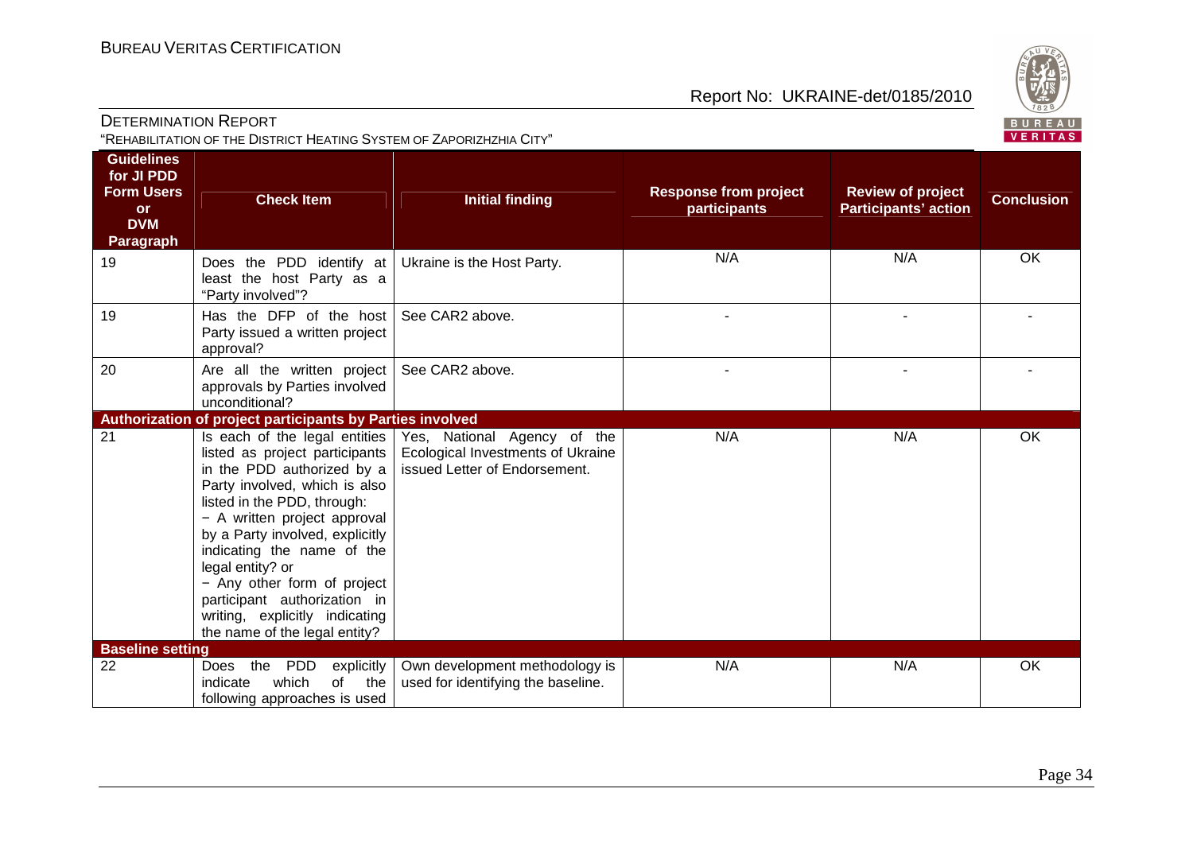| Guidelines for JI PDD Form Users or DVM Paragraph | Check Item | Initial finding | Response from project participants | Review of project Participants' action | Conclusion |
|---|---|---|---|---|---|
| 19 | Does the PDD identify at least the host Party as a "Party involved"? | Ukraine is the Host Party. | N/A | N/A | OK |
| 19 | Has the DFP of the host Party issued a written project approval? | See CAR2 above. | - | - | - |
| 20 | Are all the written project approvals by Parties involved unconditional? | See CAR2 above. | - | - | - |
| **Authorization of project participants by Parties involved** | | | | | |
| 21 | Is each of the legal entities listed as project participants in the PDD authorized by a Party involved, which is also listed in the PDD, through:<br>− A written project approval by a Party involved, explicitly indicating the name of the legal entity? or<br>− Any other form of project participant authorization in writing, explicitly indicating the name of the legal entity? | Yes, National Agency of the Ecological Investments of Ukraine issued Letter of Endorsement. | N/A | N/A | OK |
| **Baseline setting** | | | | | |
| 22 | Does the PDD explicitly indicate which of the following approaches is used | Own development methodology is used for identifying the baseline. | N/A | N/A | OK |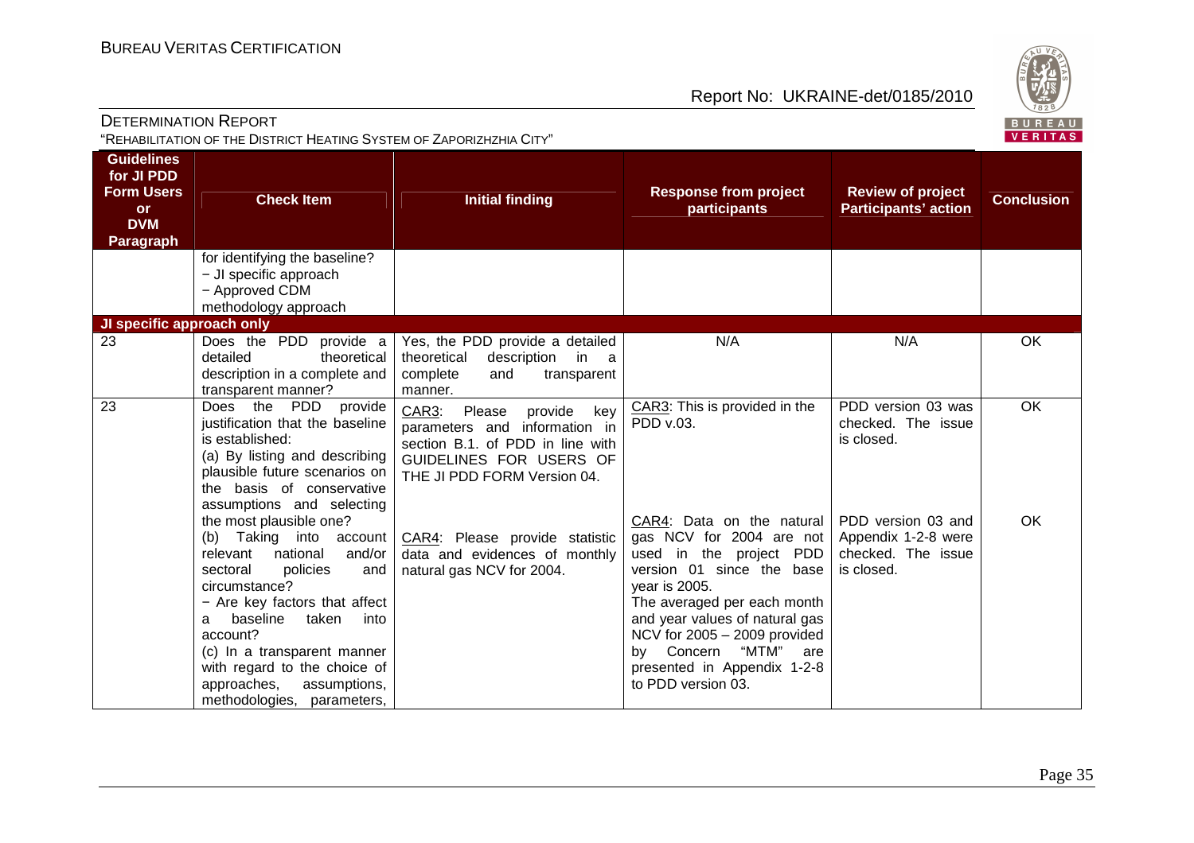| Guidelines for JI PDD Form Users or DVM Paragraph | Check Item | Initial finding | Response from project participants | Review of project Participants' action | Conclusion |
|---|---|---|---|---|---|
| | for identifying the baseline?<br>− JI specific approach<br>− Approved CDM methodology approach | | | | |
| **JI specific approach only** | | | | | |
| 23 | Does the PDD provide a detailed theoretical description in a complete and transparent manner? | Yes, the PDD provide a detailed theoretical description in a complete and transparent manner. | N/A | N/A | OK |
| 23 | Does the PDD provide justification that the baseline is established:<br>(a) By listing and describing plausible future scenarios on the basis of conservative assumptions and selecting the most plausible one?<br>(b) Taking into account relevant national and/or sectoral policies and circumstance?<br>− Are key factors that affect a baseline taken into account?<br>(c) In a transparent manner with regard to the choice of approaches, assumptions, methodologies, parameters, | CAR3: Please provide key parameters and information in section B.1. of PDD in line with GUIDELINES FOR USERS OF THE JI PDD FORM Version 04.<br><br>CAR4: Please provide statistic data and evidences of monthly natural gas NCV for 2004. | CAR3: This is provided in the PDD v.03.<br><br>CAR4: Data on the natural gas NCV for 2004 are not used in the project PDD version 01 since the base year is 2005.<br>The averaged per each month and year values of natural gas NCV for 2005 – 2009 provided by Concern "MTM" are presented in Appendix 1-2-8 to PDD version 03. | PDD version 03 was checked. The issue is closed.<br><br>PDD version 03 and Appendix 1-2-8 were checked. The issue is closed. | OK<br><br>OK |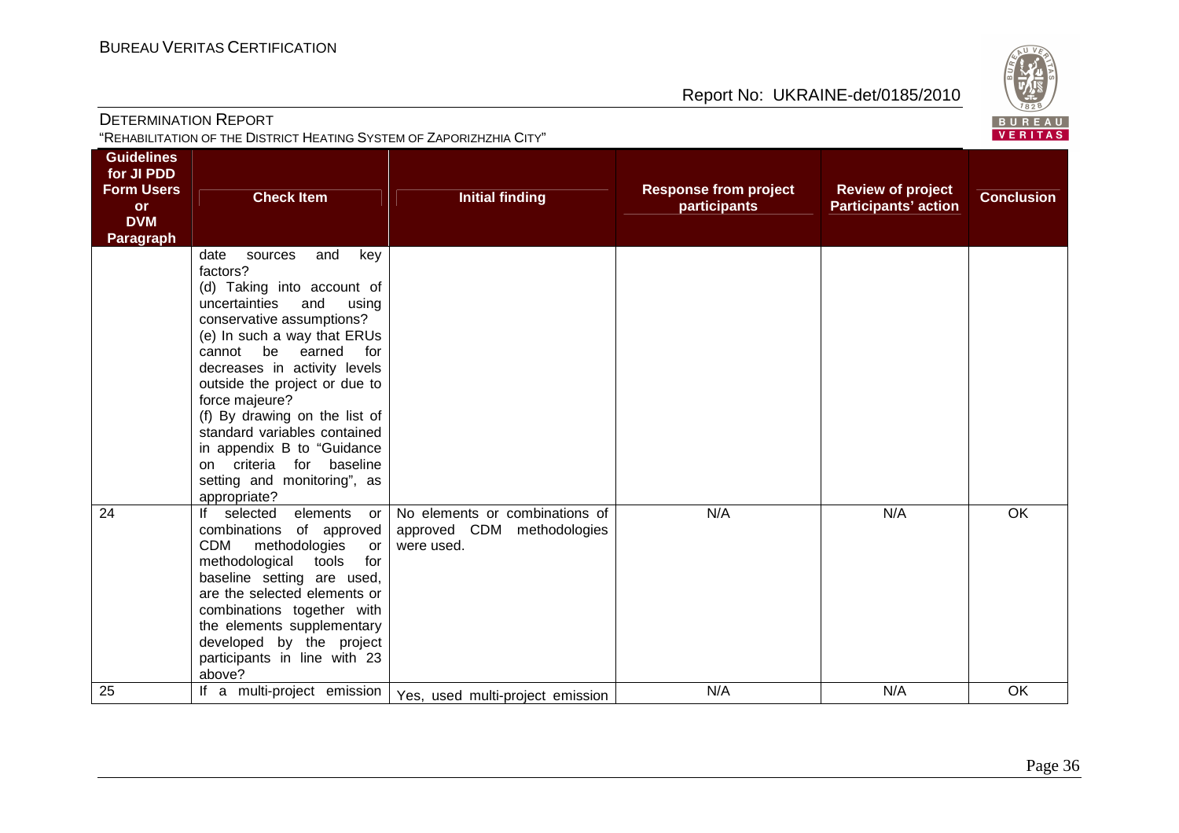| Guidelines for JI PDD Form Users or DVM Paragraph | Check Item | Initial finding | Response from project participants | Review of project Participants' action | Conclusion |
|---|---|---|---|---|---|
| | date sources and key factors?<br>(d) Taking into account of uncertainties and using conservative assumptions?<br>(e) In such a way that ERUs cannot be earned for decreases in activity levels outside the project or due to force majeure?<br>(f) By drawing on the list of standard variables contained in appendix B to "Guidance on criteria for baseline setting and monitoring", as appropriate? | | | | |
| 24 | If selected elements or combinations of approved CDM methodologies or methodological tools for baseline setting are used, are the selected elements or combinations together with the elements supplementary developed by the project participants in line with 23 above? | No elements or combinations of approved CDM methodologies were used. | N/A | N/A | OK |
| 25 | If a multi-project emission | Yes, used multi-project emission | N/A | N/A | OK |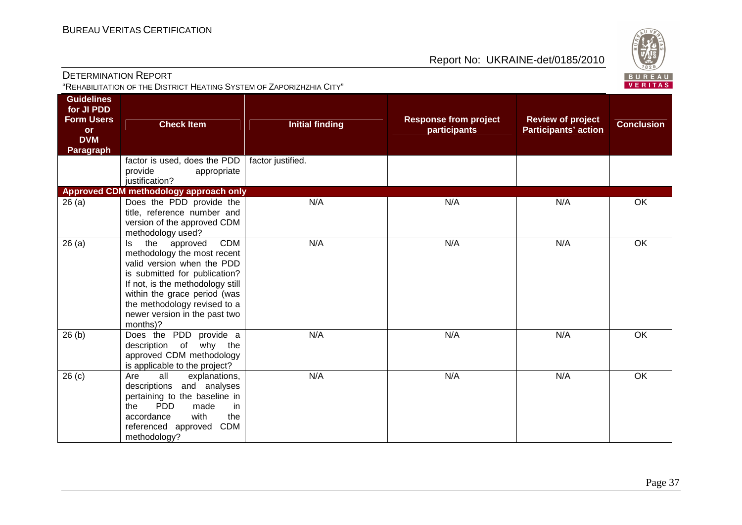| Guidelines for JI PDD Form Users or DVM Paragraph | Check Item | Initial finding | Response from project participants | Review of project Participants' action | Conclusion |
|---|---|---|---|---|---|
| | factor is used, does the PDD provide appropriate justification? | factor justified. | | | |
| **Approved CDM methodology approach only** | | | | | |
| 26 (a) | Does the PDD provide the title, reference number and version of the approved CDM methodology used? | N/A | N/A | N/A | OK |
| 26 (a) | Is the approved CDM methodology the most recent valid version when the PDD is submitted for publication? If not, is the methodology still within the grace period (was the methodology revised to a newer version in the past two months)? | N/A | N/A | N/A | OK |
| 26 (b) | Does the PDD provide a description of why the approved CDM methodology is applicable to the project? | N/A | N/A | N/A | OK |
| 26 (c) | Are all explanations, descriptions and analyses pertaining to the baseline in the PDD made in accordance with the referenced approved CDM methodology? | N/A | N/A | N/A | OK |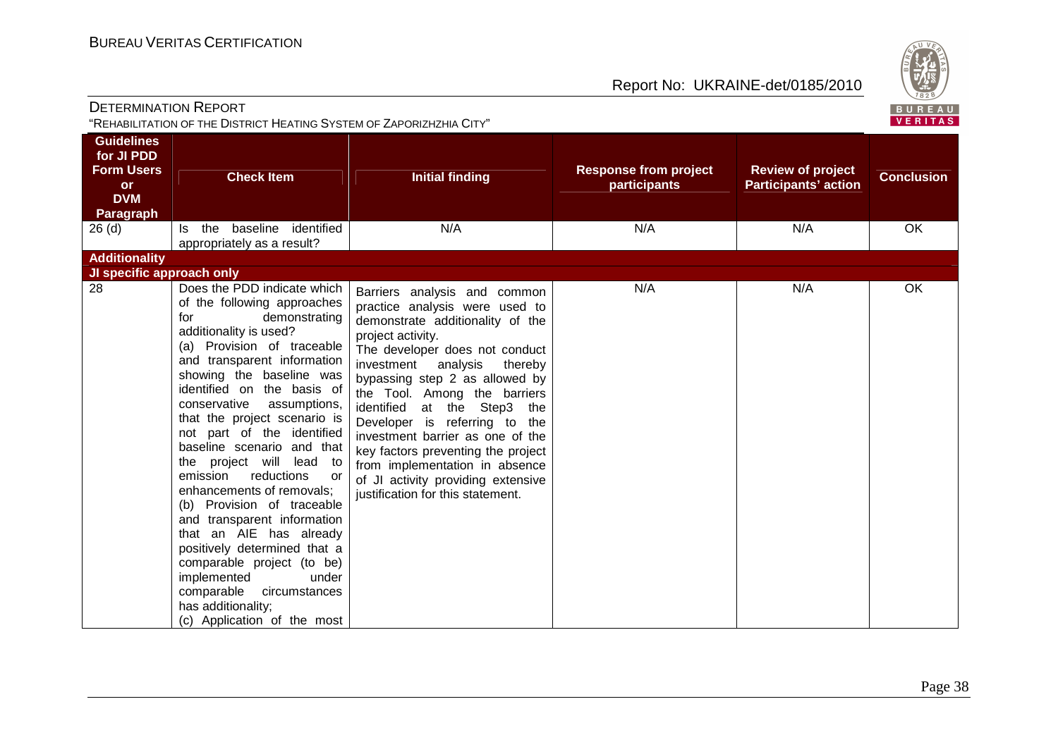| Guidelines for JI PDD Form Users or DVM Paragraph | Check Item | Initial finding | Response from project participants | Review of project Participants' action | Conclusion |
|---|---|---|---|---|---|
| 26 (d) | Is the baseline identified appropriately as a result? | N/A | N/A | N/A | OK |
| **Additionality** | | | | | |
| **JI specific approach only** | | | | | |
| 28 | Does the PDD indicate which of the following approaches for demonstrating additionality is used? (a) Provision of traceable and transparent information showing the baseline was identified on the basis of conservative assumptions, that the project scenario is not part of the identified baseline scenario and that the project will lead to emission reductions or enhancements of removals; (b) Provision of traceable and transparent information that an AIE has already positively determined that a comparable project (to be) implemented under comparable circumstances has additionality; (c) Application of the most | Barriers analysis and common practice analysis were used to demonstrate additionality of the project activity. The developer does not conduct investment analysis thereby bypassing step 2 as allowed by the Tool. Among the barriers identified at the Step3 the Developer is referring to the investment barrier as one of the key factors preventing the project from implementation in absence of JI activity providing extensive justification for this statement. | N/A | N/A | OK |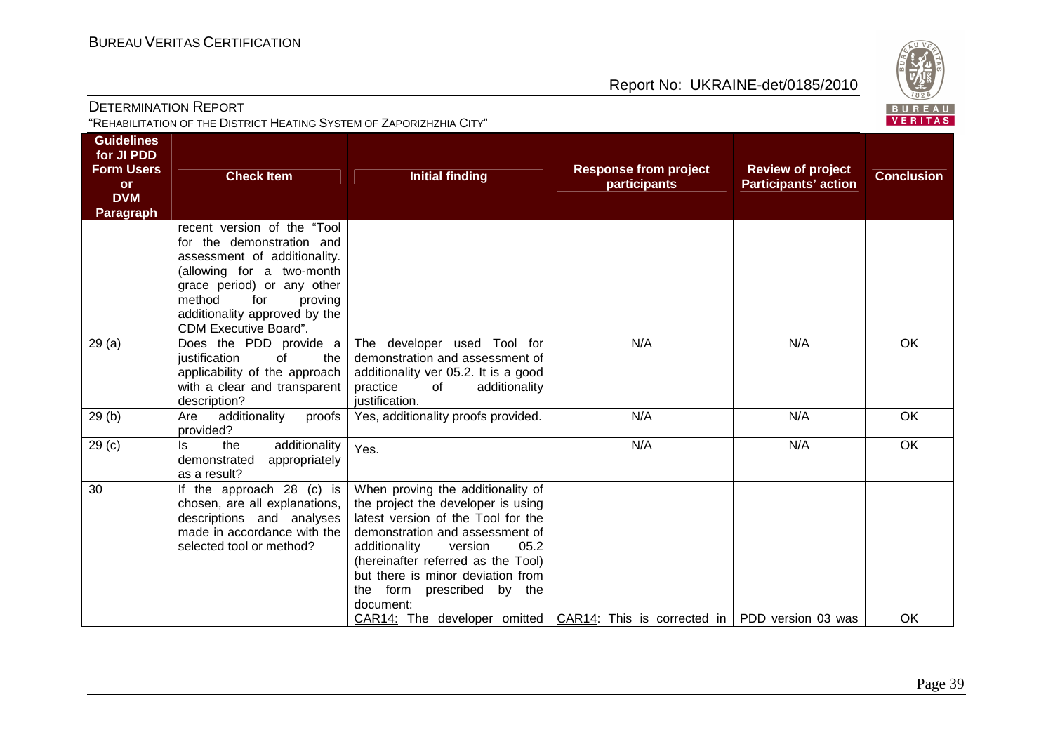| Guidelines for JI PDD Form Users or DVM Paragraph | Check Item | Initial finding | Response from project participants | Review of project Participants' action | Conclusion |
|---|---|---|---|---|---|
| | recent version of the "Tool for the demonstration and assessment of additionality. (allowing for a two-month grace period) or any other method for proving additionality approved by the CDM Executive Board". | | | | |
| 29 (a) | Does the PDD provide a justification of the applicability of the approach with a clear and transparent description? | The developer used Tool for demonstration and assessment of additionality ver 05.2. It is a good practice of additionality justification. | N/A | N/A | OK |
| 29 (b) | Are additionality proofs provided? | Yes, additionality proofs provided. | N/A | N/A | OK |
| 29 (c) | Is the additionality demonstrated appropriately as a result? | Yes. | N/A | N/A | OK |
| 30 | If the approach 28 (c) is chosen, are all explanations, descriptions and analyses made in accordance with the selected tool or method? | When proving the additionality of the project the developer is using latest version of the Tool for the demonstration and assessment of additionality version 05.2 (hereinafter referred as the Tool) but there is minor deviation from the form prescribed by the document:<br>CAR14: The developer omitted | CAR14: This is corrected in | PDD version 03 was | OK |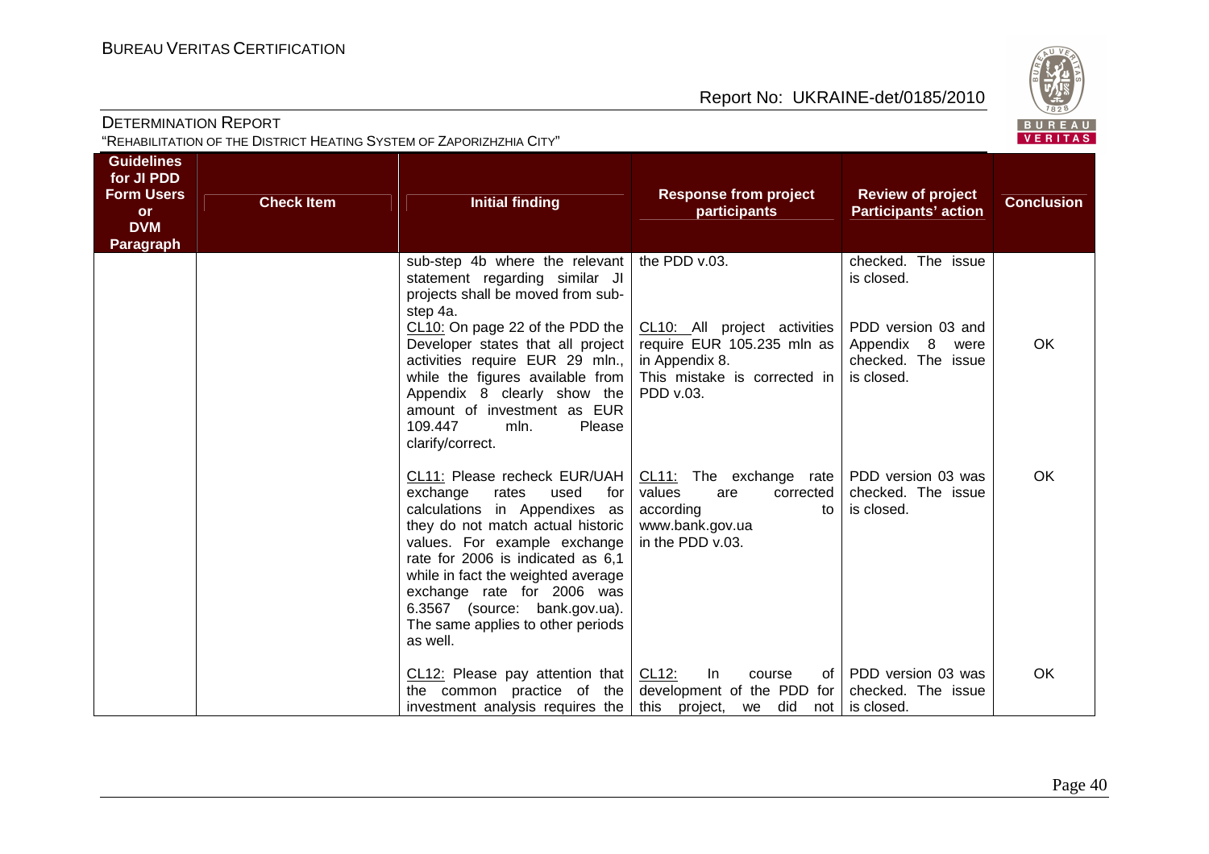| Guidelines for JI PDD Form Users or DVM Paragraph | Check Item | Initial finding | Response from project participants | Review of project Participants' action | Conclusion |
|---|---|---|---|---|---|
| | | sub-step 4b where the relevant statement regarding similar JI projects shall be moved from sub-step 4a. | the PDD v.03. | checked. The issue is closed. | |
| | | CL10: On page 22 of the PDD the Developer states that all project activities require EUR 29 mln., while the figures available from Appendix 8 clearly show the amount of investment as EUR 109.447 mln. Please clarify/correct. | CL10: All project activities require EUR 105.235 mln as in Appendix 8. This mistake is corrected in PDD v.03. | PDD version 03 and Appendix 8 were checked. The issue is closed. | OK |
| | | CL11: Please recheck EUR/UAH exchange rates used for calculations in Appendixes as they do not match actual historic values. For example exchange rate for 2006 is indicated as 6,1 while in fact the weighted average exchange rate for 2006 was 6.3567 (source: bank.gov.ua). The same applies to other periods as well. | CL11: The exchange rate values are corrected according to www.bank.gov.ua in the PDD v.03. | PDD version 03 was checked. The issue is closed. | OK |
| | | CL12: Please pay attention that the common practice of the investment analysis requires the | CL12: In course of development of the PDD for this project, we did not | PDD version 03 was checked. The issue is closed. | OK |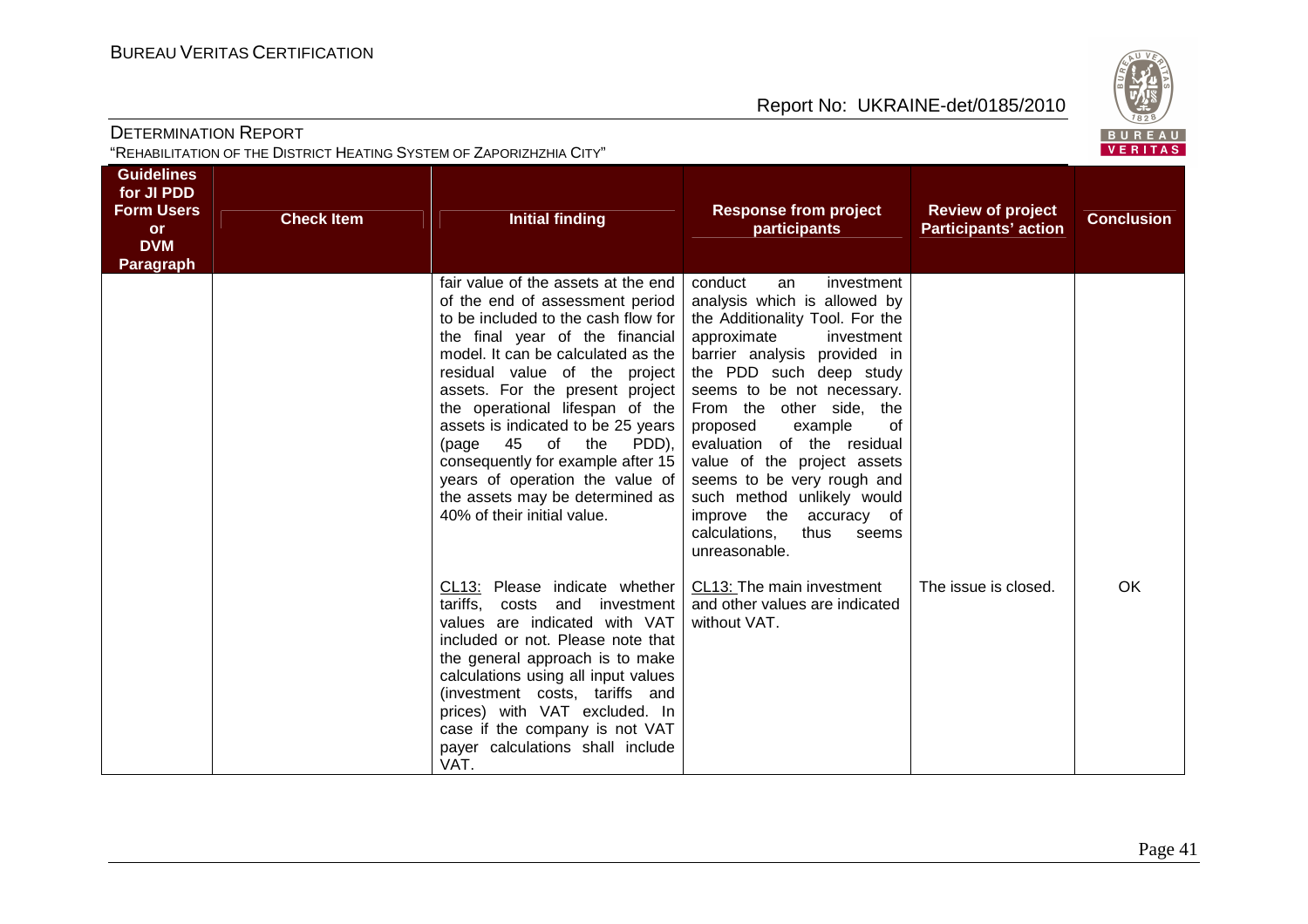| Guidelines for JI PDD Form Users or DVM Paragraph | Check Item | Initial finding | Response from project participants | Review of project Participants' action | Conclusion |
|---|---|---|---|---|---|
| | | fair value of the assets at the end of the end of assessment period to be included to the cash flow for the final year of the financial model. It can be calculated as the residual value of the project assets. For the present project the operational lifespan of the assets is indicated to be 25 years (page 45 of the PDD), consequently for example after 15 years of operation the value of the assets may be determined as 40% of their initial value. | conduct an investment analysis which is allowed by the Additionality Tool. For the approximate investment barrier analysis provided in the PDD such deep study seems to be not necessary. From the other side, the proposed example of evaluation of the residual value of the project assets seems to be very rough and such method unlikely would improve the accuracy of calculations, thus seems unreasonable. | | |
| | | CL13: Please indicate whether tariffs, costs and investment values are indicated with VAT included or not. Please note that the general approach is to make calculations using all input values (investment costs, tariffs and prices) with VAT excluded. In case if the company is not VAT payer calculations shall include VAT. | CL13: The main investment and other values are indicated without VAT. | The issue is closed. | OK |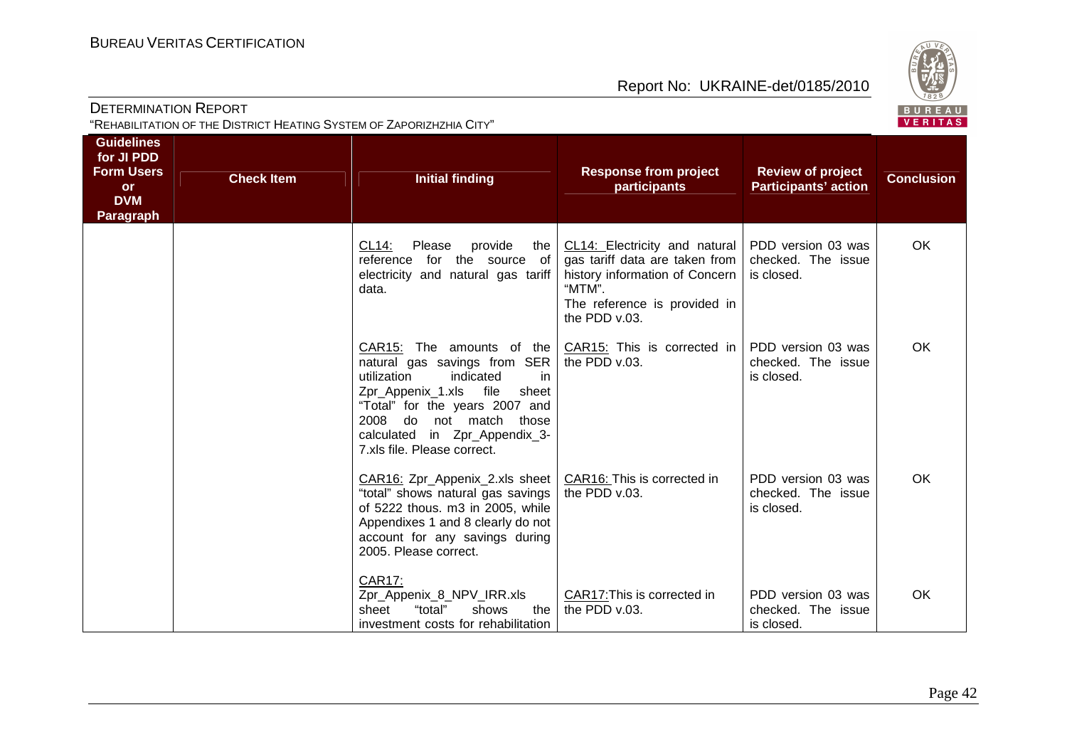| Guidelines for JI PDD Form Users or DVM Paragraph | Check Item | Initial finding | Response from project participants | Review of project Participants' action | Conclusion |
|---|---|---|---|---|---|
| | | CL14: Please provide the reference for the source of electricity and natural gas tariff data. | CL14: Electricity and natural gas tariff data are taken from history information of Concern "MTM". The reference is provided in the PDD v.03. | PDD version 03 was checked. The issue is closed. | OK |
| | | CAR15: The amounts of the natural gas savings from SER utilization indicated in Zpr_Appenix_1.xls file sheet "Total" for the years 2007 and 2008 do not match those calculated in Zpr_Appendix_3-7.xls file. Please correct. | CAR15: This is corrected in the PDD v.03. | PDD version 03 was checked. The issue is closed. | OK |
| | | CAR16: Zpr_Appenix_2.xls sheet "total" shows natural gas savings of 5222 thous. m3 in 2005, while Appendixes 1 and 8 clearly do not account for any savings during 2005. Please correct. | CAR16: This is corrected in the PDD v.03. | PDD version 03 was checked. The issue is closed. | OK |
| | | CAR17: Zpr_Appenix_8_NPV_IRR.xls sheet "total" shows the investment costs for rehabilitation | CAR17:This is corrected in the PDD v.03. | PDD version 03 was checked. The issue is closed. | OK |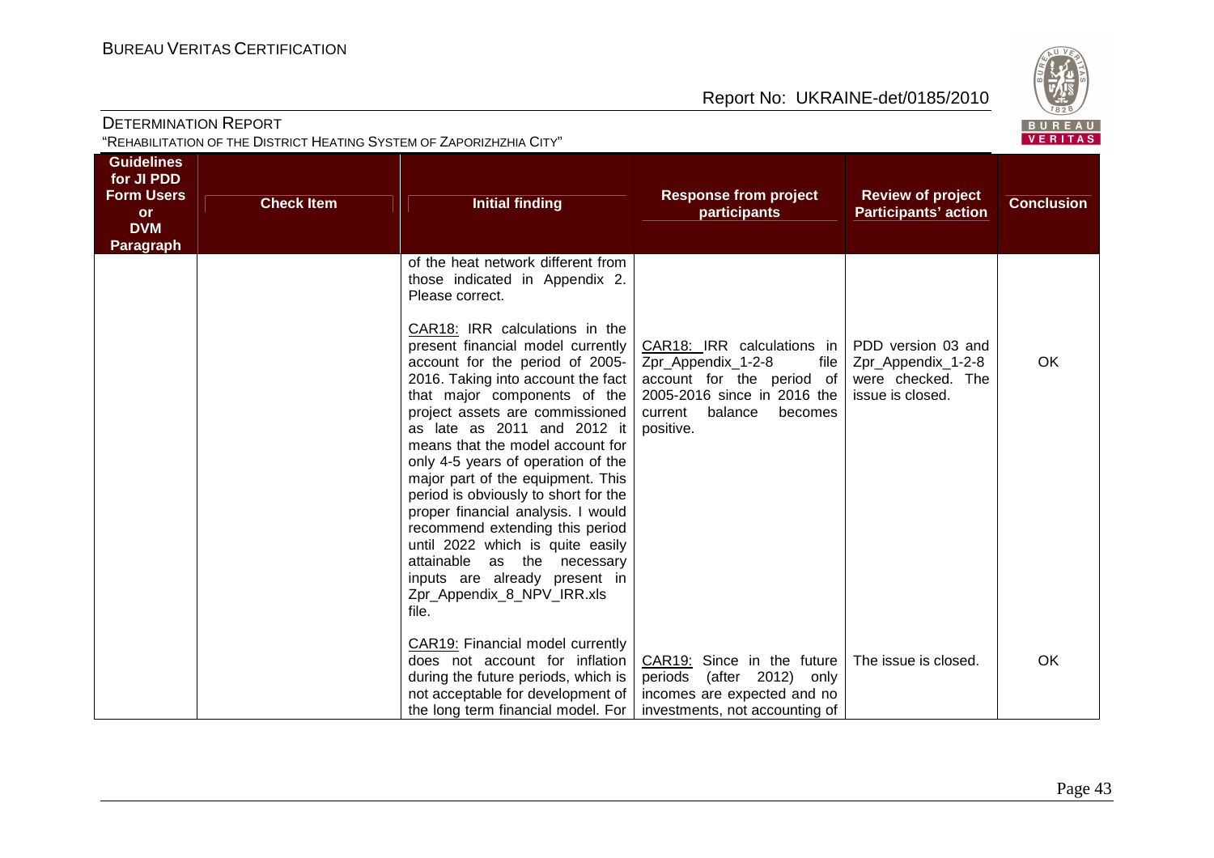| Guidelines for JI PDD Form Users or DVM Paragraph | Check Item | Initial finding | Response from project participants | Review of project Participants' action | Conclusion |
|---|---|---|---|---|---|
| | | of the heat network different from those indicated in Appendix 2. Please correct. | | | |
| | | CAR18: IRR calculations in the present financial model currently account for the period of 2005-2016. Taking into account the fact that major components of the project assets are commissioned as late as 2011 and 2012 it means that the model account for only 4-5 years of operation of the major part of the equipment. This period is obviously to short for the proper financial analysis. I would recommend extending this period until 2022 which is quite easily attainable as the necessary inputs are already present in Zpr_Appendix_8_NPV_IRR.xls file. | CAR18: IRR calculations in Zpr_Appendix_1-2-8 file account for the period of 2005-2016 since in 2016 the current balance becomes positive. | PDD version 03 and Zpr_Appendix_1-2-8 were checked. The issue is closed. | OK |
| | | CAR19: Financial model currently does not account for inflation during the future periods, which is not acceptable for development of the long term financial model. For | CAR19: Since in the future periods (after 2012) only incomes are expected and no investments, not accounting of | The issue is closed. | OK |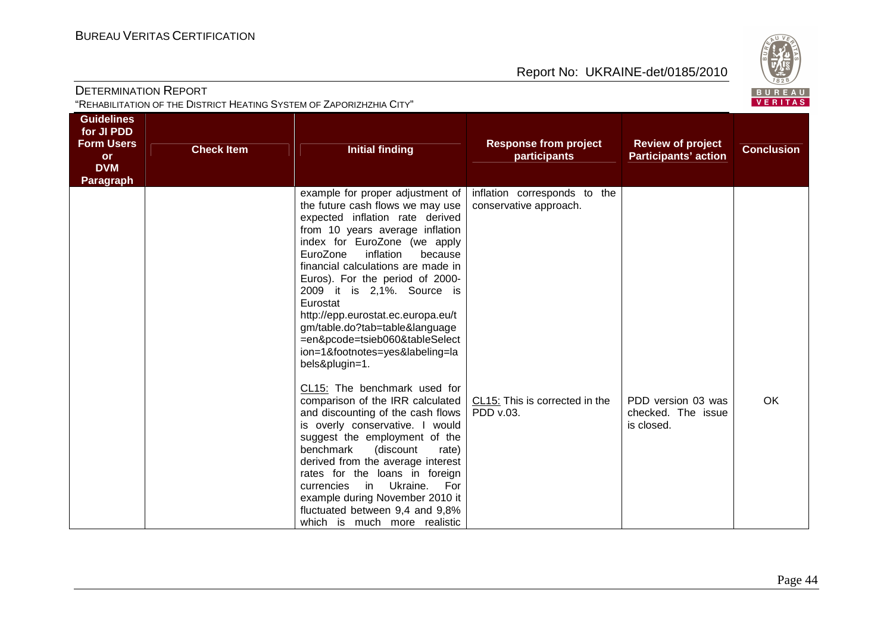| Guidelines for JI PDD Form Users or DVM Paragraph | Check Item | Initial finding | Response from project participants | Review of project Participants' action | Conclusion |
|---|---|---|---|---|---|
| | | example for proper adjustment of the future cash flows we may use expected inflation rate derived from 10 years average inflation index for EuroZone (we apply EuroZone inflation because financial calculations are made in Euros). For the period of 2000-2009 it is 2,1%. Source is Eurostat http://epp.eurostat.ec.europa.eu/tgm/table.do?tab=table&language=en&pcode=tsieb060&tableSelection=1&footnotes=yes&labeling=labels&plugin=1. | inflation corresponds to the conservative approach. | | |
| | | CL15: The benchmark used for comparison of the IRR calculated and discounting of the cash flows is overly conservative. I would suggest the employment of the benchmark (discount rate) derived from the average interest rates for the loans in foreign currencies in Ukraine. For example during November 2010 it fluctuated between 9,4 and 9,8% which is much more realistic | CL15: This is corrected in the PDD v.03. | PDD version 03 was checked. The issue is closed. | OK |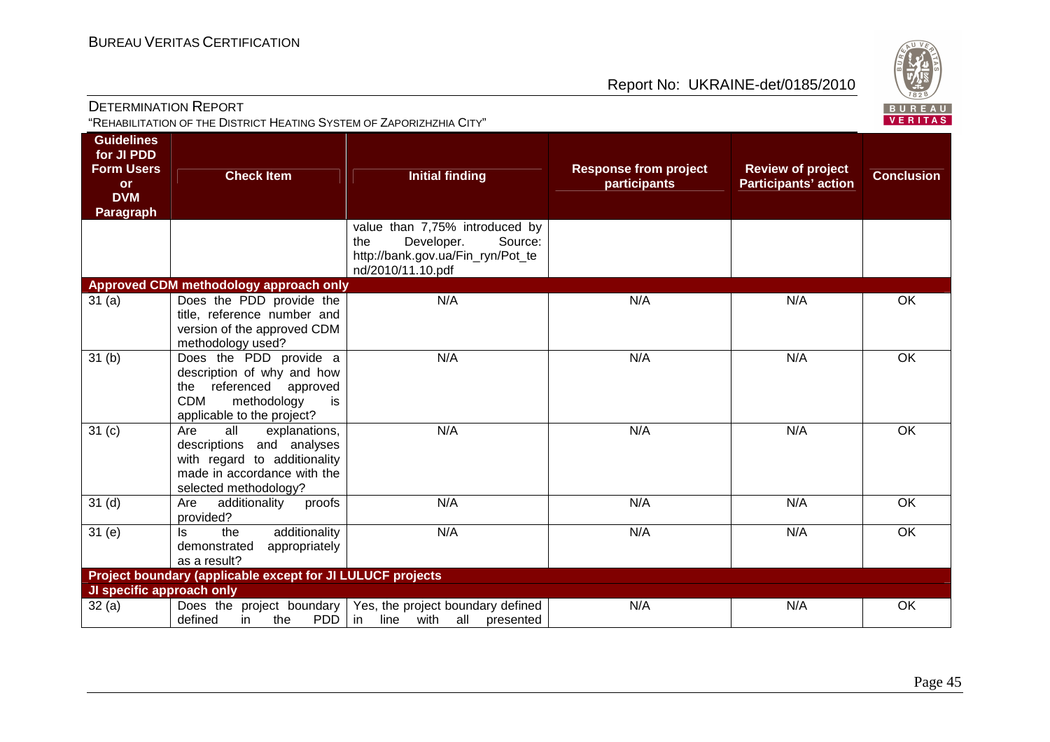| Guidelines for JI PDD Form Users or DVM Paragraph | Check Item | Initial finding | Response from project participants | Review of project Participants' action | Conclusion |
|---|---|---|---|---|---|
| | | value than 7,75% introduced by the Developer. Source: http://bank.gov.ua/Fin_ryn/Pot_tend/2010/11.10.pdf | | | |
| **Approved CDM methodology approach only** | | | | | |
| 31 (a) | Does the PDD provide the title, reference number and version of the approved CDM methodology used? | N/A | N/A | N/A | OK |
| 31 (b) | Does the PDD provide a description of why and how the referenced approved CDM methodology is applicable to the project? | N/A | N/A | N/A | OK |
| 31 (c) | Are all explanations, descriptions and analyses with regard to additionality made in accordance with the selected methodology? | N/A | N/A | N/A | OK |
| 31 (d) | Are additionality proofs provided? | N/A | N/A | N/A | OK |
| 31 (e) | Is the additionality demonstrated appropriately as a result? | N/A | N/A | N/A | OK |
| **Project boundary (applicable except for JI LULUCF projects** | | | | | |
| **JI specific approach only** | | | | | |
| 32 (a) | Does the project boundary defined in the PDD | Yes, the project boundary defined in line with all presented | N/A | N/A | OK |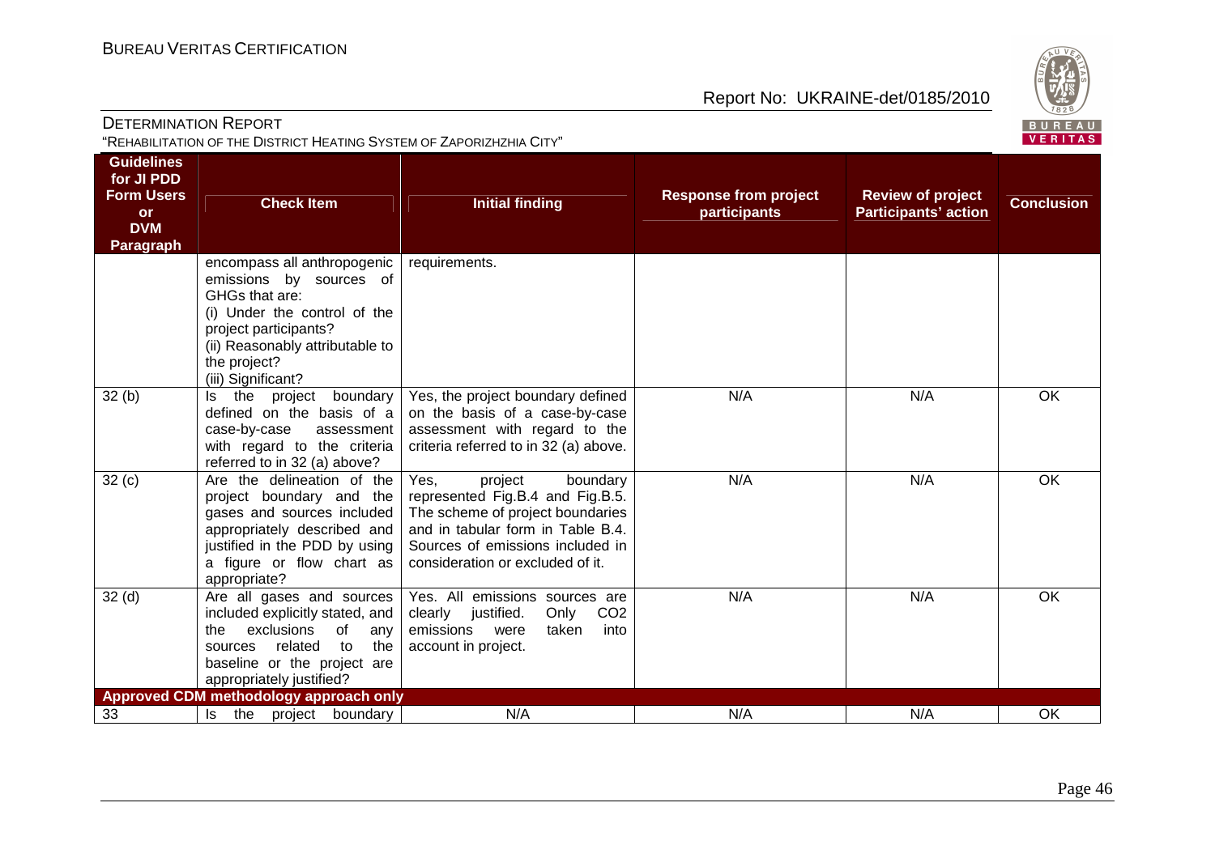| Guidelines for JI PDD Form Users or DVM Paragraph | Check Item | Initial finding | Response from project participants | Review of project Participants' action | Conclusion |
|---|---|---|---|---|---|
| | encompass all anthropogenic emissions by sources of GHGs that are:<br>(i) Under the control of the project participants?<br>(ii) Reasonably attributable to the project?<br>(iii) Significant? | requirements. | | | |
| 32 (b) | Is the project boundary defined on the basis of a case-by-case assessment with regard to the criteria referred to in 32 (a) above? | Yes, the project boundary defined on the basis of a case-by-case assessment with regard to the criteria referred to in 32 (a) above. | N/A | N/A | OK |
| 32 (c) | Are the delineation of the project boundary and the gases and sources included appropriately described and justified in the PDD by using a figure or flow chart as appropriate? | Yes, project boundary represented Fig.B.4 and Fig.B.5. The scheme of project boundaries and in tabular form in Table B.4. Sources of emissions included in consideration or excluded of it. | N/A | N/A | OK |
| 32 (d) | Are all gases and sources included explicitly stated, and the exclusions of any sources related to the baseline or the project are appropriately justified? | Yes. All emissions sources are clearly justified. Only $CO_2$ emissions were taken into account in project. | N/A | N/A | OK |
| **Approved CDM methodology approach only** | | | | | |
| 33 | Is the project boundary | N/A | N/A | N/A | OK |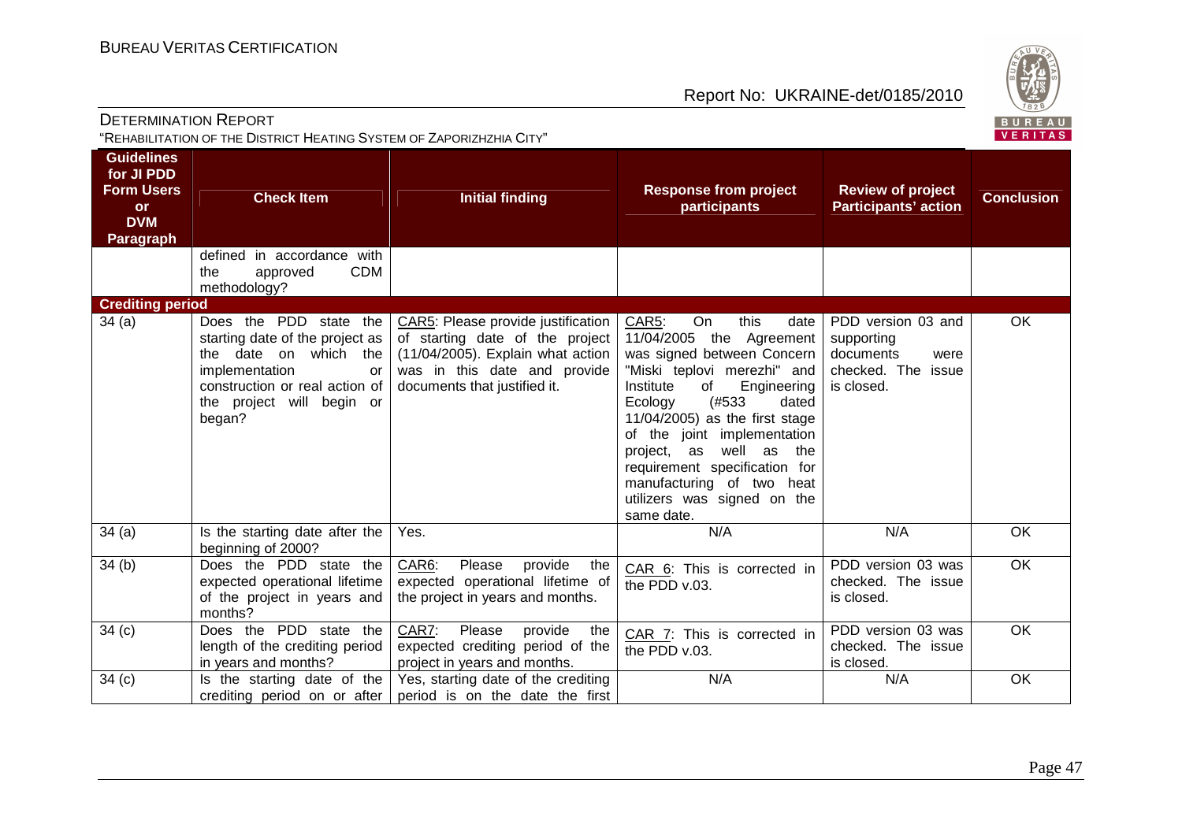| Guidelines for JI PDD Form Users or DVM Paragraph | Check Item | Initial finding | Response from project participants | Review of project Participants' action | Conclusion |
|---|---|---|---|---|---|
| | defined in accordance with the approved CDM methodology? | | | | |
| **Crediting period** | | | | | |
| 34 (a) | Does the PDD state the starting date of the project as the date on which the implementation or construction or real action of the project will begin or began? | CAR5: Please provide justification of starting date of the project (11/04/2005). Explain what action was in this date and provide documents that justified it. | CAR5: On this date 11/04/2005 the Agreement was signed between Concern "Miski teplovi merezhi" and Institute of Engineering Ecology (#533 dated 11/04/2005) as the first stage of the joint implementation project, as well as the requirement specification for manufacturing of two heat utilizers was signed on the same date. | PDD version 03 and supporting documents were checked. The issue is closed. | OK |
| 34 (a) | Is the starting date after the beginning of 2000? | Yes. | N/A | N/A | OK |
| 34 (b) | Does the PDD state the expected operational lifetime of the project in years and months? | CAR6: Please provide the expected operational lifetime of the project in years and months. | CAR 6: This is corrected in the PDD v.03. | PDD version 03 was checked. The issue is closed. | OK |
| 34 (c) | Does the PDD state the length of the crediting period in years and months? | CAR7: Please provide the expected crediting period of the project in years and months. | CAR 7: This is corrected in the PDD v.03. | PDD version 03 was checked. The issue is closed. | OK |
| 34 (c) | Is the starting date of the crediting period on or after | Yes, starting date of the crediting period is on the date the first | N/A | N/A | OK |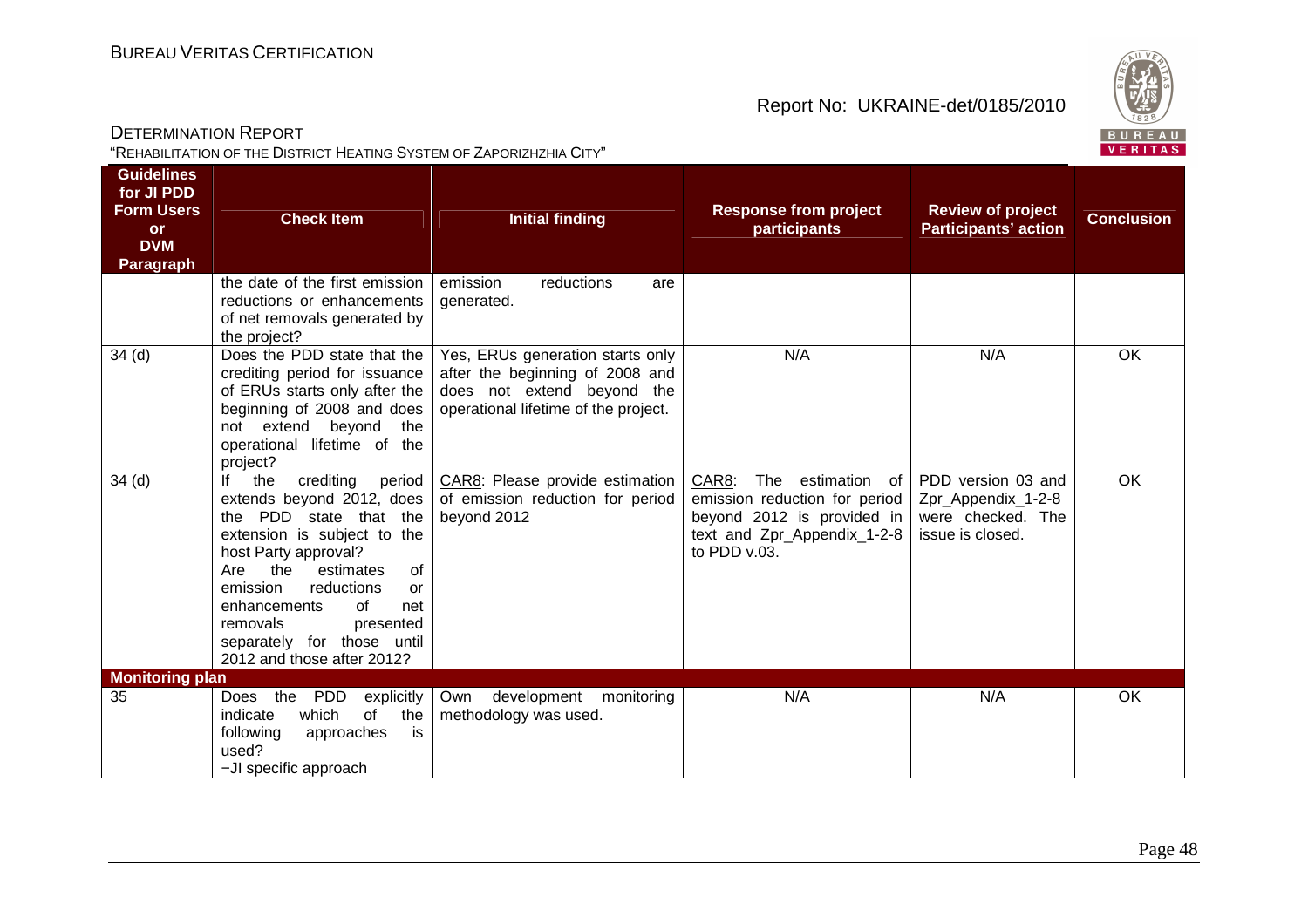| Guidelines for JI PDD Form Users or DVM Paragraph | Check Item | Initial finding | Response from project participants | Review of project Participants' action | Conclusion |
|---|---|---|---|---|---|
| | the date of the first emission reductions or enhancements of net removals generated by the project? | emission reductions are generated. | | | |
| 34 (d) | Does the PDD state that the crediting period for issuance of ERUs starts only after the beginning of 2008 and does not extend beyond the operational lifetime of the project? | Yes, ERUs generation starts only after the beginning of 2008 and does not extend beyond the operational lifetime of the project. | N/A | N/A | OK |
| 34 (d) | If the crediting period extends beyond 2012, does the PDD state that the extension is subject to the host Party approval?<br>Are the estimates of emission reductions or enhancements of net removals presented separately for those until 2012 and those after 2012? | CAR8: Please provide estimation of emission reduction for period beyond 2012 | CAR8: The estimation of emission reduction for period beyond 2012 is provided in text and Zpr_Appendix_1-2-8 to PDD v.03. | PDD version 03 and Zpr_Appendix_1-2-8 were checked. The issue is closed. | OK |
| **Monitoring plan** | | | | | |
| 35 | Does the PDD explicitly indicate which of the following approaches is used?<br>−JI specific approach | Own development monitoring methodology was used. | N/A | N/A | OK |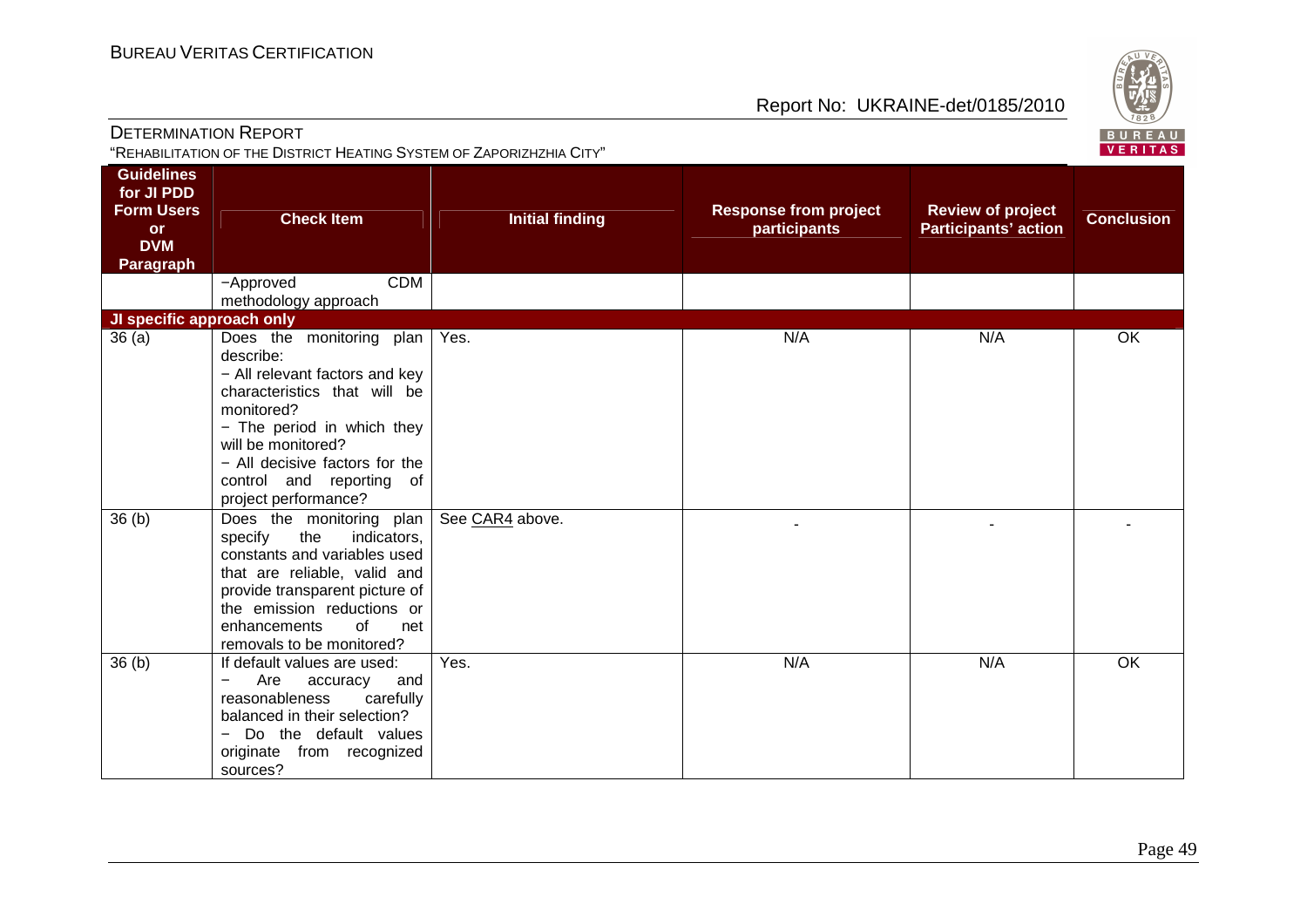| Guidelines for JI PDD Form Users or DVM Paragraph | Check Item | Initial finding | Response from project participants | Review of project Participants' action | Conclusion |
|---|---|---|---|---|---|
| | −Approved CDM methodology approach | | | | |
| **JI specific approach only** | | | | | |
| 36 (a) | Does the monitoring plan describe:<br>− All relevant factors and key characteristics that will be monitored?<br>− The period in which they will be monitored?<br>− All decisive factors for the control and reporting of project performance? | Yes. | N/A | N/A | OK |
| 36 (b) | Does the monitoring plan specify the indicators, constants and variables used that are reliable, valid and provide transparent picture of the emission reductions or enhancements of net removals to be monitored? | See CAR4 above. | - | - | - |
| 36 (b) | If default values are used:<br>− Are accuracy and reasonableness carefully balanced in their selection?<br>− Do the default values originate from recognized sources? | Yes. | N/A | N/A | OK |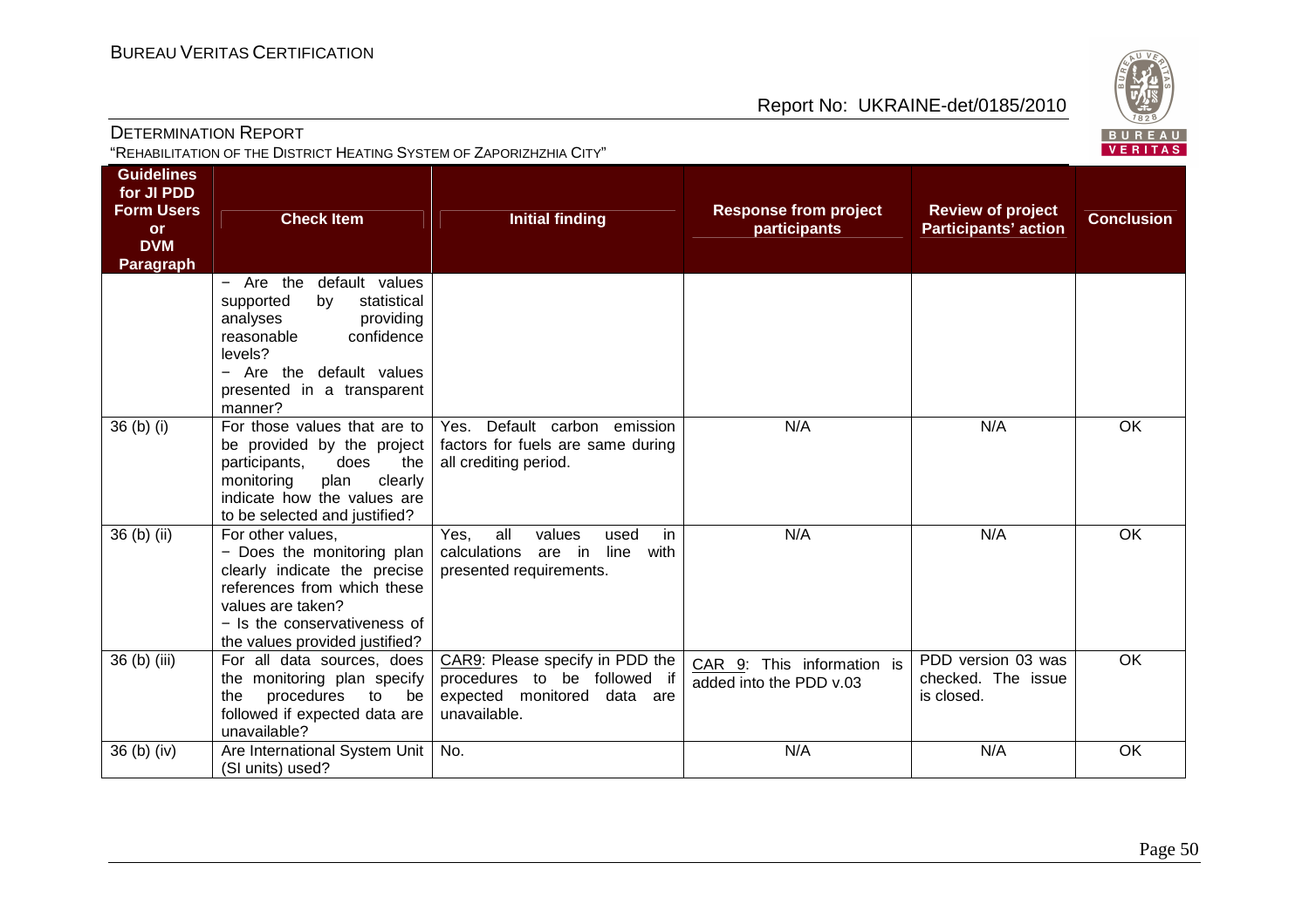| Guidelines for JI PDD Form Users or DVM Paragraph | Check Item | Initial finding | Response from project participants | Review of project Participants' action | Conclusion |
|---|---|---|---|---|---|
| | − Are the default values supported by statistical analyses providing reasonable confidence levels?<br>− Are the default values presented in a transparent manner? | | | | |
| 36 (b) (i) | For those values that are to be provided by the project participants, does the monitoring plan clearly indicate how the values are to be selected and justified? | Yes. Default carbon emission factors for fuels are same during all crediting period. | N/A | N/A | OK |
| 36 (b) (ii) | For other values,<br>− Does the monitoring plan clearly indicate the precise references from which these values are taken?<br>− Is the conservativeness of the values provided justified? | Yes, all values used in calculations are in line with presented requirements. | N/A | N/A | OK |
| 36 (b) (iii) | For all data sources, does the monitoring plan specify the procedures to be followed if expected data are unavailable? | CAR9: Please specify in PDD the procedures to be followed if expected monitored data are unavailable. | CAR 9: This information is added into the PDD v.03 | PDD version 03 was checked. The issue is closed. | OK |
| 36 (b) (iv) | Are International System Unit (SI units) used? | No. | N/A | N/A | OK |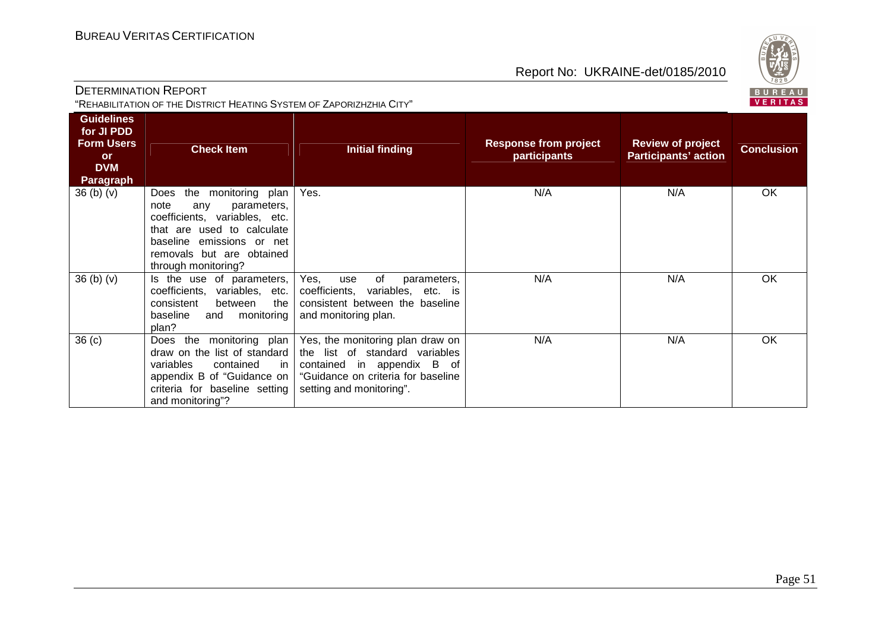| Guidelines for JI PDD Form Users or DVM Paragraph | Check Item | Initial finding | Response from project participants | Review of project Participants' action | Conclusion |
|---|---|---|---|---|---|
| 36 (b) (v) | Does the monitoring plan note any parameters, coefficients, variables, etc. that are used to calculate baseline emissions or net removals but are obtained through monitoring? | Yes. | N/A | N/A | OK |
| 36 (b) (v) | Is the use of parameters, coefficients, variables, etc. consistent between the baseline and monitoring plan? | Yes, use of parameters, coefficients, variables, etc. is consistent between the baseline and monitoring plan. | N/A | N/A | OK |
| 36 (c) | Does the monitoring plan draw on the list of standard variables contained in appendix B of "Guidance on criteria for baseline setting and monitoring"? | Yes, the monitoring plan draw on the list of standard variables contained in appendix B of "Guidance on criteria for baseline setting and monitoring". | N/A | N/A | OK |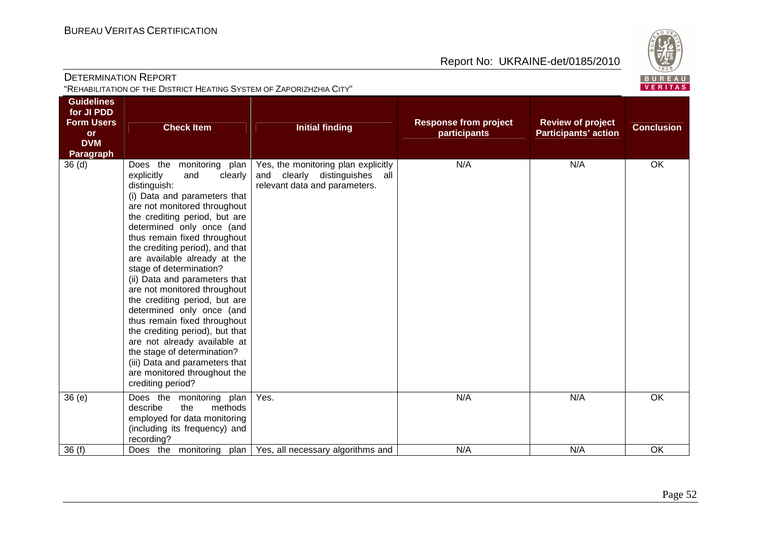| Guidelines for JI PDD Form Users or DVM Paragraph | Check Item | Initial finding | Response from project participants | Review of project Participants' action | Conclusion |
|---|---|---|---|---|---|
| 36 (d) | Does the monitoring plan explicitly and clearly distinguish:<br>(i) Data and parameters that are not monitored throughout the crediting period, but are determined only once (and thus remain fixed throughout the crediting period), and that are available already at the stage of determination?<br>(ii) Data and parameters that are not monitored throughout the crediting period, but are determined only once (and thus remain fixed throughout the crediting period), but that are not already available at the stage of determination?<br>(iii) Data and parameters that are monitored throughout the crediting period? | Yes, the monitoring plan explicitly and clearly distinguishes all relevant data and parameters. | N/A | N/A | OK |
| 36 (e) | Does the monitoring plan describe the methods employed for data monitoring (including its frequency) and recording? | Yes. | N/A | N/A | OK |
| 36 (f) | Does the monitoring plan | Yes, all necessary algorithms and | N/A | N/A | OK |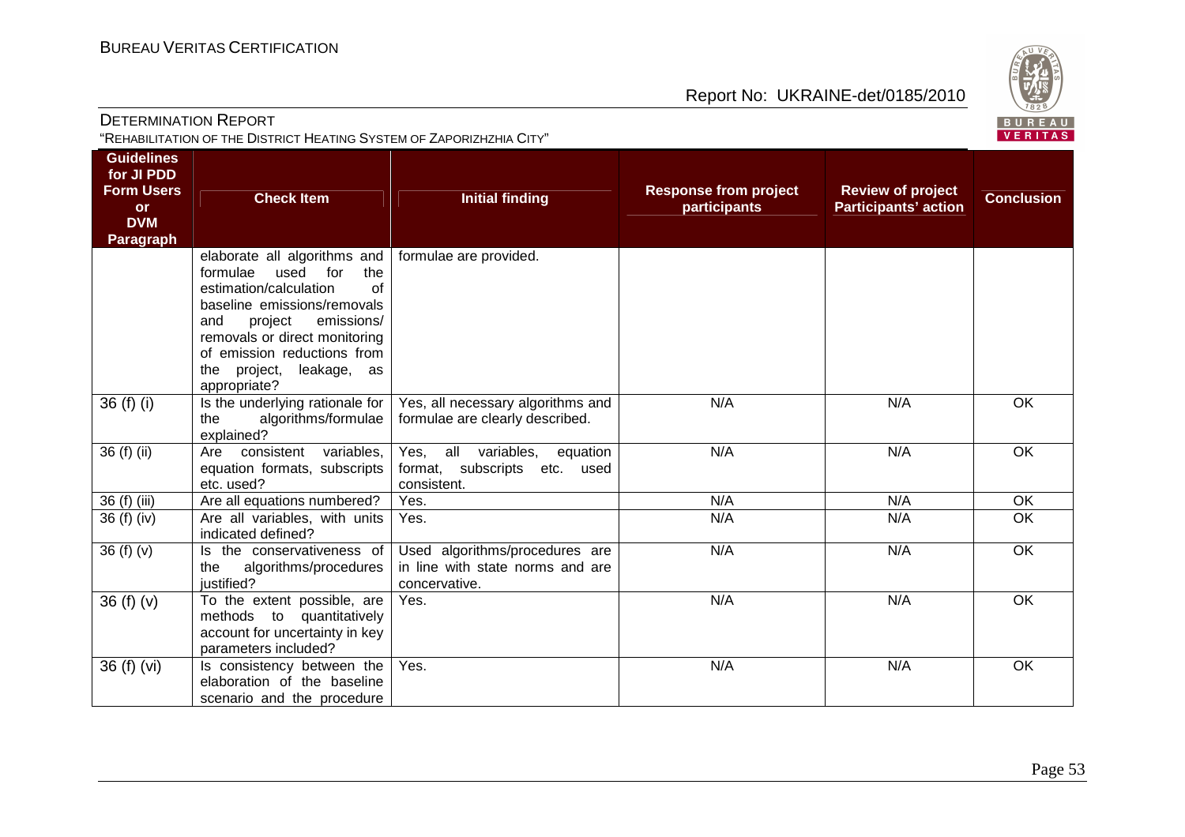| Guidelines for JI PDD Form Users or DVM Paragraph | Check Item | Initial finding | Response from project participants | Review of project Participants' action | Conclusion |
|---|---|---|---|---|---|
| | elaborate all algorithms and formulae used for the estimation/calculation of baseline emissions/removals and project emissions/ removals or direct monitoring of emission reductions from the project, leakage, as appropriate? | formulae are provided. | | | |
| 36 (f) (i) | Is the underlying rationale for the algorithms/formulae explained? | Yes, all necessary algorithms and formulae are clearly described. | N/A | N/A | OK |
| 36 (f) (ii) | Are consistent variables, equation formats, subscripts etc. used? | Yes, all variables, equation format, subscripts etc. used consistent. | N/A | N/A | OK |
| 36 (f) (iii) | Are all equations numbered? | Yes. | N/A | N/A | OK |
| 36 (f) (iv) | Are all variables, with units indicated defined? | Yes. | N/A | N/A | OK |
| 36 (f) (v) | Is the conservativeness of the algorithms/procedures justified? | Used algorithms/procedures are in line with state norms and are concervative. | N/A | N/A | OK |
| 36 (f) (v) | To the extent possible, are methods to quantitatively account for uncertainty in key parameters included? | Yes. | N/A | N/A | OK |
| 36 (f) (vi) | Is consistency between the elaboration of the baseline scenario and the procedure | Yes. | N/A | N/A | OK |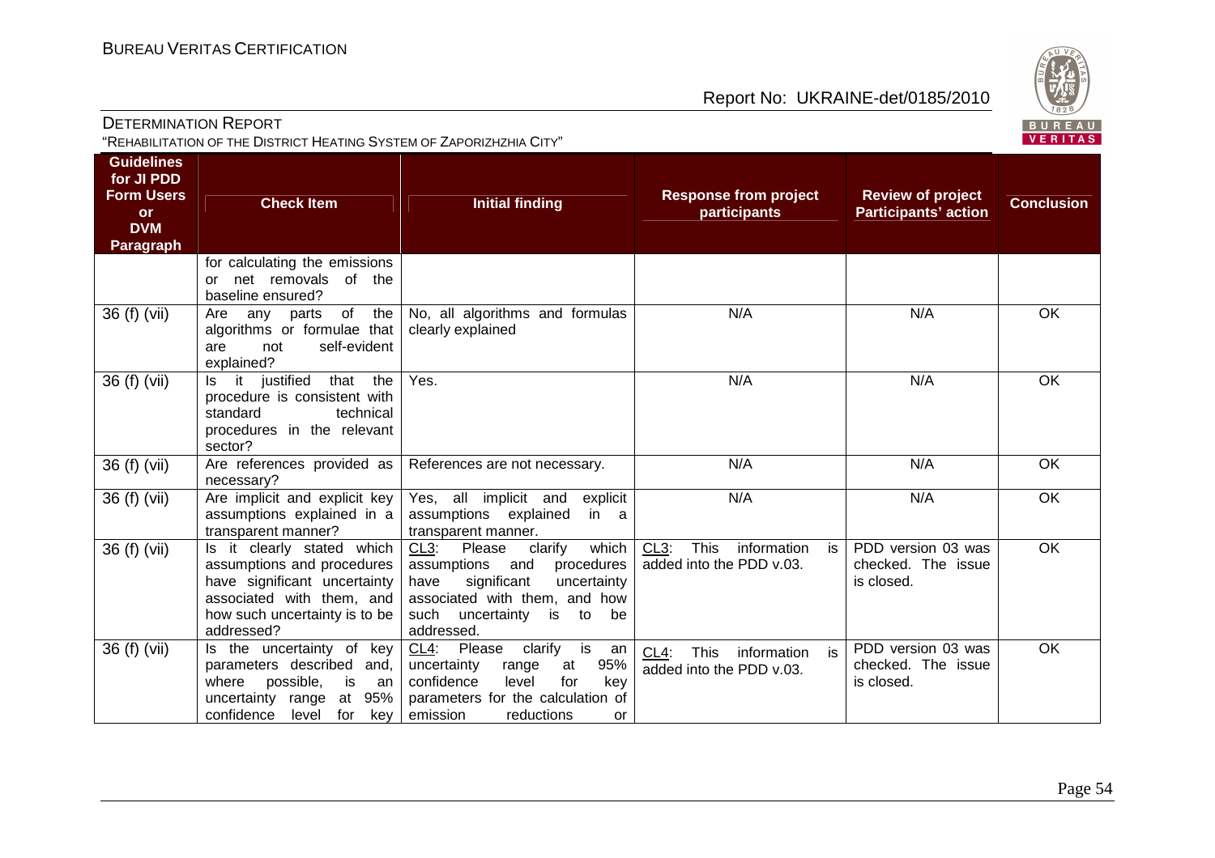| Guidelines for JI PDD Form Users or DVM Paragraph | Check Item | Initial finding | Response from project participants | Review of project Participants' action | Conclusion |
|---|---|---|---|---|---|
| | for calculating the emissions or net removals of the baseline ensured? | | | | |
| 36 (f) (vii) | Are any parts of the algorithms or formulae that are not self-evident explained? | No, all algorithms and formulas clearly explained | N/A | N/A | OK |
| 36 (f) (vii) | Is it justified that the procedure is consistent with standard technical procedures in the relevant sector? | Yes. | N/A | N/A | OK |
| 36 (f) (vii) | Are references provided as necessary? | References are not necessary. | N/A | N/A | OK |
| 36 (f) (vii) | Are implicit and explicit key assumptions explained in a transparent manner? | Yes, all implicit and explicit assumptions explained in a transparent manner. | N/A | N/A | OK |
| 36 (f) (vii) | Is it clearly stated which assumptions and procedures have significant uncertainty associated with them, and how such uncertainty is to be addressed? | CL3: Please clarify which assumptions and procedures have significant uncertainty associated with them, and how such uncertainty is to be addressed. | CL3: This information is added into the PDD v.03. | PDD version 03 was checked. The issue is closed. | OK |
| 36 (f) (vii) | Is the uncertainty of key parameters described and, where possible, is an uncertainty range at 95% confidence level for key | CL4: Please clarify is an uncertainty range at 95% confidence level for key parameters for the calculation of emission reductions or | CL4: This information is added into the PDD v.03. | PDD version 03 was checked. The issue is closed. | OK |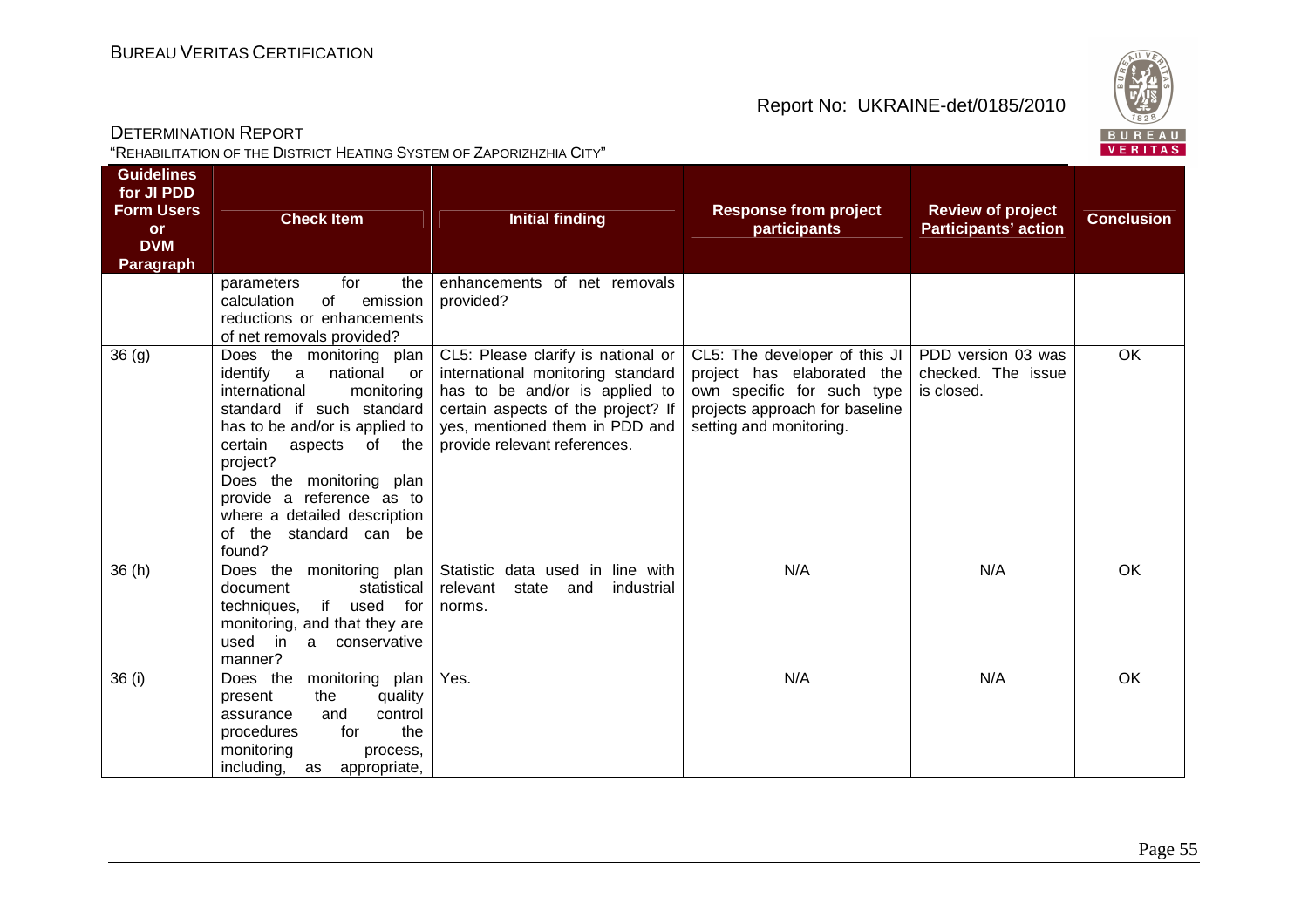| Guidelines for JI PDD Form Users or DVM Paragraph | Check Item | Initial finding | Response from project participants | Review of project Participants' action | Conclusion |
|---|---|---|---|---|---|
| | parameters for the calculation of emission reductions or enhancements of net removals provided? | enhancements of net removals provided? | | | |
| 36 (g) | Does the monitoring plan identify a national or international monitoring standard if such standard has to be and/or is applied to certain aspects of the project?<br>Does the monitoring plan provide a reference as to where a detailed description of the standard can be found? | CL5: Please clarify is national or international monitoring standard has to be and/or is applied to certain aspects of the project? If yes, mentioned them in PDD and provide relevant references. | CL5: The developer of this JI project has elaborated the own specific for such type projects approach for baseline setting and monitoring. | PDD version 03 was checked. The issue is closed. | OK |
| 36 (h) | Does the monitoring plan document statistical techniques, if used for monitoring, and that they are used in a conservative manner? | Statistic data used in line with relevant state and industrial norms. | N/A | N/A | OK |
| 36 (i) | Does the monitoring plan present the quality assurance and control procedures for the monitoring process, including, as appropriate, | Yes. | N/A | N/A | OK |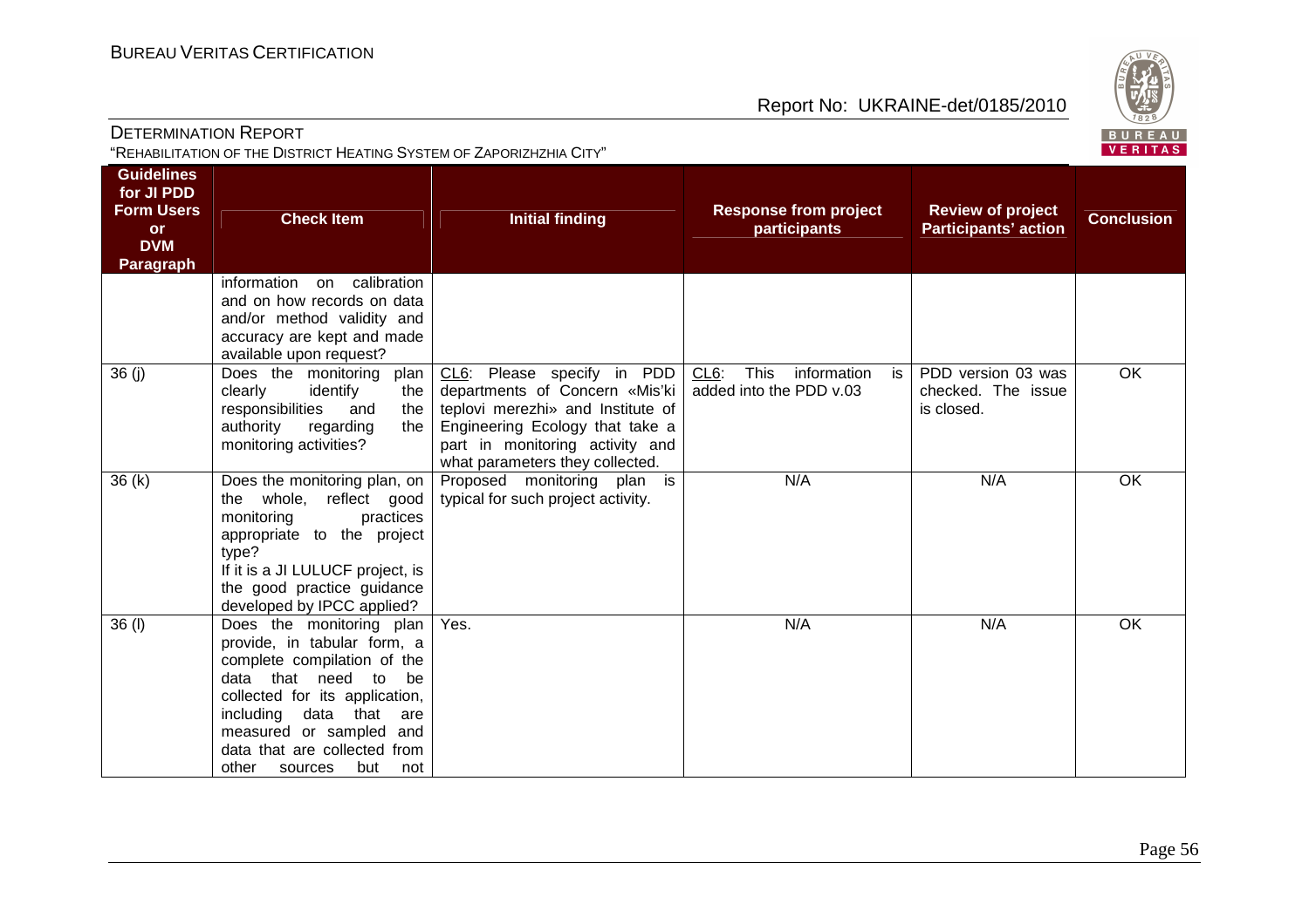| Guidelines for JI PDD Form Users or DVM Paragraph | Check Item | Initial finding | Response from project participants | Review of project Participants' action | Conclusion |
|---|---|---|---|---|---|
| | information on calibration and on how records on data and/or method validity and accuracy are kept and made available upon request? | | | | |
| 36 (j) | Does the monitoring plan clearly identify the responsibilities and the authority regarding the monitoring activities? | CL6: Please specify in PDD departments of Concern «Mis'ki teplovi merezhi» and Institute of Engineering Ecology that take a part in monitoring activity and what parameters they collected. | CL6: This information is added into the PDD v.03 | PDD version 03 was checked. The issue is closed. | OK |
| 36 (k) | Does the monitoring plan, on the whole, reflect good monitoring practices appropriate to the project type? If it is a JI LULUCF project, is the good practice guidance developed by IPCC applied? | Proposed monitoring plan is typical for such project activity. | N/A | N/A | OK |
| 36 (l) | Does the monitoring plan provide, in tabular form, a complete compilation of the data that need to be collected for its application, including data that are measured or sampled and data that are collected from other sources but not | Yes. | N/A | N/A | OK |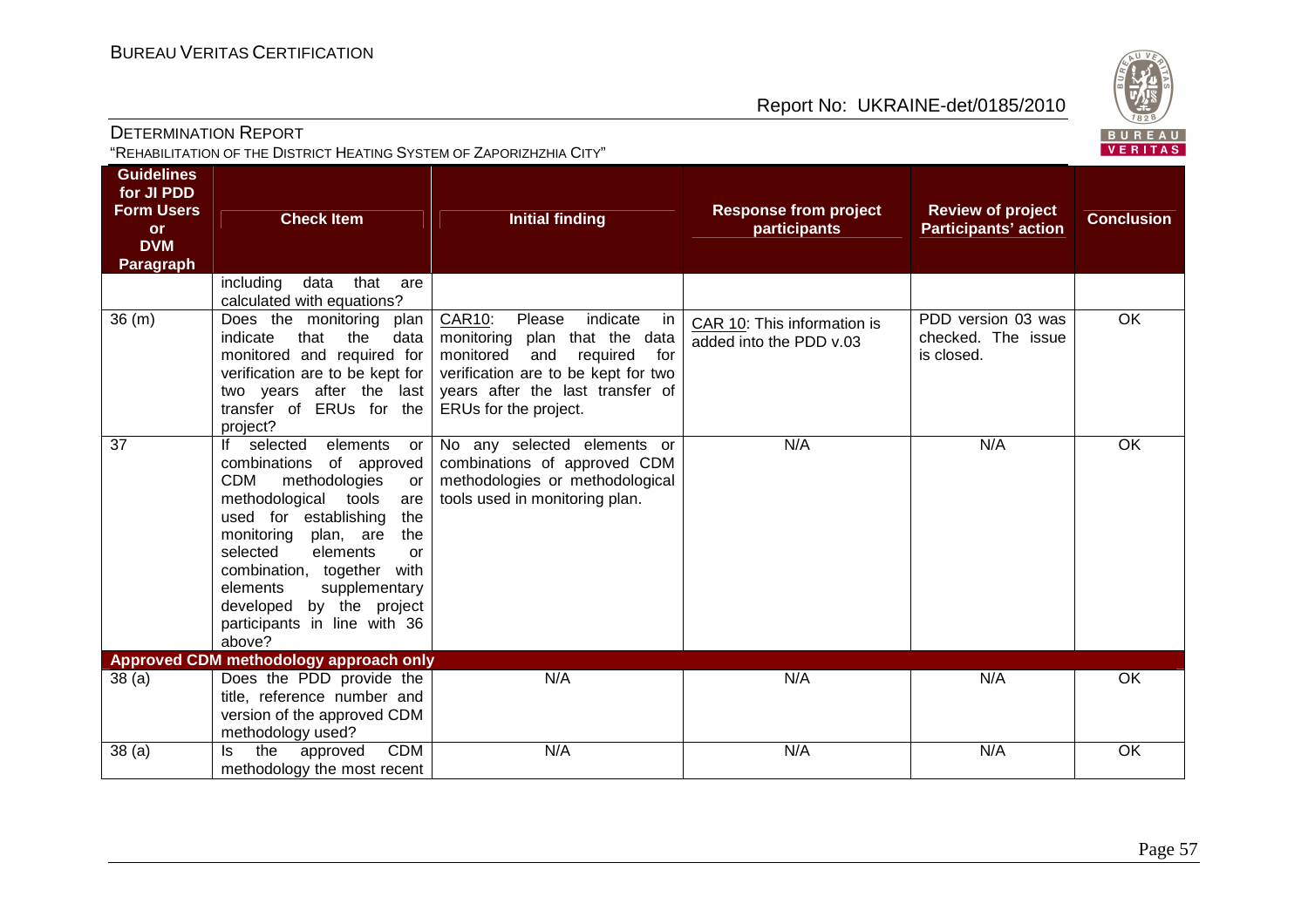| Guidelines for JI PDD Form Users or DVM Paragraph | Check Item | Initial finding | Response from project participants | Review of project Participants' action | Conclusion |
|---|---|---|---|---|---|
| | including data that are calculated with equations? | | | | |
| 36 (m) | Does the monitoring plan indicate that the data monitored and required for verification are to be kept for two years after the last transfer of ERUs for the project? | CAR10: Please indicate in monitoring plan that the data monitored and required for verification are to be kept for two years after the last transfer of ERUs for the project. | CAR 10: This information is added into the PDD v.03 | PDD version 03 was checked. The issue is closed. | OK |
| 37 | If selected elements or combinations of approved CDM methodologies or methodological tools are used for establishing the monitoring plan, are the selected elements or combination, together with elements supplementary developed by the project participants in line with 36 above? | No any selected elements or combinations of approved CDM methodologies or methodological tools used in monitoring plan. | N/A | N/A | OK |
| **Approved CDM methodology approach only** | | | | | |
| 38 (a) | Does the PDD provide the title, reference number and version of the approved CDM methodology used? | N/A | N/A | N/A | OK |
| 38 (a) | Is the approved CDM methodology the most recent | N/A | N/A | N/A | OK |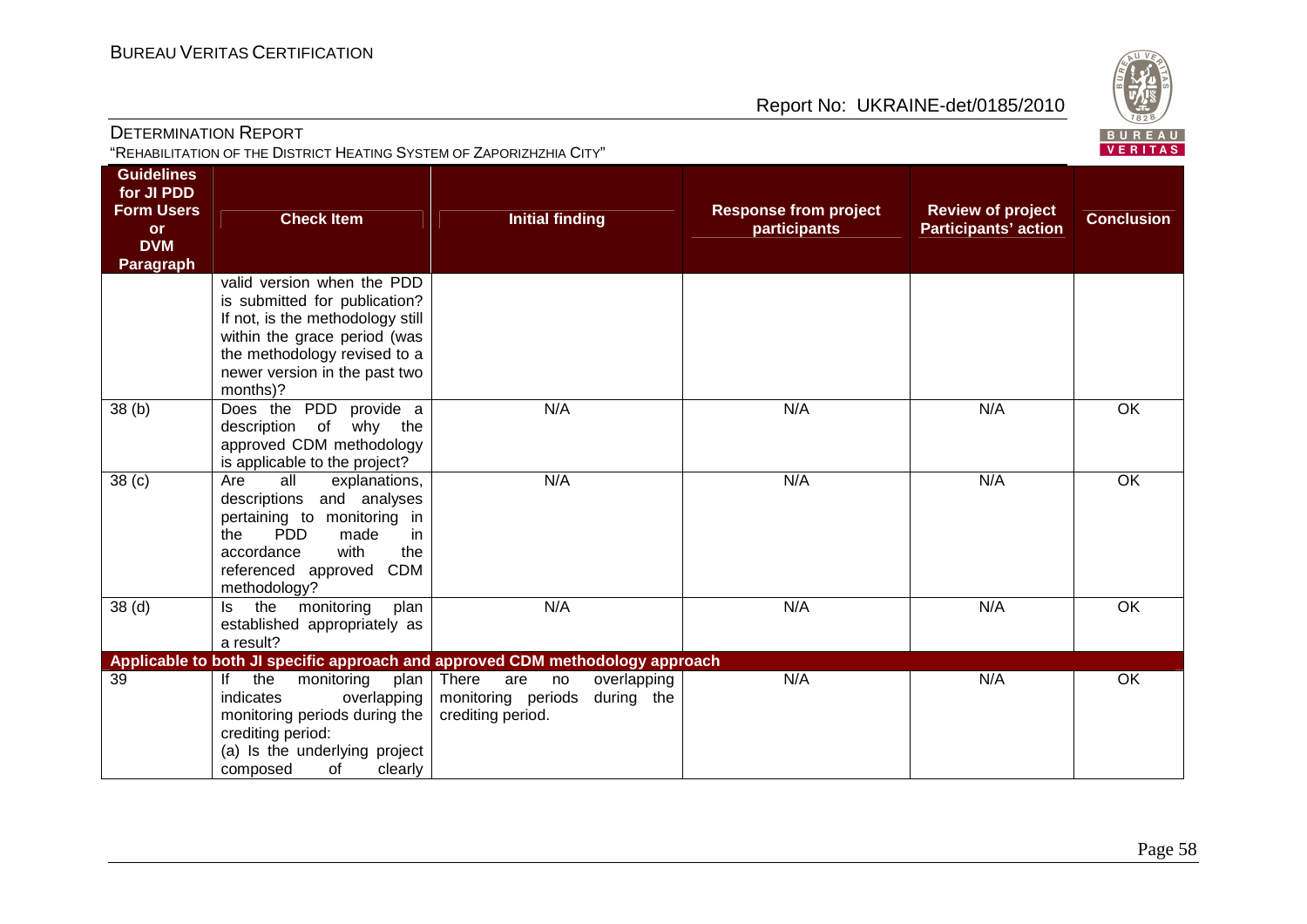| Guidelines for JI PDD Form Users or DVM Paragraph | Check Item | Initial finding | Response from project participants | Review of project Participants' action | Conclusion |
|---|---|---|---|---|---|
| | valid version when the PDD is submitted for publication? If not, is the methodology still within the grace period (was the methodology revised to a newer version in the past two months)? | | | | |
| 38 (b) | Does the PDD provide a description of why the approved CDM methodology is applicable to the project? | N/A | N/A | N/A | OK |
| 38 (c) | Are all explanations, descriptions and analyses pertaining to monitoring in the PDD made in accordance with the referenced approved CDM methodology? | N/A | N/A | N/A | OK |
| 38 (d) | Is the monitoring plan established appropriately as a result? | N/A | N/A | N/A | OK |
| **Applicable to both JI specific approach and approved CDM methodology approach** | | | | | |
| 39 | If the monitoring plan indicates overlapping monitoring periods during the crediting period:<br>(a) Is the underlying project composed of clearly | There are no overlapping monitoring periods during the crediting period. | N/A | N/A | OK |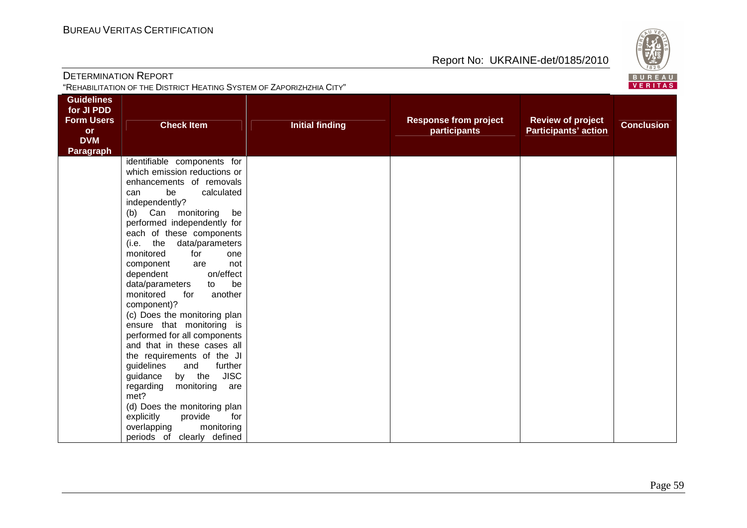| Guidelines for JI PDD Form Users or DVM Paragraph | Check Item | Initial finding | Response from project participants | Review of project Participants' action | Conclusion |
|---|---|---|---|---|---|
| | identifiable components for which emission reductions or enhancements of removals can be calculated independently?<br>(b) Can monitoring be performed independently for each of these components (i.e. the data/parameters monitored for one component are not dependent on/effect data/parameters to be monitored for another component)?<br>(c) Does the monitoring plan ensure that monitoring is performed for all components and that in these cases all the requirements of the JI guidelines and further guidance by the JISC regarding monitoring are met?<br>(d) Does the monitoring plan explicitly provide for overlapping monitoring periods of clearly defined | | | | |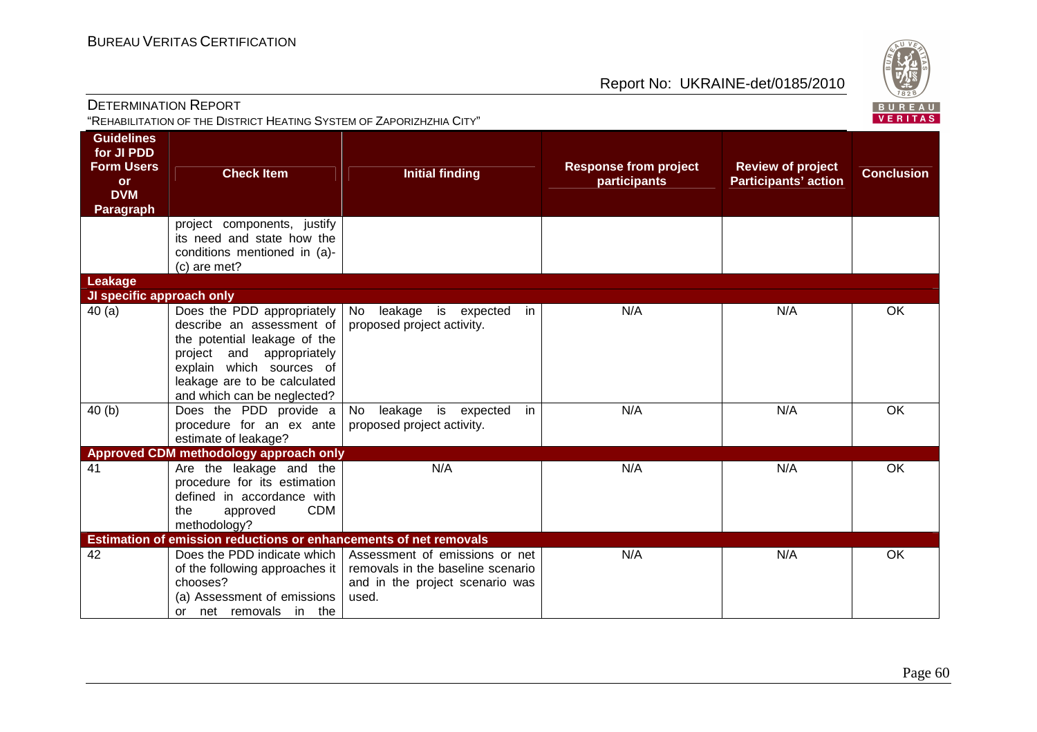| Guidelines for JI PDD Form Users or DVM Paragraph | Check Item | Initial finding | Response from project participants | Review of project Participants' action | Conclusion |
|---|---|---|---|---|---|
| | project components, justify its need and state how the conditions mentioned in (a)-(c) are met? | | | | |
| **Leakage** | | | | | |
| **JI specific approach only** | | | | | |
| 40 (a) | Does the PDD appropriately describe an assessment of the potential leakage of the project and appropriately explain which sources of leakage are to be calculated and which can be neglected? | No leakage is expected in proposed project activity. | N/A | N/A | OK |
| 40 (b) | Does the PDD provide a procedure for an ex ante estimate of leakage? | No leakage is expected in proposed project activity. | N/A | N/A | OK |
| **Approved CDM methodology approach only** | | | | | |
| 41 | Are the leakage and the procedure for its estimation defined in accordance with the approved CDM methodology? | N/A | N/A | N/A | OK |
| **Estimation of emission reductions or enhancements of net removals** | | | | | |
| 42 | Does the PDD indicate which of the following approaches it chooses?<br>(a) Assessment of emissions or net removals in the | Assessment of emissions or net removals in the baseline scenario and in the project scenario was used. | N/A | N/A | OK |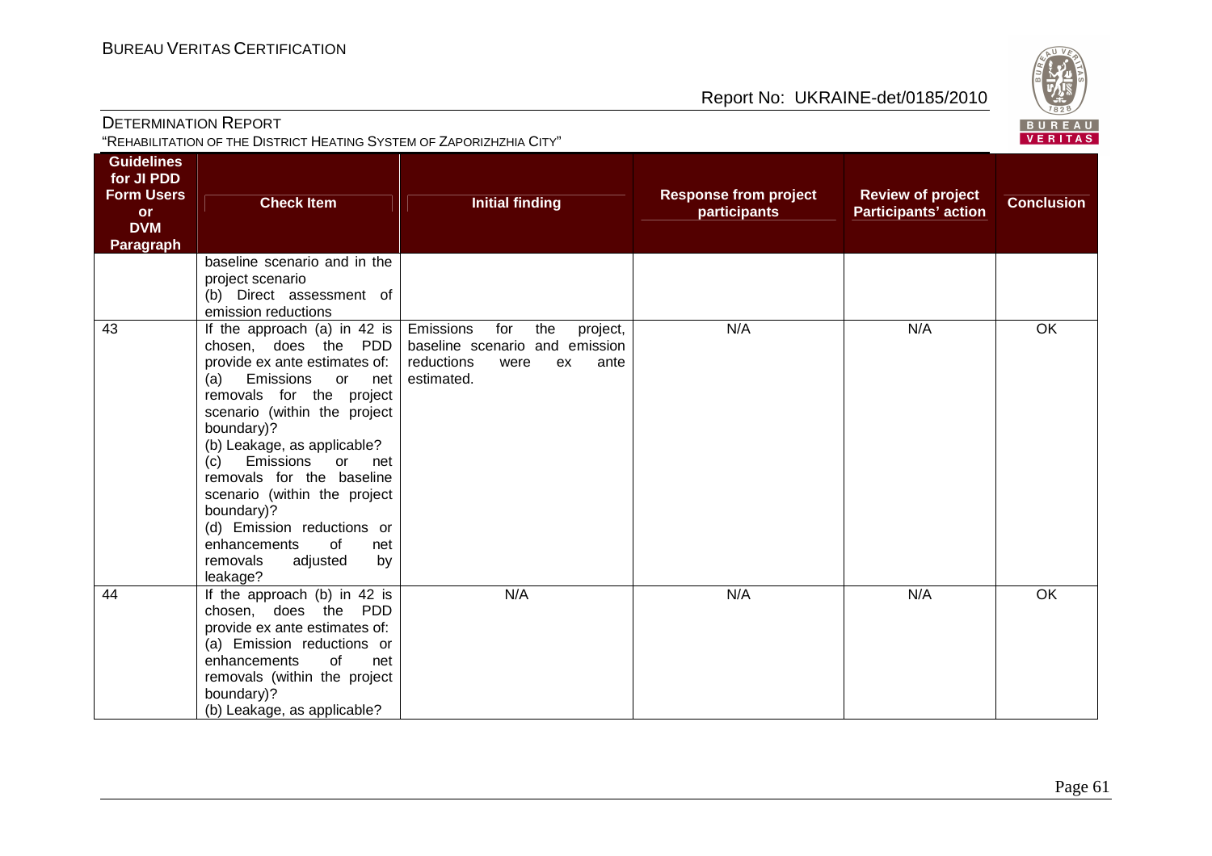| Guidelines for JI PDD Form Users or DVM Paragraph | Check Item | Initial finding | Response from project participants | Review of project Participants' action | Conclusion |
|---|---|---|---|---|---|
| | baseline scenario and in the project scenario<br>(b) Direct assessment of emission reductions | | | | |
| 43 | If the approach (a) in 42 is chosen, does the PDD provide ex ante estimates of:<br>(a) Emissions or net removals for the project scenario (within the project boundary)?<br>(b) Leakage, as applicable?<br>(c) Emissions or net removals for the baseline scenario (within the project boundary)?<br>(d) Emission reductions or enhancements of net removals adjusted by leakage? | Emissions for the project, baseline scenario and emission reductions were ex ante estimated. | N/A | N/A | OK |
| 44 | If the approach (b) in 42 is chosen, does the PDD provide ex ante estimates of:<br>(a) Emission reductions or enhancements of net removals (within the project boundary)?<br>(b) Leakage, as applicable? | N/A | N/A | N/A | OK |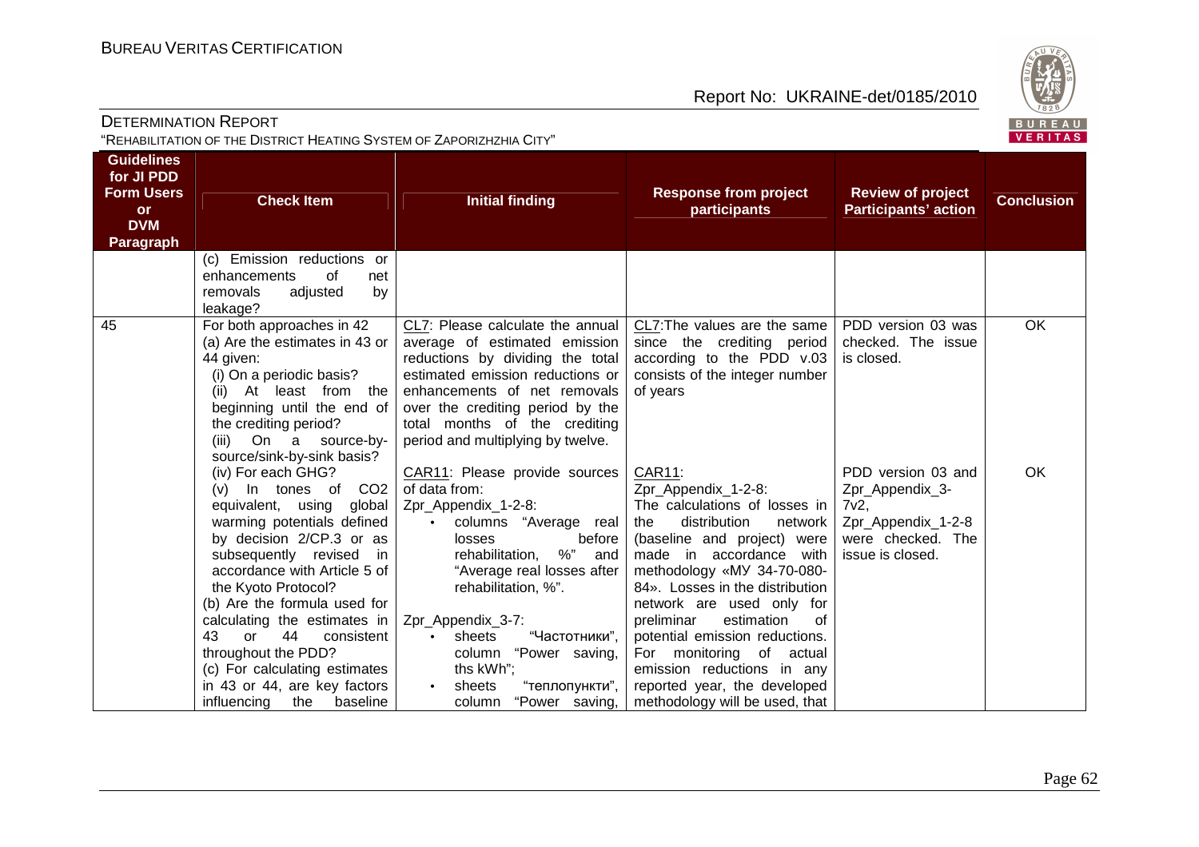| Guidelines for JI PDD Form Users or DVM Paragraph | Check Item | Initial finding | Response from project participants | Review of project Participants' action | Conclusion |
|---|---|---|---|---|---|
| | (c) Emission reductions or enhancements of net removals adjusted by leakage? | | | | |
| 45 | For both approaches in 42 (a) Are the estimates in 43 or 44 given:<br>(i) On a periodic basis?<br>(ii) At least from the beginning until the end of the crediting period?<br>(iii) On a source-by-source/sink-by-sink basis?<br>(iv) For each GHG?<br>(v) In tones of $CO_2$ equivalent, using global warming potentials defined by decision 2/CP.3 or as subsequently revised in accordance with Article 5 of the Kyoto Protocol?<br>(b) Are the formula used for calculating the estimates in 43 or 44 consistent throughout the PDD?<br>(c) For calculating estimates in 43 or 44, are key factors influencing the baseline | CL7: Please calculate the annual average of estimated emission reductions by dividing the total estimated emission reductions or enhancements of net removals over the crediting period by the total months of the crediting period and multiplying by twelve.<br><br>CAR11: Please provide sources of data from:<br>Zpr_Appendix_1-2-8:<br>• columns "Average real losses before rehabilitation, %" and "Average real losses after rehabilitation, %".<br><br>Zpr_Appendix_3-7:<br>• sheets "Частотники", column "Power saving, ths kWh";<br>• sheets "теплопункти", column "Power saving, | CL7: The values are the same since the crediting period according to the PDD v.03 consists of the integer number of years<br><br>CAR11:<br>Zpr_Appendix_1-2-8:<br>The calculations of losses in the distribution network (baseline and project) were made in accordance with methodology «МУ 34-70-080-84». Losses in the distribution network are used only for preliminar estimation of potential emission reductions. For monitoring of actual emission reductions in any reported year, the developed methodology will be used, that | PDD version 03 was checked. The issue is closed.<br><br>PDD version 03 and Zpr_Appendix_3-7v2, Zpr_Appendix_1-2-8 were checked. The issue is closed. | OK<br><br>OK |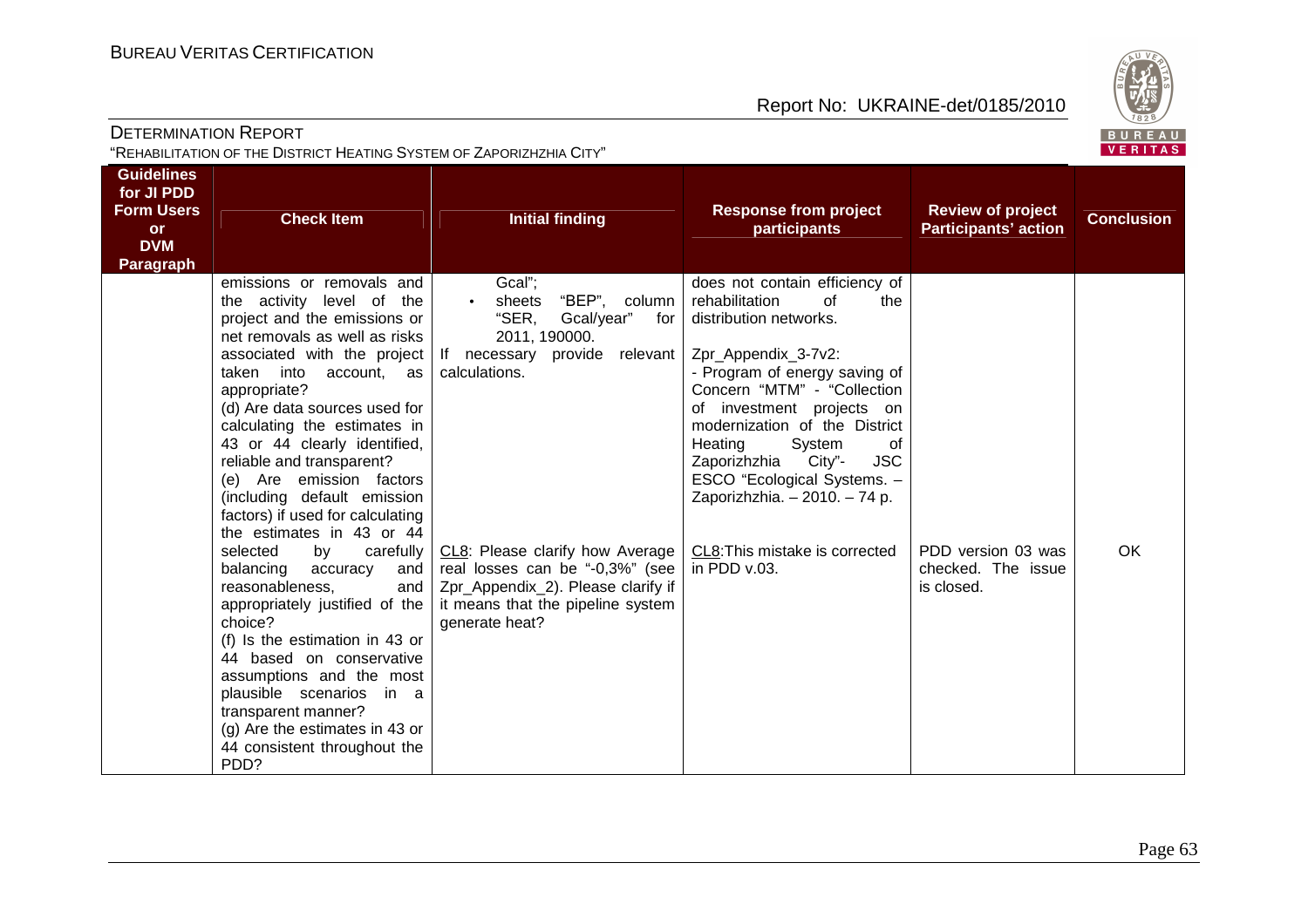| Guidelines for JI PDD Form Users or DVM Paragraph | Check Item | Initial finding | Response from project participants | Review of project Participants' action | Conclusion |
|---|---|---|---|---|---|
| | emissions or removals and the activity level of the project and the emissions or net removals as well as risks associated with the project taken into account, as appropriate?<br>(d) Are data sources used for calculating the estimates in 43 or 44 clearly identified, reliable and transparent?<br>(e) Are emission factors (including default emission factors) if used for calculating the estimates in 43 or 44 selected by carefully balancing accuracy and reasonableness, and appropriately justified of the choice?<br>(f) Is the estimation in 43 or 44 based on conservative assumptions and the most plausible scenarios in a transparent manner?<br>(g) Are the estimates in 43 or 44 consistent throughout the PDD? | Gcal";<br>• sheets "BEP", column "SER, Gcal/year" for 2011, 190000.<br>If necessary provide relevant calculations. | does not contain efficiency of rehabilitation of the distribution networks.<br><br>Zpr_Appendix_3-7v2:<br>- Program of energy saving of Concern "MTM" - "Collection of investment projects on modernization of the District Heating System of Zaporizhzhia City"- JSC ESCO "Ecological Systems. – Zaporizhzhia. – 2010. – 74 p. | | |
| | | CL8: Please clarify how Average real losses can be "-0,3%" (see Zpr_Appendix_2). Please clarify if it means that the pipeline system generate heat? | CL8: This mistake is corrected in PDD v.03. | PDD version 03 was checked. The issue is closed. | OK |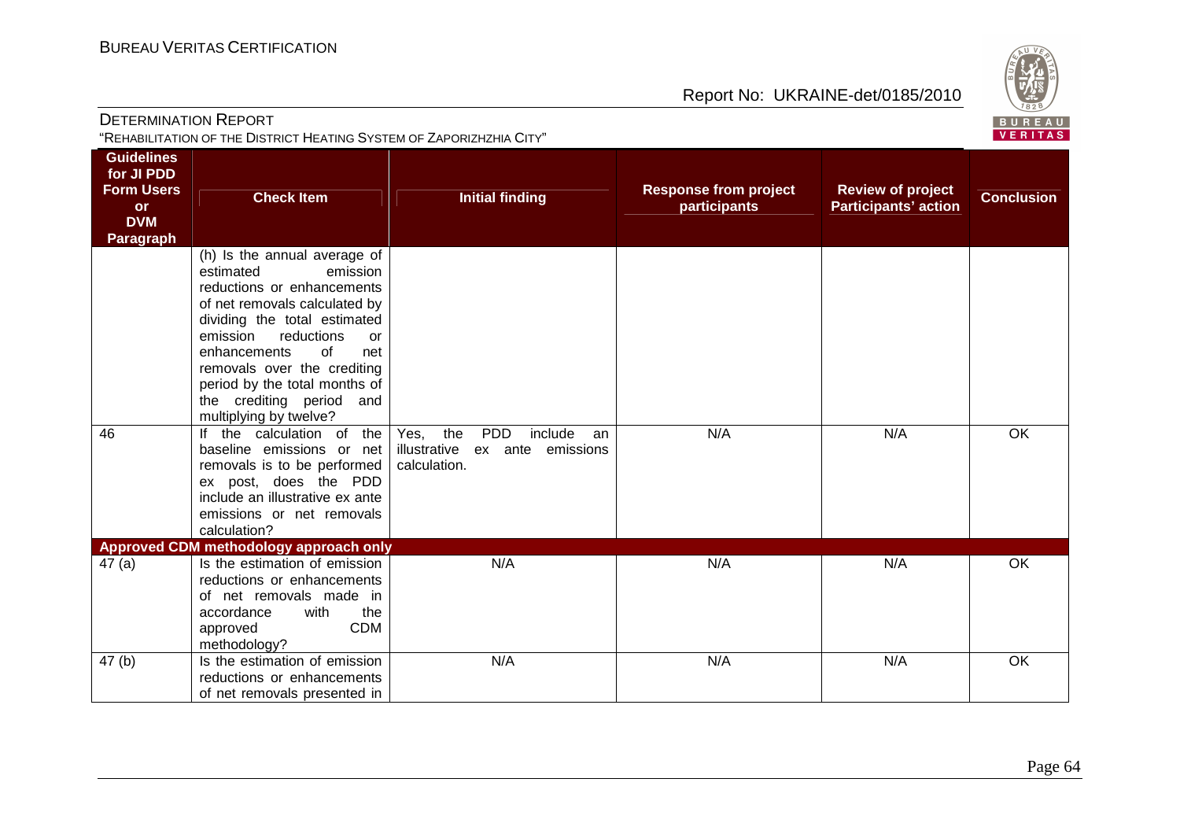| Guidelines for JI PDD Form Users or DVM Paragraph | Check Item | Initial finding | Response from project participants | Review of project Participants' action | Conclusion |
|---|---|---|---|---|---|
| | (h) Is the annual average of estimated emission reductions or enhancements of net removals calculated by dividing the total estimated emission reductions or enhancements of net removals over the crediting period by the total months of the crediting period and multiplying by twelve? | | | | |
| 46 | If the calculation of the baseline emissions or net removals is to be performed ex post, does the PDD include an illustrative ex ante emissions or net removals calculation? | Yes, the PDD include an illustrative ex ante emissions calculation. | N/A | N/A | OK |
| **Approved CDM methodology approach only** | | | | | |
| 47 (a) | Is the estimation of emission reductions or enhancements of net removals made in accordance with the approved CDM methodology? | N/A | N/A | N/A | OK |
| 47 (b) | Is the estimation of emission reductions or enhancements of net removals presented in | N/A | N/A | N/A | OK |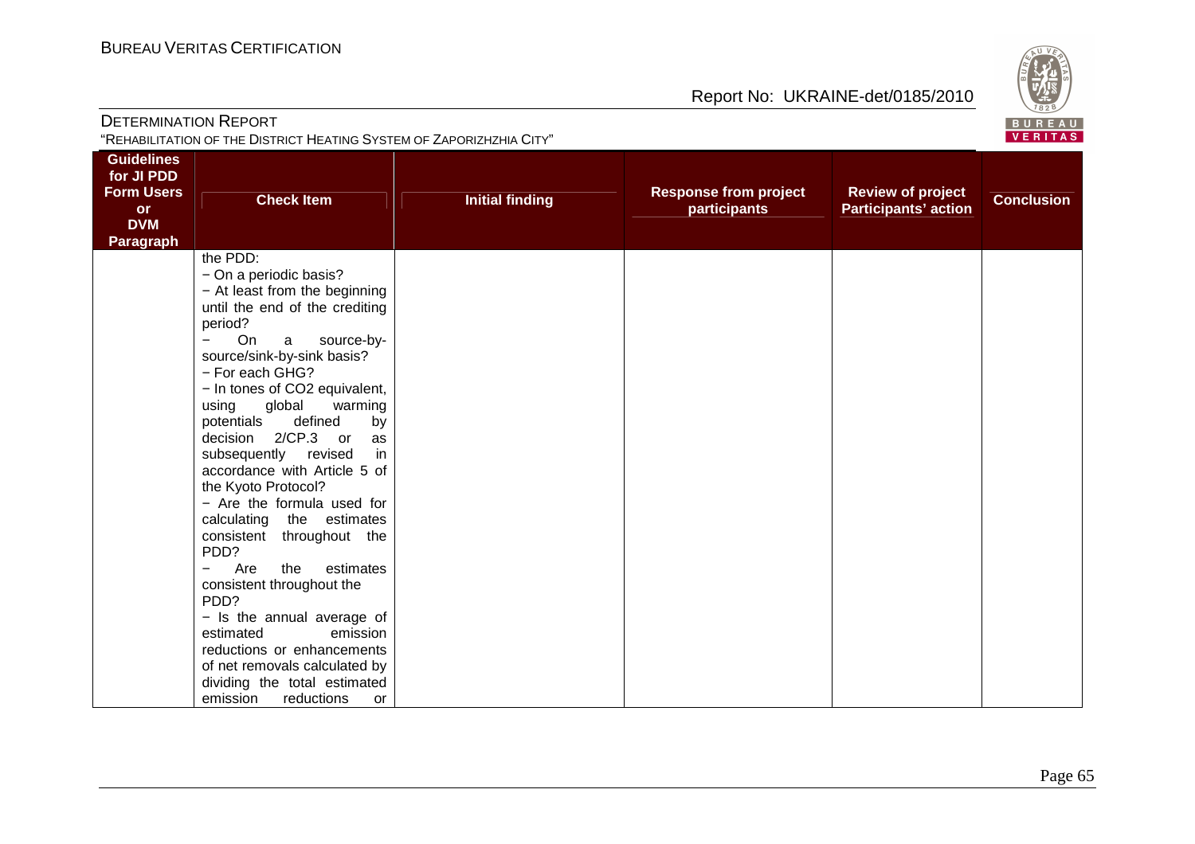| Guidelines for JI PDD Form Users or DVM Paragraph | Check Item | Initial finding | Response from project participants | Review of project Participants' action | Conclusion |
|---|---|---|---|---|---|
| | the PDD:<br>− On a periodic basis?<br>− At least from the beginning until the end of the crediting period?<br>− On a source-by-source/sink-by-sink basis?<br>− For each GHG?<br>− In tones of $CO_2$ equivalent, using global warming potentials defined by decision 2/CP.3 or as subsequently revised in accordance with Article 5 of the Kyoto Protocol?<br>− Are the formula used for calculating the estimates consistent throughout the PDD?<br>− Are the estimates consistent throughout the PDD?<br>− Is the annual average of estimated emission reductions or enhancements of net removals calculated by dividing the total estimated emission reductions or | | | | |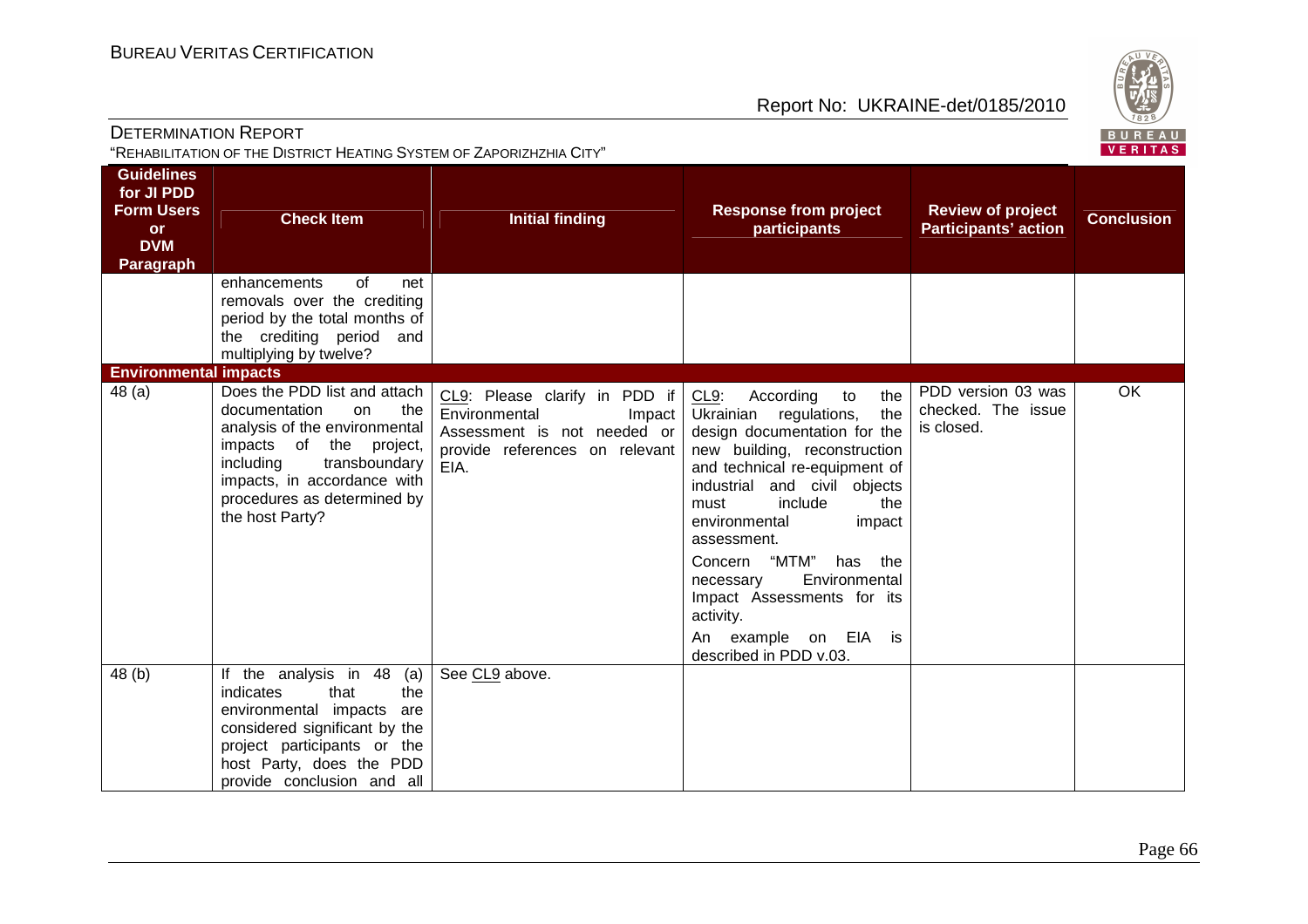| Guidelines for JI PDD Form Users or DVM Paragraph | Check Item | Initial finding | Response from project participants | Review of project Participants' action | Conclusion |
|---|---|---|---|---|---|
| | enhancements of net removals over the crediting period by the total months of the crediting period and multiplying by twelve? | | | | |
| **Environmental impacts** | | | | | |
| 48 (a) | Does the PDD list and attach documentation on the analysis of the environmental impacts of the project, including transboundary impacts, in accordance with procedures as determined by the host Party? | CL9: Please clarify in PDD if Environmental Impact Assessment is not needed or provide references on relevant EIA. | CL9: According to the Ukrainian regulations, the design documentation for the new building, reconstruction and technical re-equipment of industrial and civil objects must include the environmental impact assessment.<br><br>Concern "MTM" has the necessary Environmental Impact Assessments for its activity.<br><br>An example on EIA is described in PDD v.03. | PDD version 03 was checked. The issue is closed. | OK |
| 48 (b) | If the analysis in 48 (a) indicates that the environmental impacts are considered significant by the project participants or the host Party, does the PDD provide conclusion and all | See CL9 above. | | | |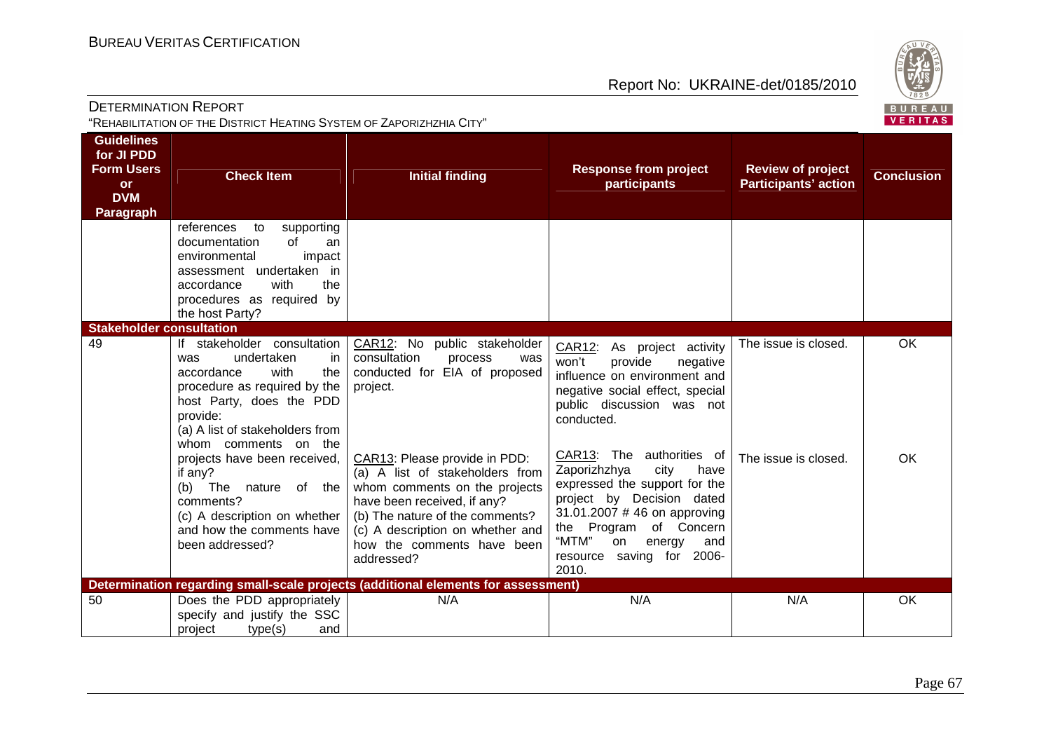| Guidelines for JI PDD Form Users or DVM Paragraph | Check Item | Initial finding | Response from project participants | Review of project Participants' action | Conclusion |
|---|---|---|---|---|---|
| | references to supporting documentation of an environmental impact assessment undertaken in accordance with the procedures as required by the host Party? | | | | |
| **Stakeholder consultation** | | | | | |
| 49 | If stakeholder consultation was undertaken in accordance with the procedure as required by the host Party, does the PDD provide:<br>(a) A list of stakeholders from whom comments on the projects have been received, if any?<br>(b) The nature of the comments?<br>(c) A description on whether and how the comments have been addressed? | CAR12: No public stakeholder consultation process was conducted for EIA of proposed project.<br><br>CAR13: Please provide in PDD:<br>(a) A list of stakeholders from whom comments on the projects have been received, if any?<br>(b) The nature of the comments?<br>(c) A description on whether and how the comments have been addressed? | CAR12: As project activity won't provide negative influence on environment and negative social effect, special public discussion was not conducted.<br><br>CAR13: The authorities of Zaporizhzhya city have expressed the support for the project by Decision dated 31.01.2007 # 46 on approving the Program of Concern "MTM" on energy and resource saving for 2006-2010. | The issue is closed.<br><br>The issue is closed. | OK<br><br>OK |
| **Determination regarding small-scale projects (additional elements for assessment)** | | | | | |
| 50 | Does the PDD appropriately specify and justify the SSC project type(s) and | N/A | N/A | N/A | OK |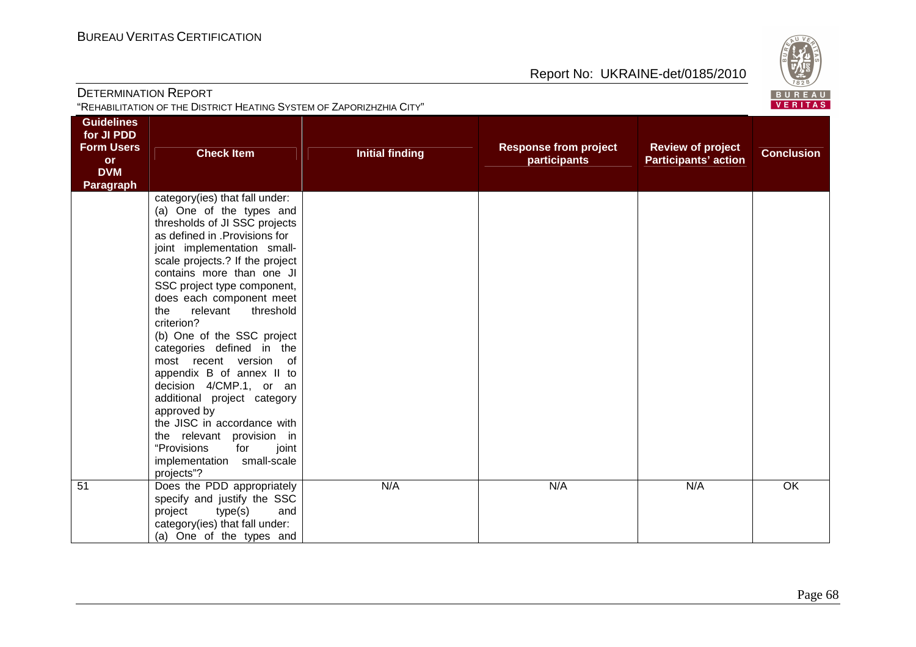| Guidelines for JI PDD Form Users or DVM Paragraph | Check Item | Initial finding | Response from project participants | Review of project Participants' action | Conclusion |
|---|---|---|---|---|---|
| | category(ies) that fall under: (a) One of the types and thresholds of JI SSC projects as defined in .Provisions for joint implementation small-scale projects.? If the project contains more than one JI SSC project type component, does each component meet the relevant threshold criterion? (b) One of the SSC project categories defined in the most recent version of appendix B of annex II to decision 4/CMP.1, or an additional project category approved by the JISC in accordance with the relevant provision in "Provisions for joint implementation small-scale projects"? | | | | |
| 51 | Does the PDD appropriately specify and justify the SSC project type(s) and category(ies) that fall under: (a) One of the types and | N/A | N/A | N/A | OK |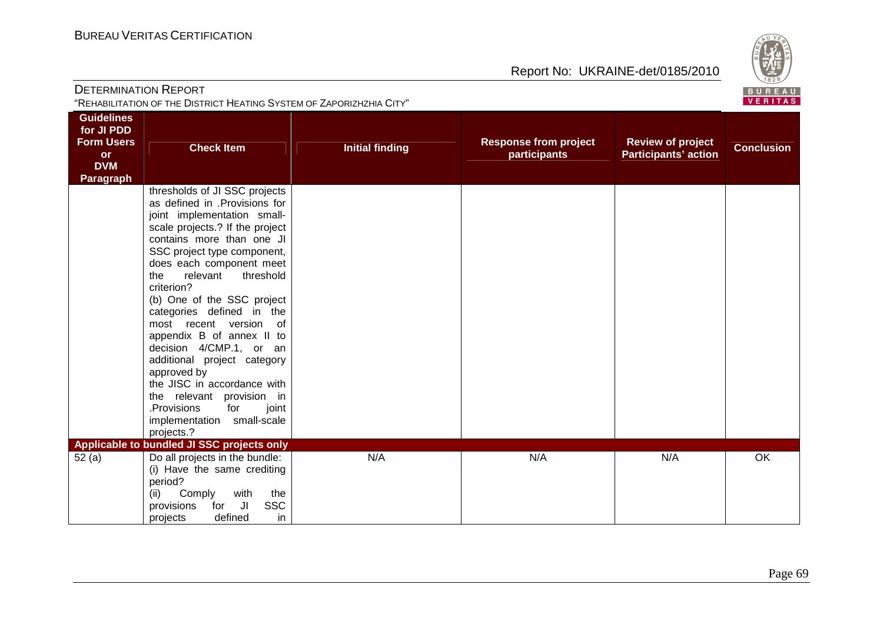| Guidelines for JI PDD Form Users or DVM Paragraph | Check Item | Initial finding | Response from project participants | Review of project Participants' action | Conclusion |
|---|---|---|---|---|---|
| | thresholds of JI SSC projects as defined in .Provisions for joint implementation small-scale projects.? If the project contains more than one JI SSC project type component, does each component meet the relevant threshold criterion?<br>(b) One of the SSC project categories defined in the most recent version of appendix B of annex II to decision 4/CMP.1, or an additional project category approved by the JISC in accordance with the relevant provision in .Provisions for joint implementation small-scale projects.? | | | | |
| **Applicable to bundled JI SSC projects only** | | | | | |
| 52 (a) | Do all projects in the bundle:<br>(i) Have the same crediting period?<br>(ii) Comply with the provisions for JI SSC projects defined in | N/A | N/A | N/A | OK |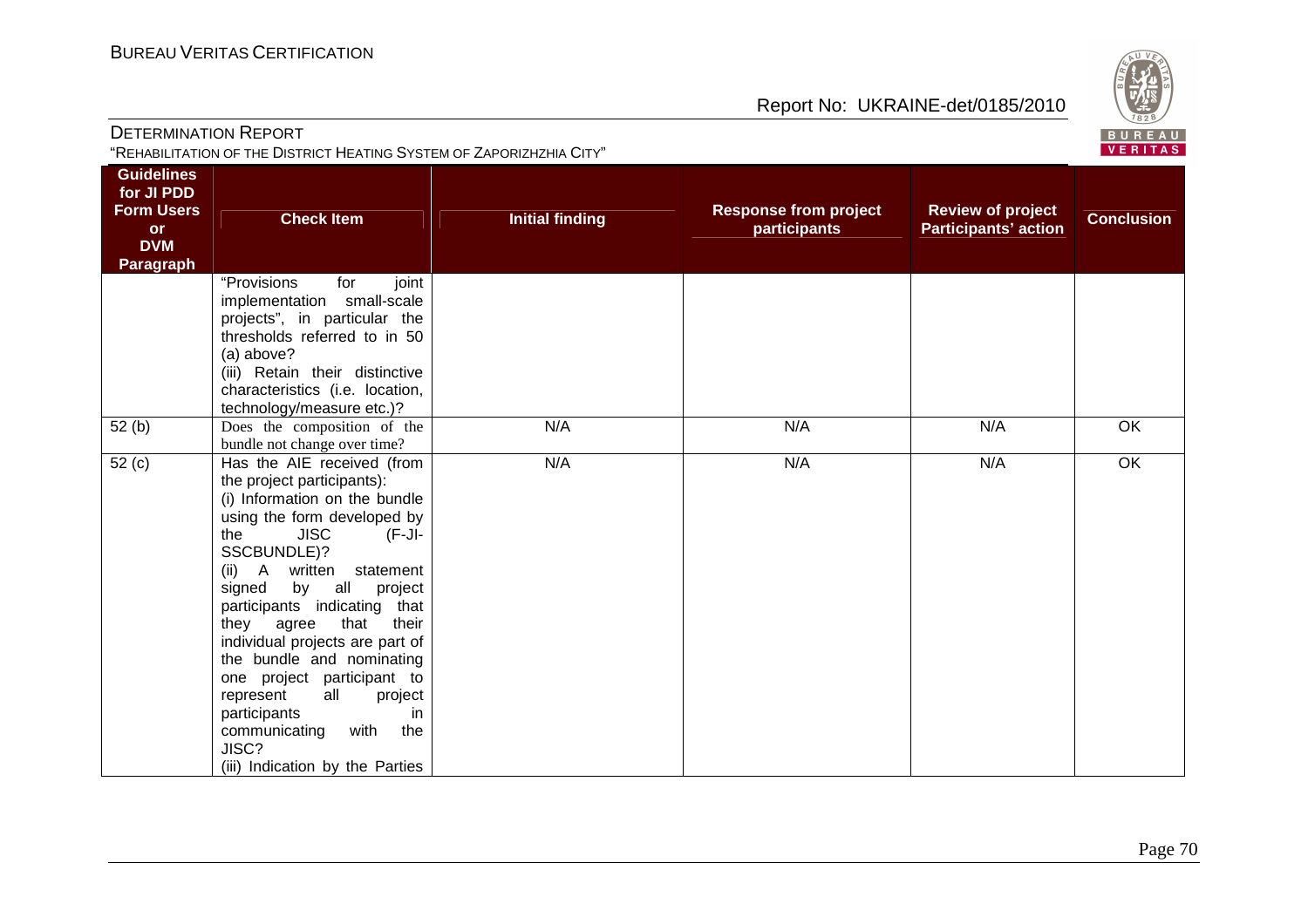| Guidelines for JI PDD Form Users or DVM Paragraph | Check Item | Initial finding | Response from project participants | Review of project Participants' action | Conclusion |
|---|---|---|---|---|---|
| | "Provisions for joint implementation small-scale projects", in particular the thresholds referred to in 50 (a) above?<br>(iii) Retain their distinctive characteristics (i.e. location, technology/measure etc.)? | | | | |
| 52 (b) | Does the composition of the bundle not change over time? | N/A | N/A | N/A | OK |
| 52 (c) | Has the AIE received (from the project participants):<br>(i) Information on the bundle using the form developed by the JISC (F-JI-SSCBUNDLE)?<br>(ii) A written statement signed by all project participants indicating that they agree that their individual projects are part of the bundle and nominating one project participant to represent all project participants in communicating with the JISC?<br>(iii) Indication by the Parties | N/A | N/A | N/A | OK |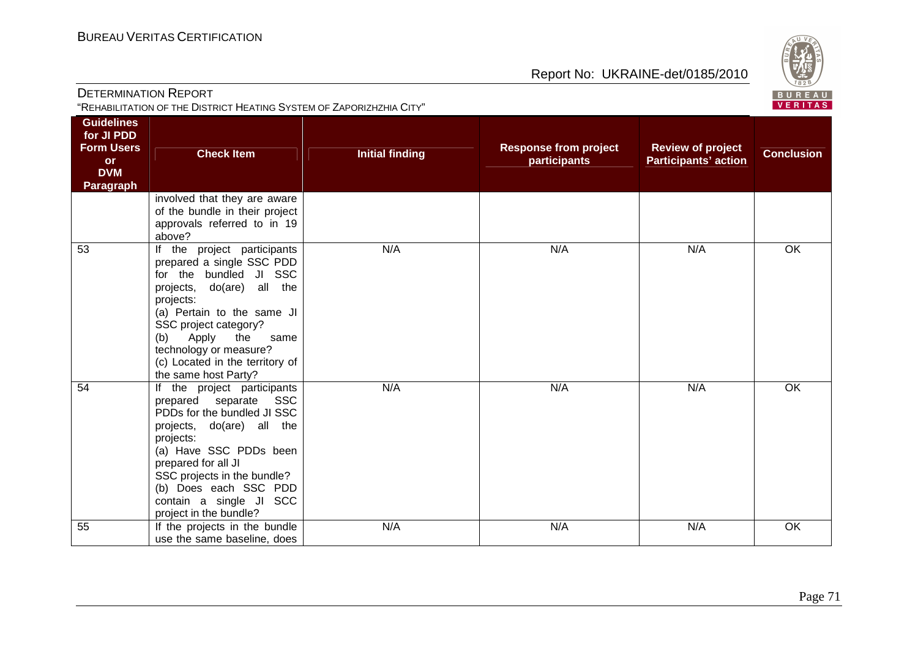| Guidelines for JI PDD Form Users or DVM Paragraph | Check Item | Initial finding | Response from project participants | Review of project Participants' action | Conclusion |
|---|---|---|---|---|---|
| | involved that they are aware of the bundle in their project approvals referred to in 19 above? | | | | |
| 53 | If the project participants prepared a single SSC PDD for the bundled JI SSC projects, do(are) all the projects:<br>(a) Pertain to the same JI SSC project category?<br>(b) Apply the same technology or measure?<br>(c) Located in the territory of the same host Party? | N/A | N/A | N/A | OK |
| 54 | If the project participants prepared separate SSC PDDs for the bundled JI SSC projects, do(are) all the projects:<br>(a) Have SSC PDDs been prepared for all JI SSC projects in the bundle?<br>(b) Does each SSC PDD contain a single JI SCC project in the bundle? | N/A | N/A | N/A | OK |
| 55 | If the projects in the bundle use the same baseline, does | N/A | N/A | N/A | OK |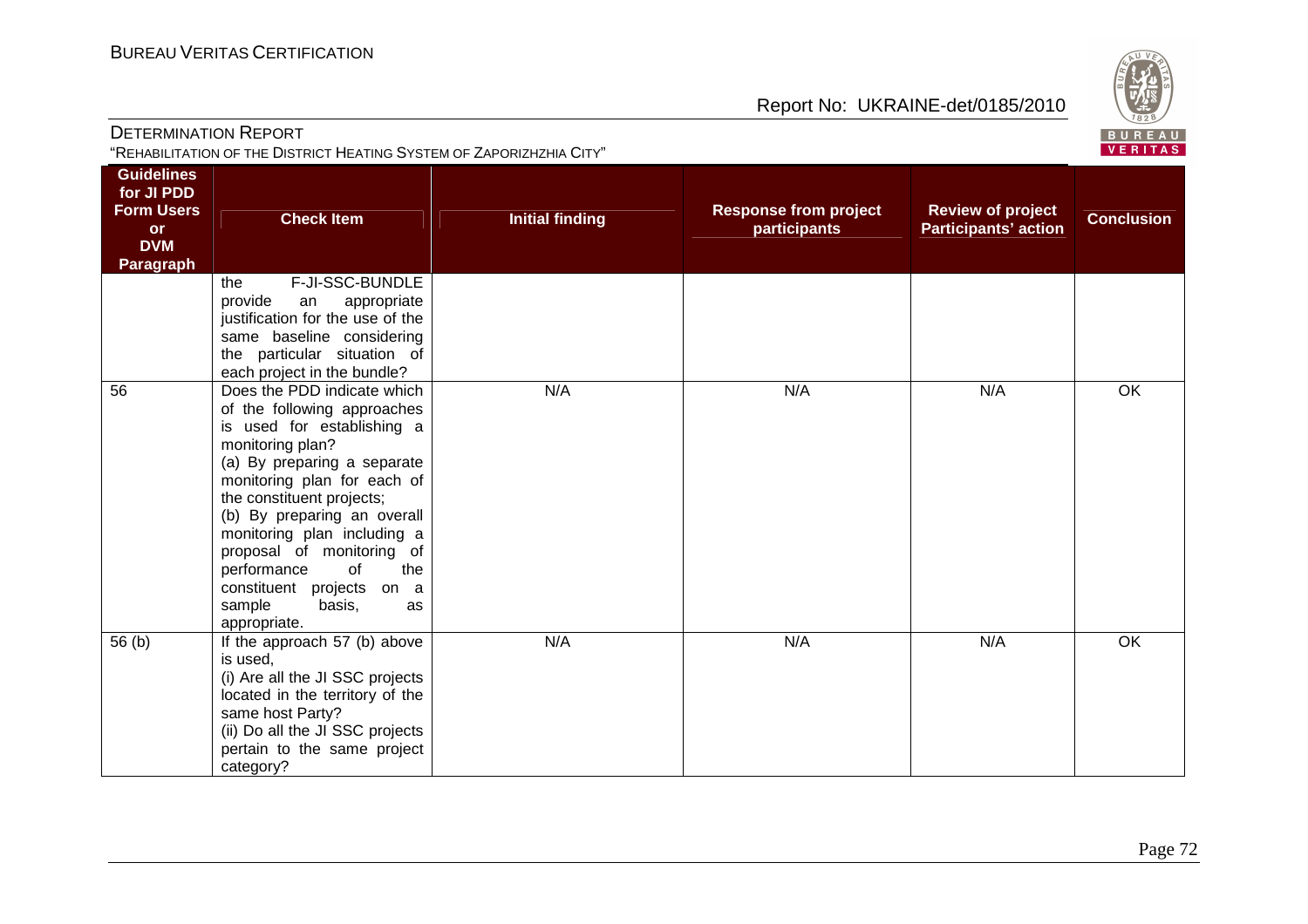| Guidelines for JI PDD Form Users or DVM Paragraph | Check Item | Initial finding | Response from project participants | Review of project Participants' action | Conclusion |
|---|---|---|---|---|---|
| | the F-JI-SSC-BUNDLE provide an appropriate justification for the use of the same baseline considering the particular situation of each project in the bundle? | | | | |
| 56 | Does the PDD indicate which of the following approaches is used for establishing a monitoring plan?<br>(a) By preparing a separate monitoring plan for each of the constituent projects;<br>(b) By preparing an overall monitoring plan including a proposal of monitoring of performance of the constituent projects on a sample basis, as appropriate. | N/A | N/A | N/A | OK |
| 56 (b) | If the approach 57 (b) above is used,<br>(i) Are all the JI SSC projects located in the territory of the same host Party?<br>(ii) Do all the JI SSC projects pertain to the same project category? | N/A | N/A | N/A | OK |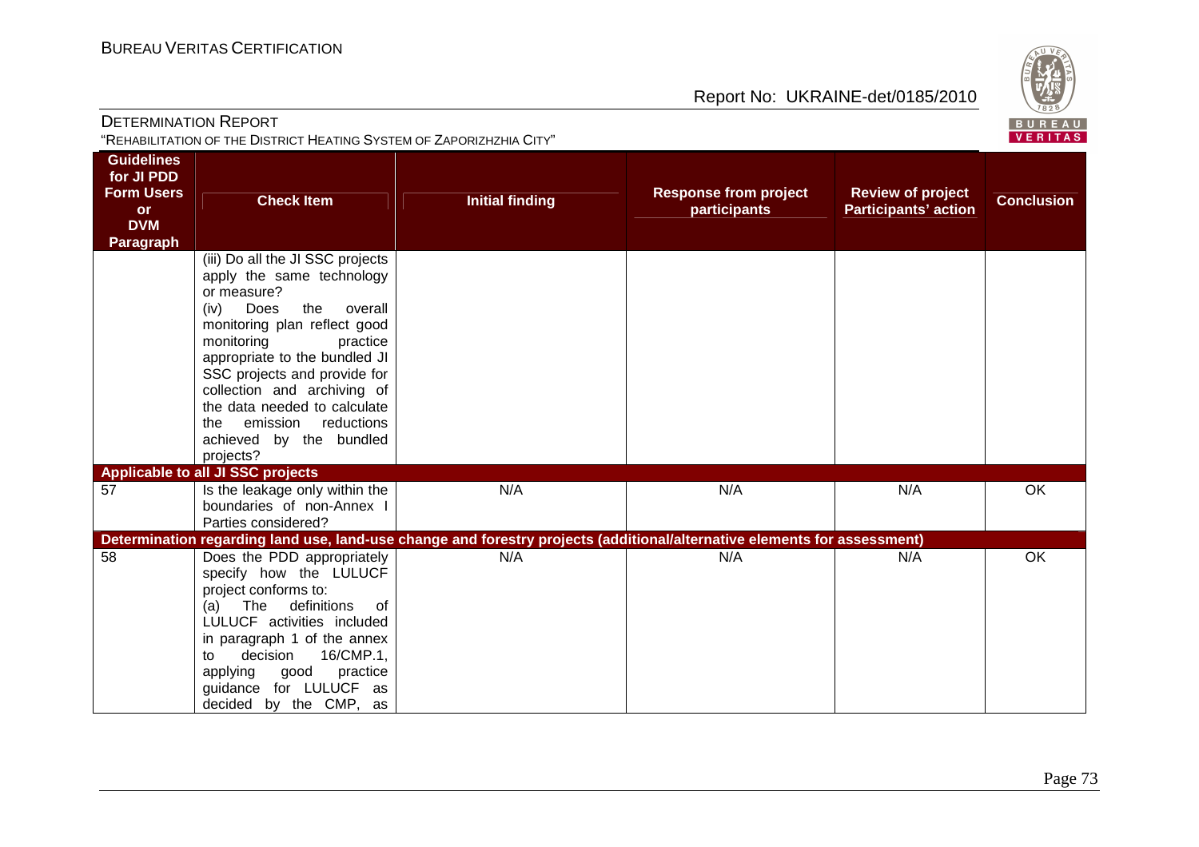| Guidelines for JI PDD Form Users or DVM Paragraph | Check Item | Initial finding | Response from project participants | Review of project Participants' action | Conclusion |
|---|---|---|---|---|---|
| | (iii) Do all the JI SSC projects apply the same technology or measure? (iv) Does the overall monitoring plan reflect good monitoring practice appropriate to the bundled JI SSC projects and provide for collection and archiving of the data needed to calculate the emission reductions achieved by the bundled projects? | | | | |
| **Applicable to all JI SSC projects** | | | | | |
| 57 | Is the leakage only within the boundaries of non-Annex I Parties considered? | N/A | N/A | N/A | OK |
| **Determination regarding land use, land-use change and forestry projects (additional/alternative elements for assessment)** | | | | | |
| 58 | Does the PDD appropriately specify how the LULUCF project conforms to: (a) The definitions of LULUCF activities included in paragraph 1 of the annex to decision 16/CMP.1, applying good practice guidance for LULUCF as decided by the CMP, as | N/A | N/A | N/A | OK |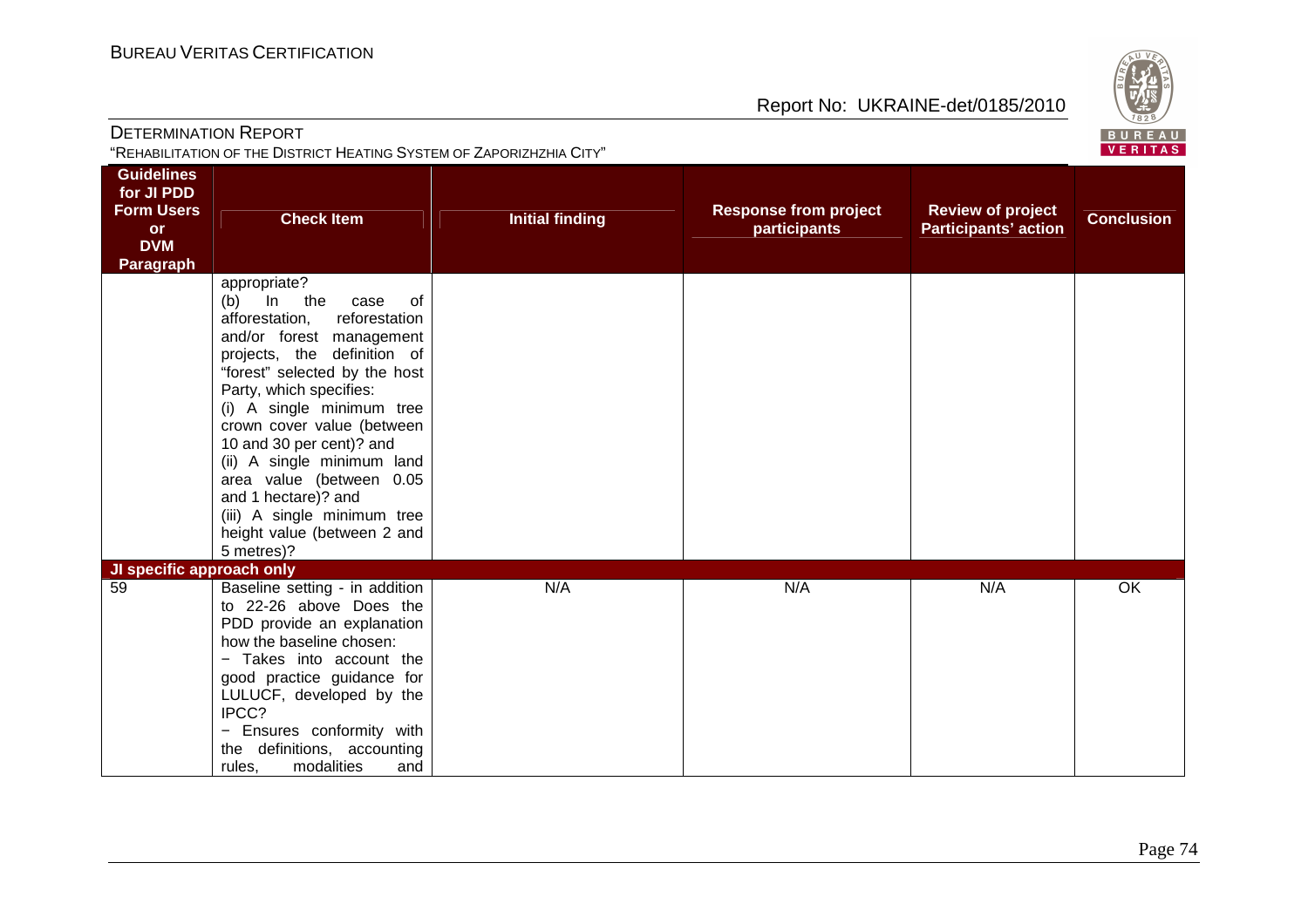| Guidelines for JI PDD Form Users or DVM Paragraph | Check Item | Initial finding | Response from project participants | Review of project Participants' action | Conclusion |
|---|---|---|---|---|---|
| | appropriate?<br>(b) In the case of afforestation, reforestation and/or forest management projects, the definition of "forest" selected by the host Party, which specifies:<br>(i) A single minimum tree crown cover value (between 10 and 30 per cent)? and<br>(ii) A single minimum land area value (between 0.05 and 1 hectare)? and<br>(iii) A single minimum tree height value (between 2 and 5 metres)? | | | | |
| **JI specific approach only** | | | | | |
| 59 | Baseline setting - in addition to 22-26 above Does the PDD provide an explanation how the baseline chosen:<br>− Takes into account the good practice guidance for LULUCF, developed by the IPCC?<br>− Ensures conformity with the definitions, accounting rules, modalities and | N/A | N/A | N/A | OK |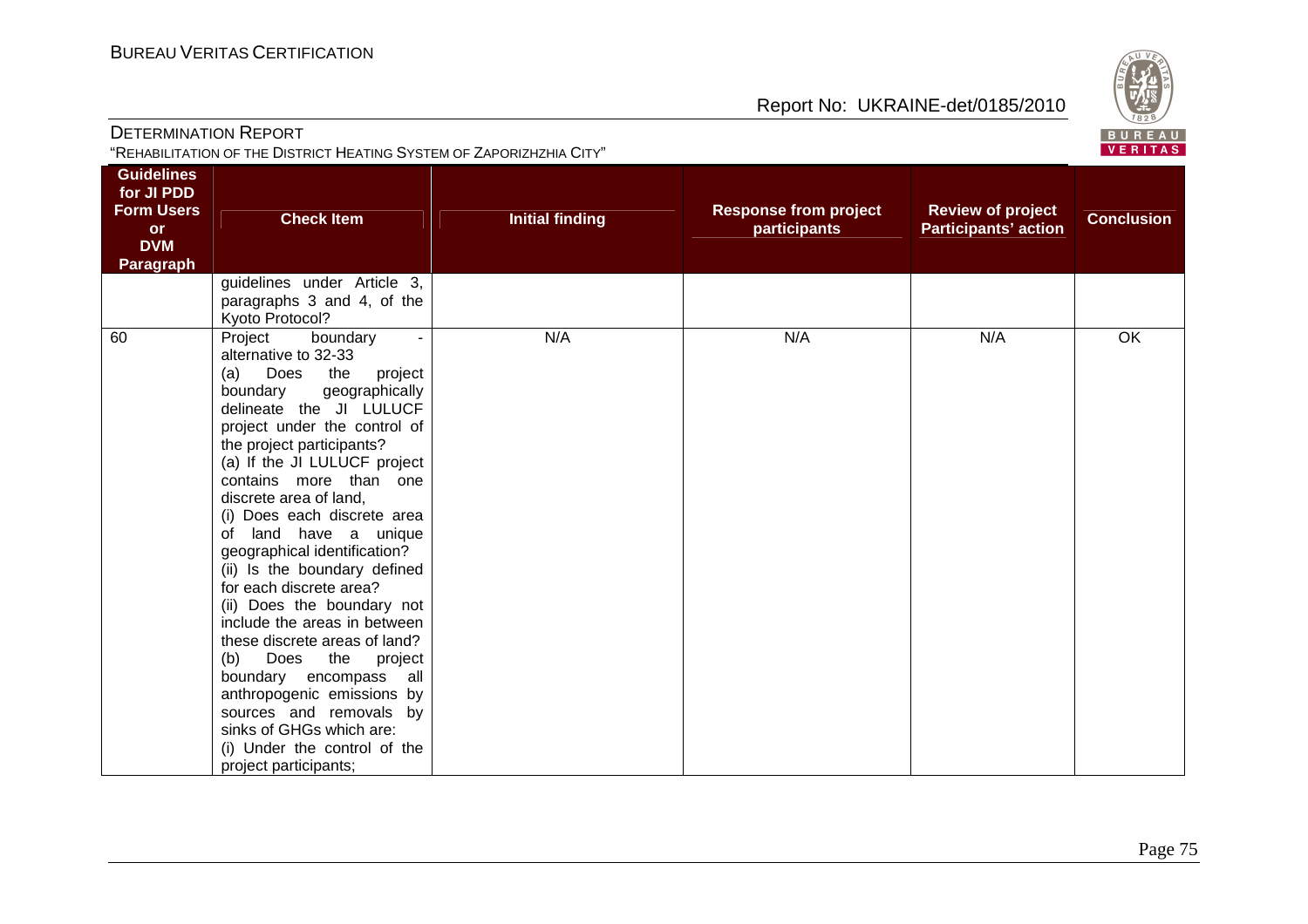| Guidelines for JI PDD Form Users or DVM Paragraph | Check Item | Initial finding | Response from project participants | Review of project Participants' action | Conclusion |
|---|---|---|---|---|---|
| | guidelines under Article 3, paragraphs 3 and 4, of the Kyoto Protocol? | | | | |
| 60 | Project boundary - alternative to 32-33<br>(a) Does the project boundary geographically delineate the JI LULUCF project under the control of the project participants?<br>(a) If the JI LULUCF project contains more than one discrete area of land,<br>(i) Does each discrete area of land have a unique geographical identification?<br>(ii) Is the boundary defined for each discrete area?<br>(ii) Does the boundary not include the areas in between these discrete areas of land?<br>(b) Does the project boundary encompass all anthropogenic emissions by sources and removals by sinks of GHGs which are:<br>(i) Under the control of the project participants; | N/A | N/A | N/A | OK |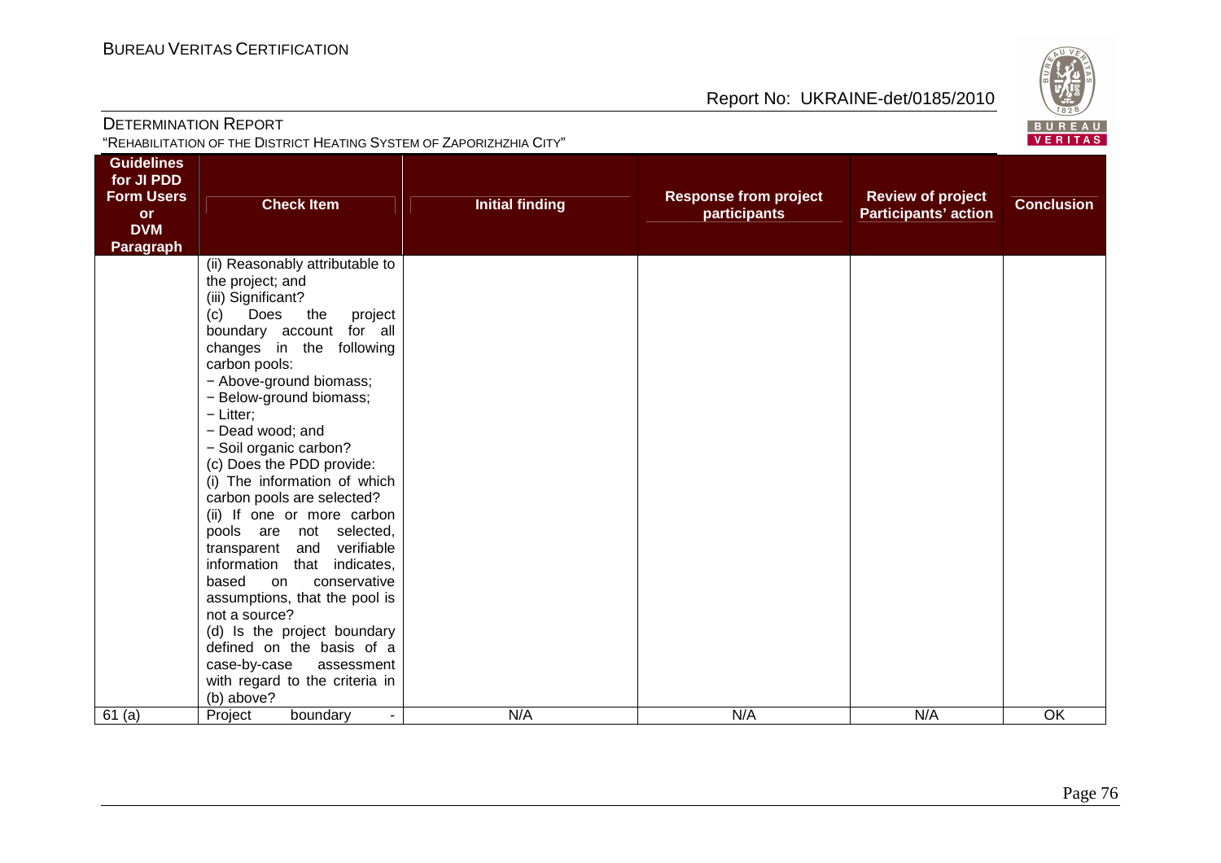| Guidelines for JI PDD Form Users or DVM Paragraph | Check Item | Initial finding | Response from project participants | Review of project Participants' action | Conclusion |
|---|---|---|---|---|---|
| | (ii) Reasonably attributable to the project; and<br>(iii) Significant?<br>(c) Does the project boundary account for all changes in the following carbon pools:<br>− Above-ground biomass;<br>− Below-ground biomass;<br>− Litter;<br>− Dead wood; and<br>− Soil organic carbon?<br>(c) Does the PDD provide:<br>(i) The information of which carbon pools are selected?<br>(ii) If one or more carbon pools are not selected, transparent and verifiable information that indicates, based on conservative assumptions, that the pool is not a source?<br>(d) Is the project boundary defined on the basis of a case-by-case assessment with regard to the criteria in (b) above? | | | | |
| 61 (a) | Project boundary - | N/A | N/A | N/A | OK |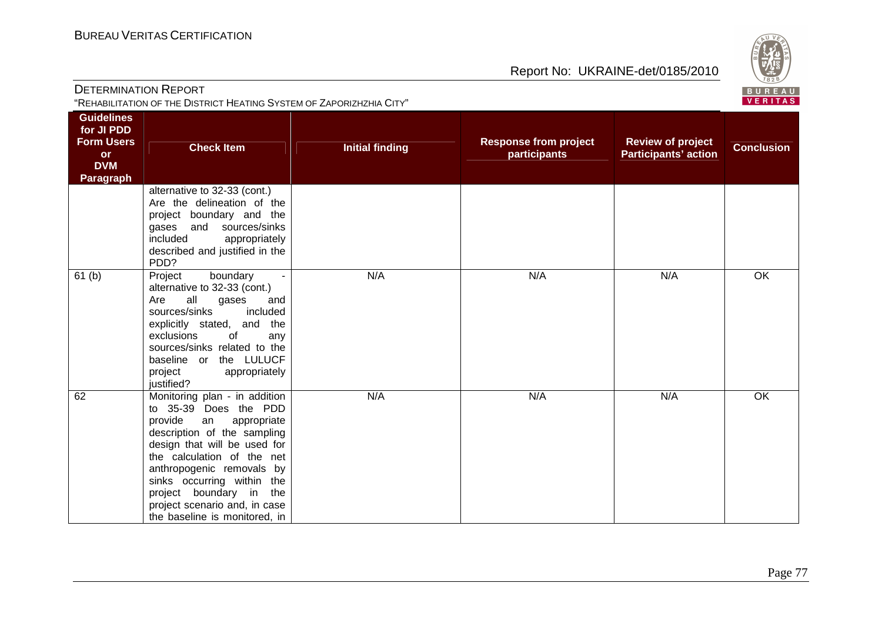| Guidelines for JI PDD Form Users or DVM Paragraph | Check Item | Initial finding | Response from project participants | Review of project Participants' action | Conclusion |
|---|---|---|---|---|---|
| | alternative to 32-33 (cont.) Are the delineation of the project boundary and the gases and sources/sinks included appropriately described and justified in the PDD? | | | | |
| 61 (b) | Project boundary - alternative to 32-33 (cont.) Are all gases and sources/sinks included explicitly stated, and the exclusions of any sources/sinks related to the baseline or the LULUCF project appropriately justified? | N/A | N/A | N/A | OK |
| 62 | Monitoring plan - in addition to 35-39 Does the PDD provide an appropriate description of the sampling design that will be used for the calculation of the net anthropogenic removals by sinks occurring within the project boundary in the project scenario and, in case the baseline is monitored, in | N/A | N/A | N/A | OK |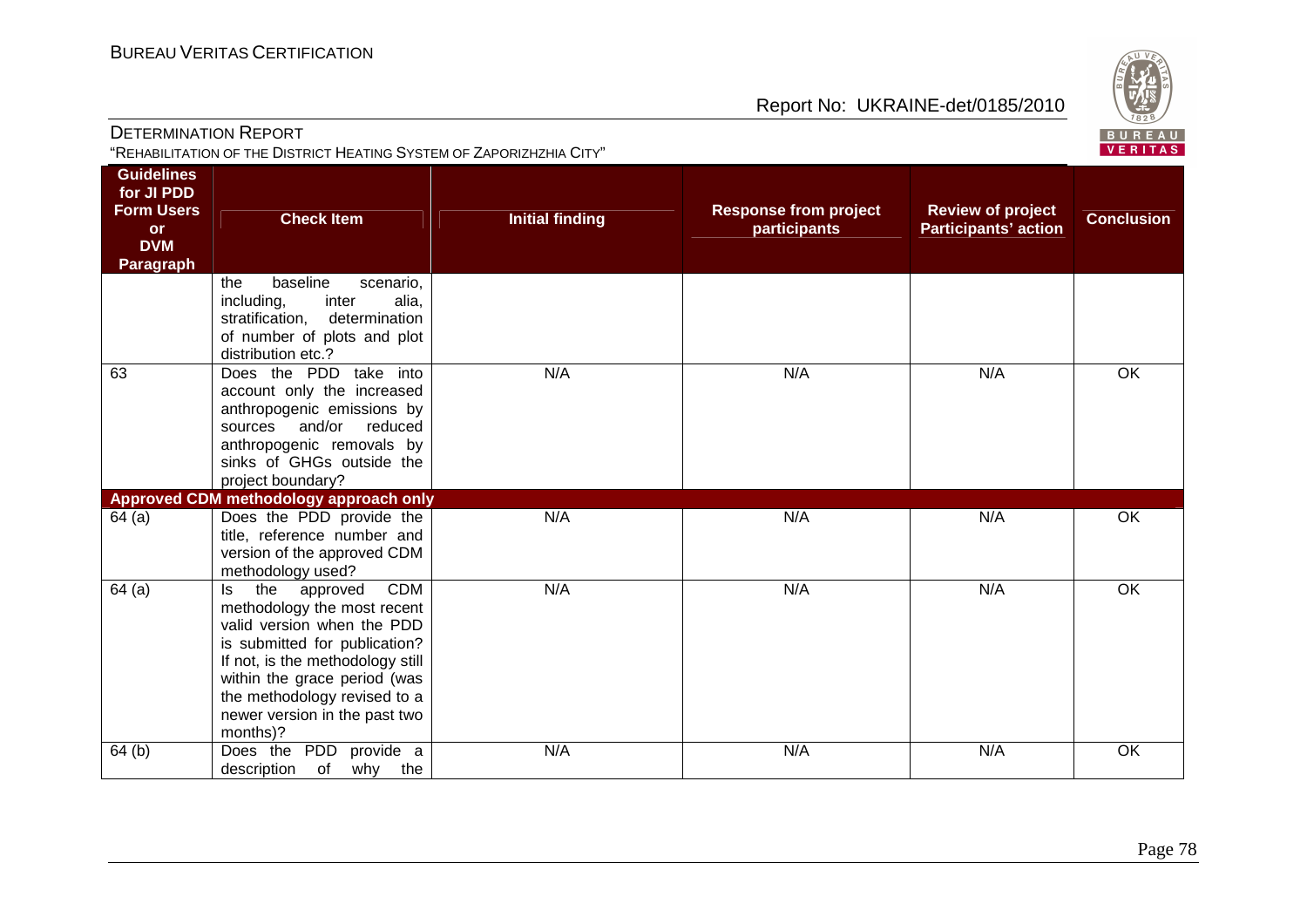| Guidelines for JI PDD Form Users or DVM Paragraph | Check Item | Initial finding | Response from project participants | Review of project Participants' action | Conclusion |
|---|---|---|---|---|---|
| | the baseline scenario, including, inter alia, stratification, determination of number of plots and plot distribution etc.? | | | | |
| 63 | Does the PDD take into account only the increased anthropogenic emissions by sources and/or reduced anthropogenic removals by sinks of GHGs outside the project boundary? | N/A | N/A | N/A | OK |
| **Approved CDM methodology approach only** | | | | | |
| 64 (a) | Does the PDD provide the title, reference number and version of the approved CDM methodology used? | N/A | N/A | N/A | OK |
| 64 (a) | Is the approved CDM methodology the most recent valid version when the PDD is submitted for publication? If not, is the methodology still within the grace period (was the methodology revised to a newer version in the past two months)? | N/A | N/A | N/A | OK |
| 64 (b) | Does the PDD provide a description of why the | N/A | N/A | N/A | OK |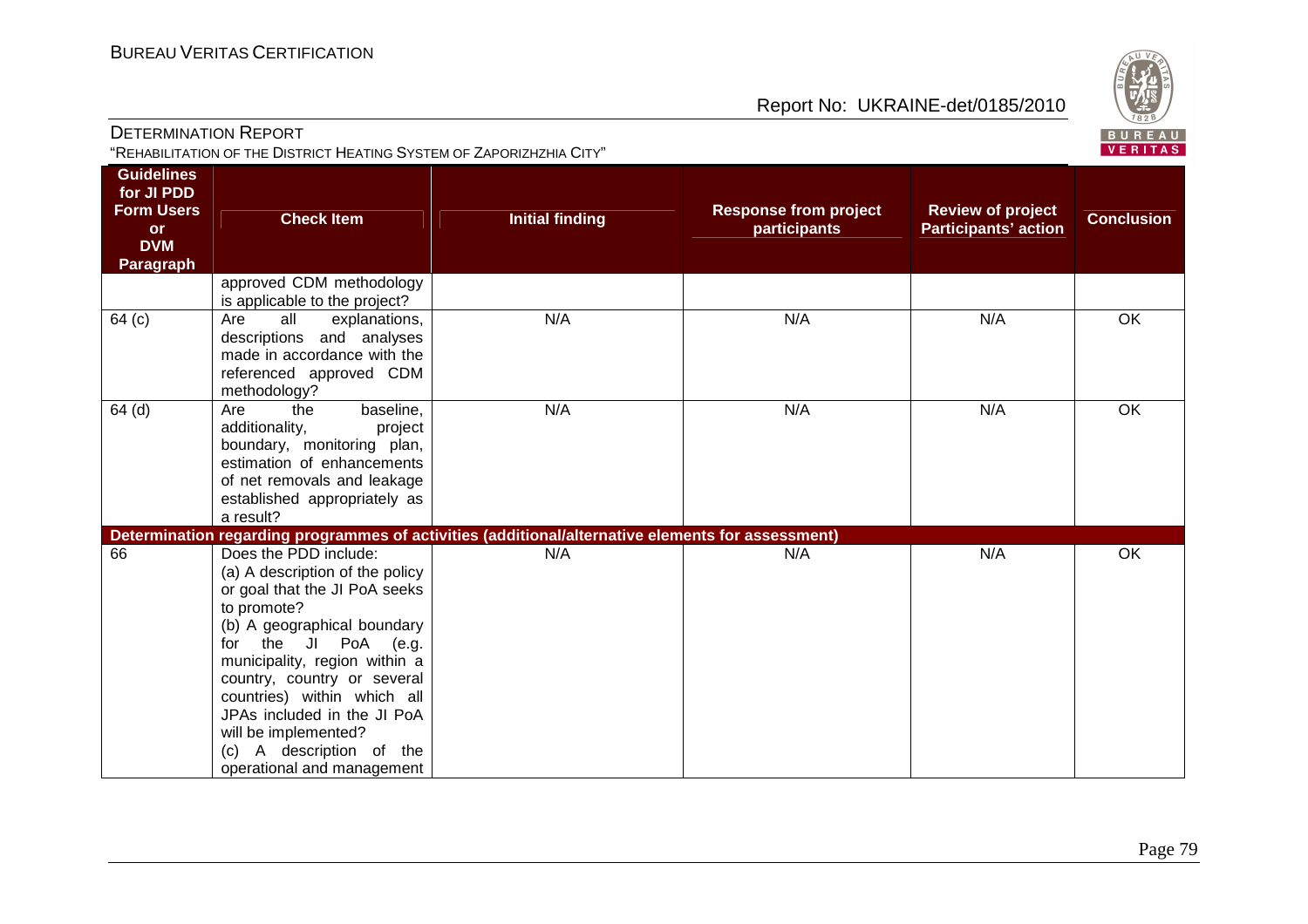| Guidelines for JI PDD Form Users or DVM Paragraph | Check Item | Initial finding | Response from project participants | Review of project Participants' action | Conclusion |
|---|---|---|---|---|---|
| | approved CDM methodology is applicable to the project? | | | | |
| 64 (c) | Are all explanations, descriptions and analyses made in accordance with the referenced approved CDM methodology? | N/A | N/A | N/A | OK |
| 64 (d) | Are the baseline, additionality, project boundary, monitoring plan, estimation of enhancements of net removals and leakage established appropriately as a result? | N/A | N/A | N/A | OK |
| **Determination regarding programmes of activities (additional/alternative elements for assessment)** | | | | | |
| 66 | Does the PDD include:<br>(a) A description of the policy or goal that the JI PoA seeks to promote?<br>(b) A geographical boundary for the JI PoA (e.g. municipality, region within a country, country or several countries) within which all JPAs included in the JI PoA will be implemented?<br>(c) A description of the operational and management | N/A | N/A | N/A | OK |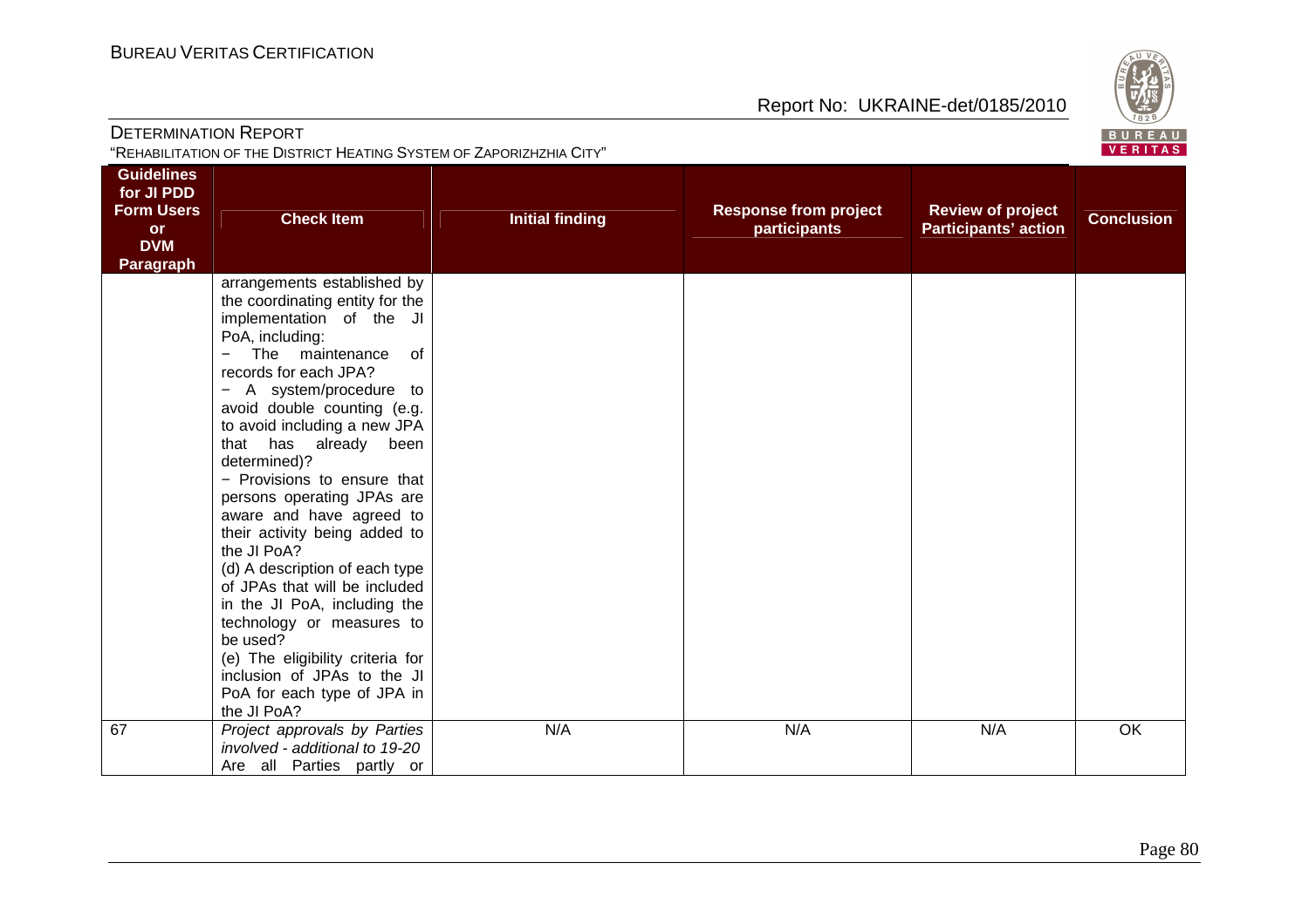| Guidelines for JI PDD Form Users or DVM Paragraph | Check Item | Initial finding | Response from project participants | Review of project Participants' action | Conclusion |
|---|---|---|---|---|---|
| | arrangements established by the coordinating entity for the implementation of the JI PoA, including:<br>− The maintenance of records for each JPA?<br>− A system/procedure to avoid double counting (e.g. to avoid including a new JPA that has already been determined)?<br>− Provisions to ensure that persons operating JPAs are aware and have agreed to their activity being added to the JI PoA?<br>(d) A description of each type of JPAs that will be included in the JI PoA, including the technology or measures to be used?<br>(e) The eligibility criteria for inclusion of JPAs to the JI PoA for each type of JPA in the JI PoA? | | | | |
| 67 | *Project approvals by Parties involved - additional to 19-20*<br>Are all Parties partly or | N/A | N/A | N/A | OK |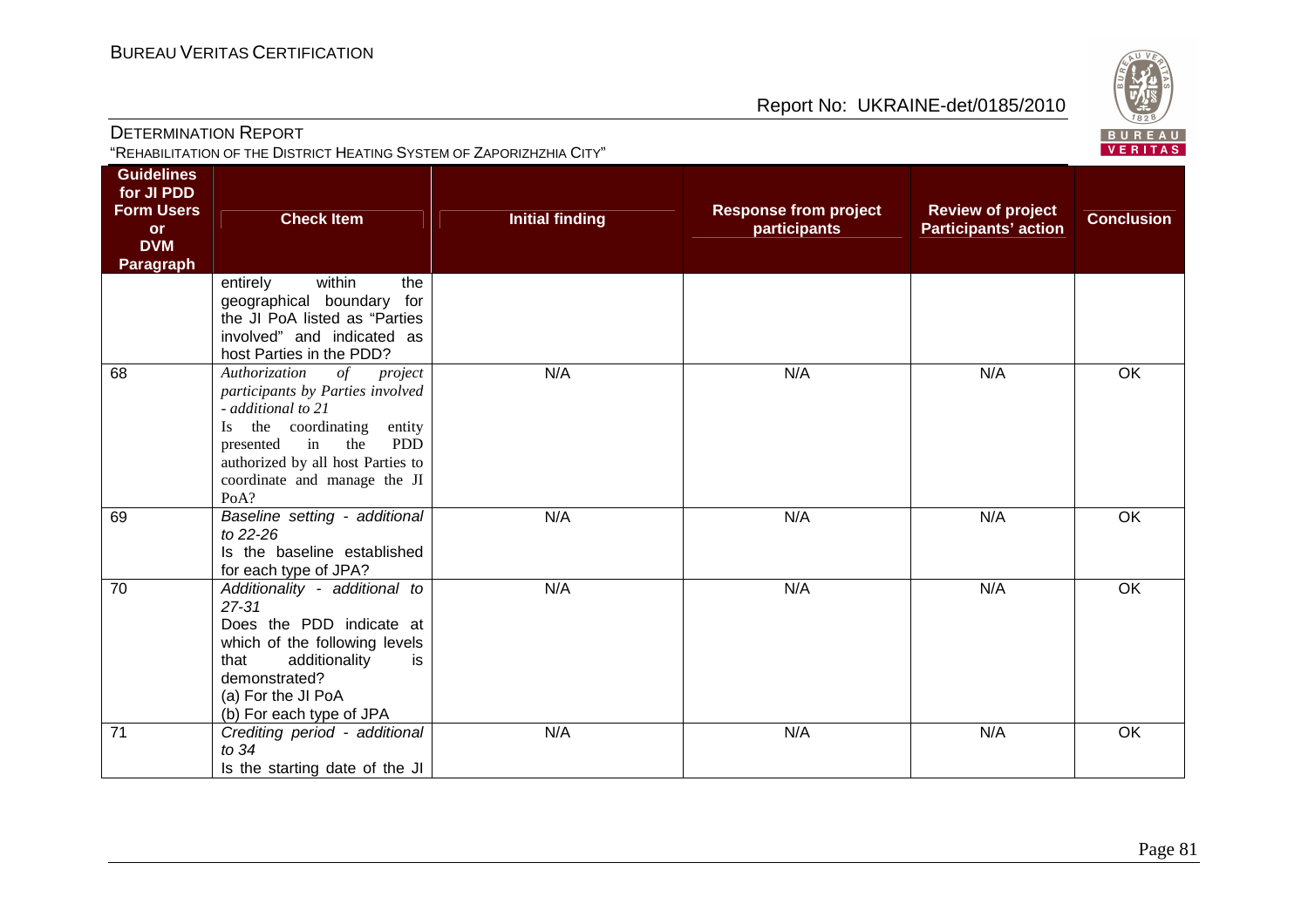| Guidelines for JI PDD Form Users or DVM Paragraph | Check Item | Initial finding | Response from project participants | Review of project Participants' action | Conclusion |
|---|---|---|---|---|---|
| | entirely within the geographical boundary for the JI PoA listed as "Parties involved" and indicated as host Parties in the PDD? | | | | |
| 68 | *Authorization of project participants by Parties involved - additional to 21* Is the coordinating entity presented in the PDD authorized by all host Parties to coordinate and manage the JI PoA? | N/A | N/A | N/A | OK |
| 69 | *Baseline setting - additional to 22-26* Is the baseline established for each type of JPA? | N/A | N/A | N/A | OK |
| 70 | *Additionality - additional to 27-31* Does the PDD indicate at which of the following levels that additionality is demonstrated? (a) For the JI PoA (b) For each type of JPA | N/A | N/A | N/A | OK |
| 71 | *Crediting period - additional to 34* Is the starting date of the JI | N/A | N/A | N/A | OK |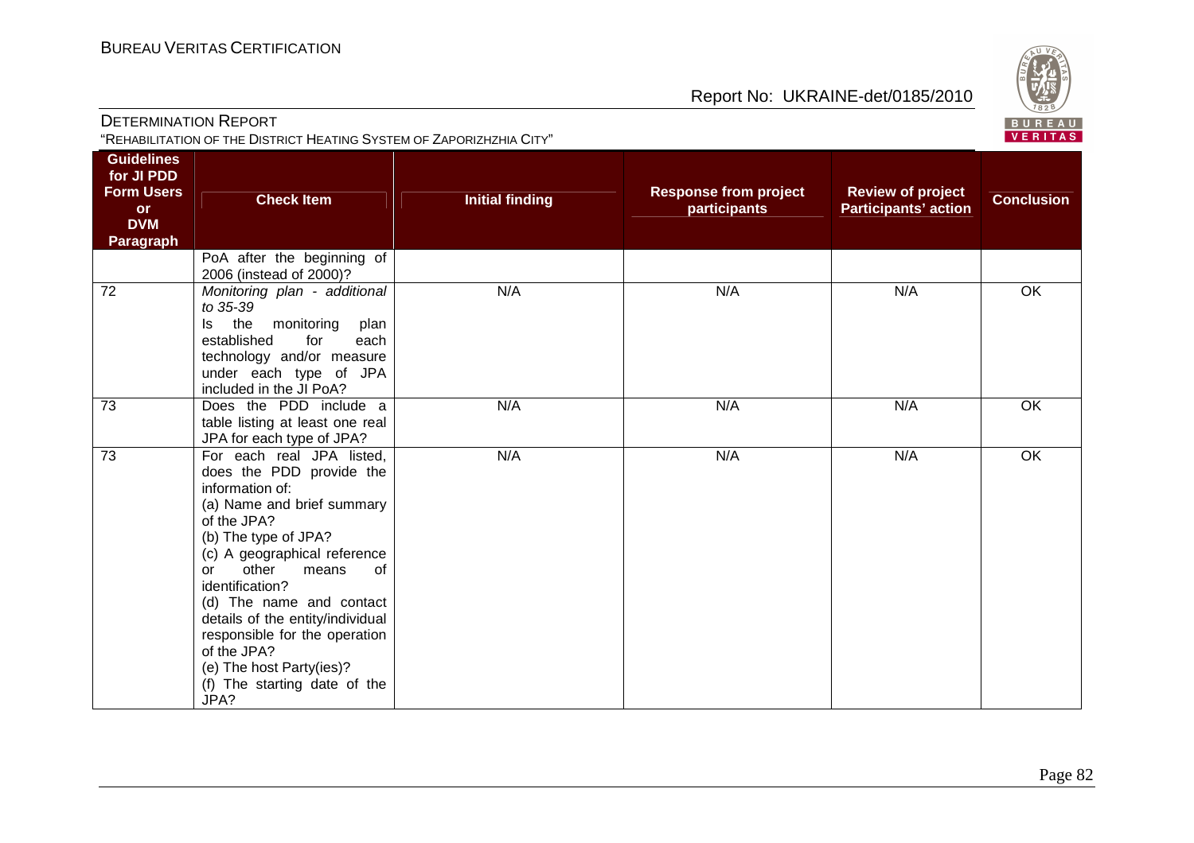| Guidelines for JI PDD Form Users or DVM Paragraph | Check Item | Initial finding | Response from project participants | Review of project Participants' action | Conclusion |
|---|---|---|---|---|---|
| | PoA after the beginning of 2006 (instead of 2000)? | | | | |
| 72 | *Monitoring plan - additional to 35-39*<br>Is the monitoring plan established for each technology and/or measure under each type of JPA included in the JI PoA? | N/A | N/A | N/A | OK |
| 73 | Does the PDD include a table listing at least one real JPA for each type of JPA? | N/A | N/A | N/A | OK |
| 73 | For each real JPA listed, does the PDD provide the information of:<br>(a) Name and brief summary of the JPA?<br>(b) The type of JPA?<br>(c) A geographical reference or other means of identification?<br>(d) The name and contact details of the entity/individual responsible for the operation of the JPA?<br>(e) The host Party(ies)?<br>(f) The starting date of the JPA? | N/A | N/A | N/A | OK |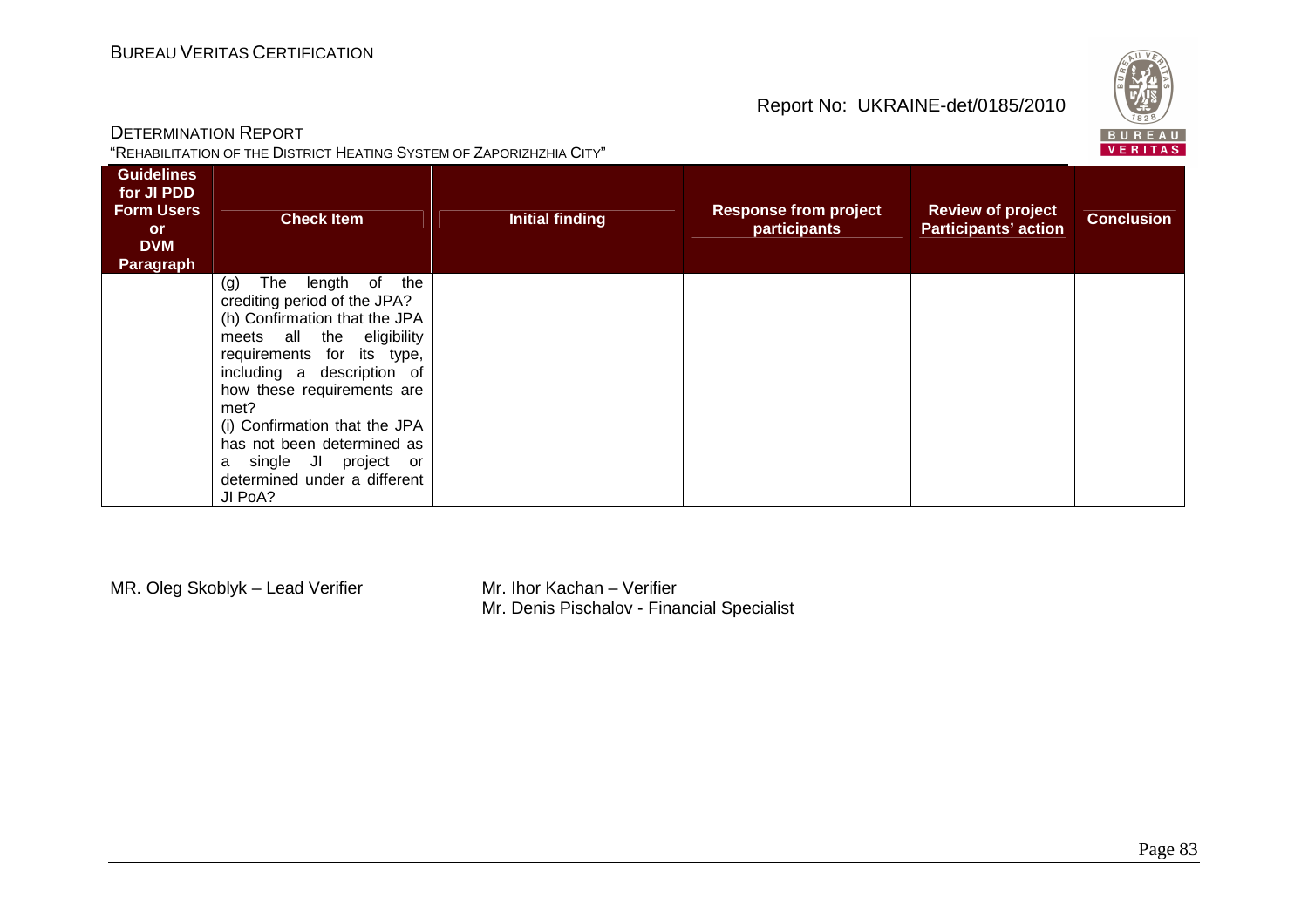| Guidelines for JI PDD Form Users or DVM Paragraph | Check Item | Initial finding | Response from project participants | Review of project Participants' action | Conclusion |
|---|---|---|---|---|---|
| | (g) The length of the crediting period of the JPA?<br>(h) Confirmation that the JPA meets all the eligibility requirements for its type, including a description of how these requirements are met?<br>(i) Confirmation that the JPA has not been determined as a single JI project or determined under a different JI PoA? | | | | |

MR. Oleg Skoblyk – Lead Verifier

Mr. Ihor Kachan – Verifier
Mr. Denis Pischalov - Financial Specialist